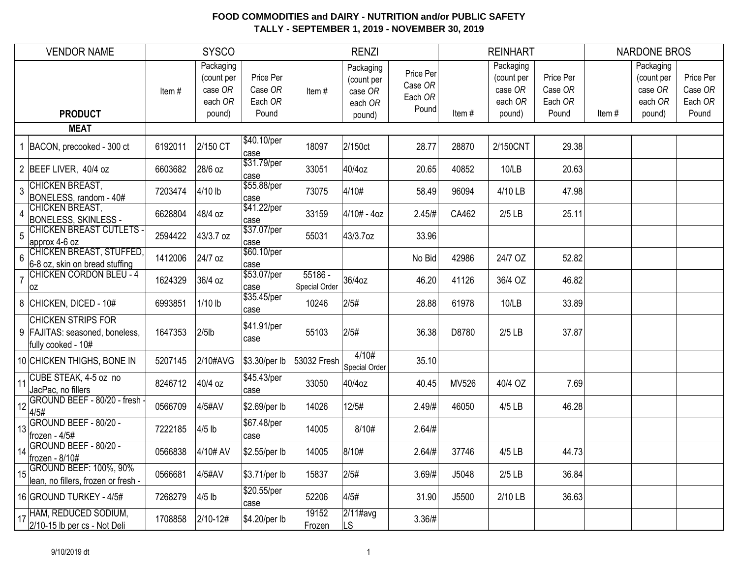**FOOD COMMODITIES and DAIRY - NUTRITION and/or PUBLIC SAFETY**
**TALLY - SEPTEMBER 1, 2019 - NOVEMBER 30, 2019**

| | VENDOR NAME | SYSCO | | | RENZI | | | REINHART | | | NARDONE BROS | | |
|---|---|---|---|---|---|---|---|---|---|---|---|---|---|
| | **PRODUCT** | Item # | Packaging (count per case *OR* each *OR* pound) | Price Per Case *OR* Each *OR* Pound | Item # | Packaging (count per case *OR* each *OR* pound) | Price Per Case *OR* Each *OR* Pound | Item # | Packaging (count per case *OR* each *OR* pound) | Price Per Case *OR* Each *OR* Pound | Item # | Packaging (count per case *OR* each *OR* pound) | Price Per Case *OR* Each *OR* Pound |
| | **MEAT** | | | | | | | | | | | | |
| 1 | BACON, precooked - 300 ct | 6192011 | 2/150 CT | $40.10/per case | 18097 | 2/150ct | 28.77 | 28870 | 2/150CNT | 29.38 | | | |
| 2 | BEEF LIVER, 40/4 oz | 6603682 | 28/6 oz | $31.79/per case | 33051 | 40/4oz | 20.65 | 40852 | 10/LB | 20.63 | | | |
| 3 | CHICKEN BREAST, BONELESS, random - 40# | 7203474 | 4/10 lb | $55.88/per case | 73075 | 4/10# | 58.49 | 96094 | 4/10 LB | 47.98 | | | |
| 4 | CHICKEN BREAST, BONELESS, SKINLESS - | 6628804 | 48/4 oz | $41.22/per case | 33159 | 4/10# - 4oz | 2.45/# | CA462 | 2/5 LB | 25.11 | | | |
| 5 | CHICKEN BREAST CUTLETS - approx 4-6 oz | 2594422 | 43/3.7 oz | $37.07/per case | 55031 | 43/3.7oz | 33.96 | | | | | | |
| 6 | CHICKEN BREAST, STUFFED, 6-8 oz, skin on bread stuffing | 1412006 | 24/7 oz | $60.10/per case | | | No Bid | 42986 | 24/7 OZ | 52.82 | | | |
| 7 | CHICKEN CORDON BLEU - 4 oz | 1624329 | 36/4 oz | $53.07/per case | 55186 - Special Order | 36/4oz | 46.20 | 41126 | 36/4 OZ | 46.82 | | | |
| 8 | CHICKEN, DICED - 10# | 6993851 | 1/10 lb | $35.45/per case | 10246 | 2/5# | 28.88 | 61978 | 10/LB | 33.89 | | | |
| 9 | CHICKEN STRIPS FOR FAJITAS: seasoned, boneless, fully cooked - 10# | 1647353 | 2/5lb | $41.91/per case | 55103 | 2/5# | 36.38 | D8780 | 2/5 LB | 37.87 | | | |
| 10 | CHICKEN THIGHS, BONE IN | 5207145 | 2/10#AVG | $3.30/per lb | 53032 Fresh | 4/10# Special Order | 35.10 | | | | | | |
| 11 | CUBE STEAK, 4-5 oz no JacPac, no fillers | 8246712 | 40/4 oz | $45.43/per case | 33050 | 40/4oz | 40.45 | MV526 | 40/4 OZ | 7.69 | | | |
| 12 | GROUND BEEF - 80/20 - fresh - 4/5# | 0566709 | 4/5#AV | $2.69/per lb | 14026 | 12/5# | 2.49/# | 46050 | 4/5 LB | 46.28 | | | |
| 13 | GROUND BEEF - 80/20 - frozen - 4/5# | 7222185 | 4/5 lb | $67.48/per case | 14005 | 8/10# | 2.64/# | | | | | | |
| 14 | GROUND BEEF - 80/20 - frozen - 8/10# | 0566838 | 4/10# AV | $2.55/per lb | 14005 | 8/10# | 2.64/# | 37746 | 4/5 LB | 44.73 | | | |
| 15 | GROUND BEEF: 100%, 90% lean, no fillers, frozen or fresh - | 0566681 | 4/5#AV | $3.71/per lb | 15837 | 2/5# | 3.69/# | J5048 | 2/5 LB | 36.84 | | | |
| 16 | GROUND TURKEY - 4/5# | 7268279 | 4/5 lb | $20.55/per case | 52206 | 4/5# | 31.90 | J5500 | 2/10 LB | 36.63 | | | |
| 17 | HAM, REDUCED SODIUM, 2/10-15 lb per cs - Not Deli | 1708858 | 2/10-12# | $4.20/per lb | 19152 Frozen | 2/11#avg LS | 3.36/# | | | | | | |

9/10/2019 dt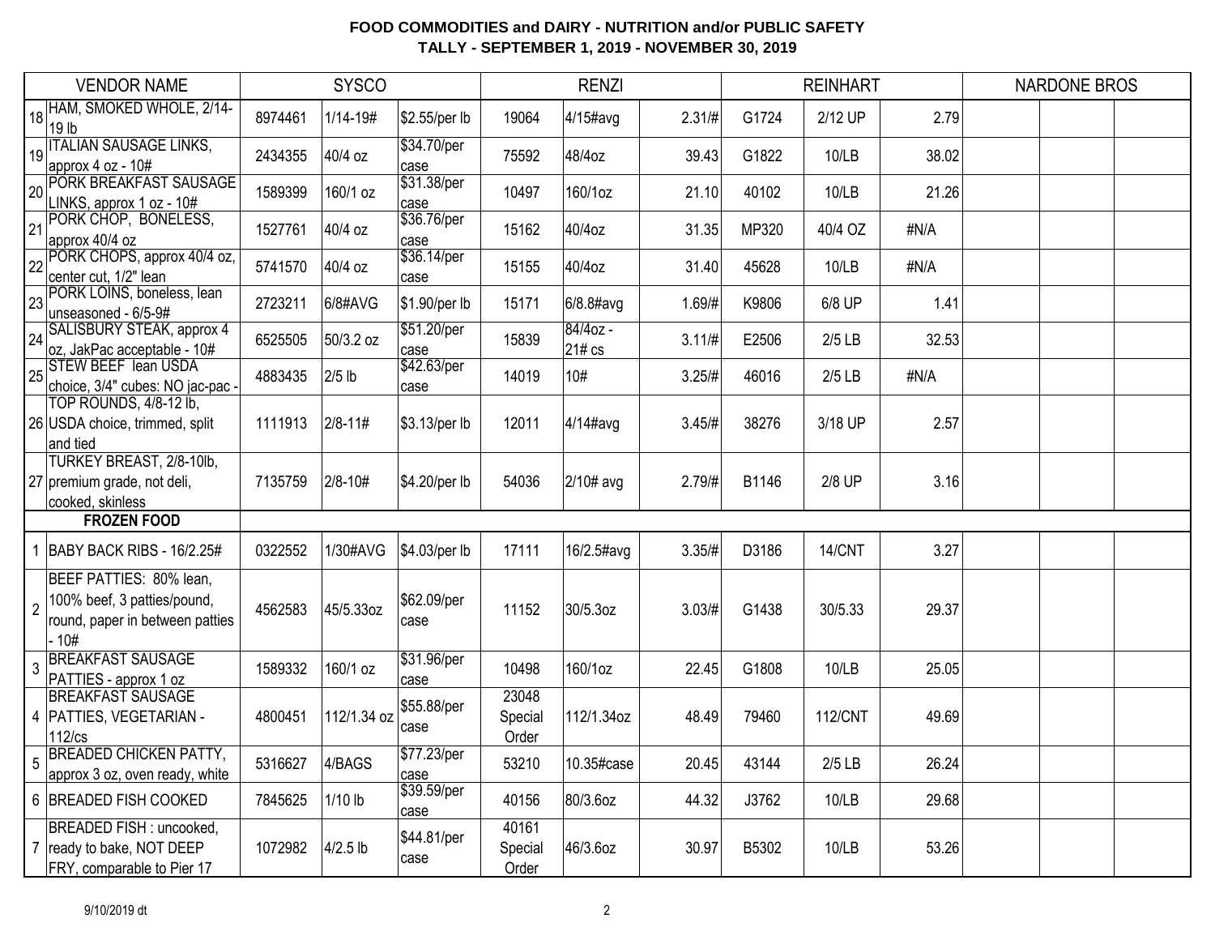**FOOD COMMODITIES and DAIRY - NUTRITION and/or PUBLIC SAFETY**
**TALLY - SEPTEMBER 1, 2019 - NOVEMBER 30, 2019**

| | VENDOR NAME | SYSCO | | | RENZI | | | REINHART | | | NARDONE BROS | | |
|---|---|---|---|---|---|---|---|---|---|---|---|---|---|
| 18 | HAM, SMOKED WHOLE, 2/14-19 lb | 8974461 | 1/14-19# | $2.55/per lb | 19064 | 4/15#avg | 2.31/# | G1724 | 2/12 UP | 2.79 | | | |
| 19 | ITALIAN SAUSAGE LINKS, approx 4 oz - 10# | 2434355 | 40/4 oz | $34.70/per case | 75592 | 48/4oz | 39.43 | G1822 | 10/LB | 38.02 | | | |
| 20 | PORK BREAKFAST SAUSAGE LINKS, approx 1 oz - 10# | 1589399 | 160/1 oz | $31.38/per case | 10497 | 160/1oz | 21.10 | 40102 | 10/LB | 21.26 | | | |
| 21 | PORK CHOP, BONELESS, approx 40/4 oz | 1527761 | 40/4 oz | $36.76/per case | 15162 | 40/4oz | 31.35 | MP320 | 40/4 OZ | #N/A | | | |
| 22 | PORK CHOPS, approx 40/4 oz, center cut, 1/2" lean | 5741570 | 40/4 oz | $36.14/per case | 15155 | 40/4oz | 31.40 | 45628 | 10/LB | #N/A | | | |
| 23 | PORK LOINS, boneless, lean unseasoned - 6/5-9# | 2723211 | 6/8#AVG | $1.90/per lb | 15171 | 6/8.8#avg | 1.69/# | K9806 | 6/8 UP | 1.41 | | | |
| 24 | SALISBURY STEAK, approx 4 oz, JakPac acceptable - 10# | 6525505 | 50/3.2 oz | $51.20/per case | 15839 | 84/4oz - 21# cs | 3.11/# | E2506 | 2/5 LB | 32.53 | | | |
| 25 | STEW BEEF lean USDA choice, 3/4" cubes: NO jac-pac - | 4883435 | 2/5 lb | $42.63/per case | 14019 | 10# | 3.25/# | 46016 | 2/5 LB | #N/A | | | |
| 26 | TOP ROUNDS, 4/8-12 lb, USDA choice, trimmed, split and tied | 1111913 | 2/8-11# | $3.13/per lb | 12011 | 4/14#avg | 3.45/# | 38276 | 3/18 UP | 2.57 | | | |
| 27 | TURKEY BREAST, 2/8-10lb, premium grade, not deli, cooked, skinless | 7135759 | 2/8-10# | $4.20/per lb | 54036 | 2/10# avg | 2.79/# | B1146 | 2/8 UP | 3.16 | | | |
| | **FROZEN FOOD** | | | | | | | | | | | | |
| 1 | BABY BACK RIBS - 16/2.25# | 0322552 | 1/30#AVG | $4.03/per lb | 17111 | 16/2.5#avg | 3.35/# | D3186 | 14/CNT | 3.27 | | | |
| 2 | BEEF PATTIES: 80% lean, 100% beef, 3 patties/pound, round, paper in between patties - 10# | 4562583 | 45/5.33oz | $62.09/per case | 11152 | 30/5.3oz | 3.03/# | G1438 | 30/5.33 | 29.37 | | | |
| 3 | BREAKFAST SAUSAGE PATTIES - approx 1 oz | 1589332 | 160/1 oz | $31.96/per case | 10498 | 160/1oz | 22.45 | G1808 | 10/LB | 25.05 | | | |
| 4 | BREAKFAST SAUSAGE PATTIES, VEGETARIAN - 112/cs | 4800451 | 112/1.34 oz | $55.88/per case | 23048 Special Order | 112/1.34oz | 48.49 | 79460 | 112/CNT | 49.69 | | | |
| 5 | BREADED CHICKEN PATTY, approx 3 oz, oven ready, white | 5316627 | 4/BAGS | $77.23/per case | 53210 | 10.35#case | 20.45 | 43144 | 2/5 LB | 26.24 | | | |
| 6 | BREADED FISH COOKED | 7845625 | 1/10 lb | $39.59/per case | 40156 | 80/3.6oz | 44.32 | J3762 | 10/LB | 29.68 | | | |
| 7 | BREADED FISH : uncooked, ready to bake, NOT DEEP FRY, comparable to Pier 17 | 1072982 | 4/2.5 lb | $44.81/per case | 40161 Special Order | 46/3.6oz | 30.97 | B5302 | 10/LB | 53.26 | | | |

9/10/2019 dt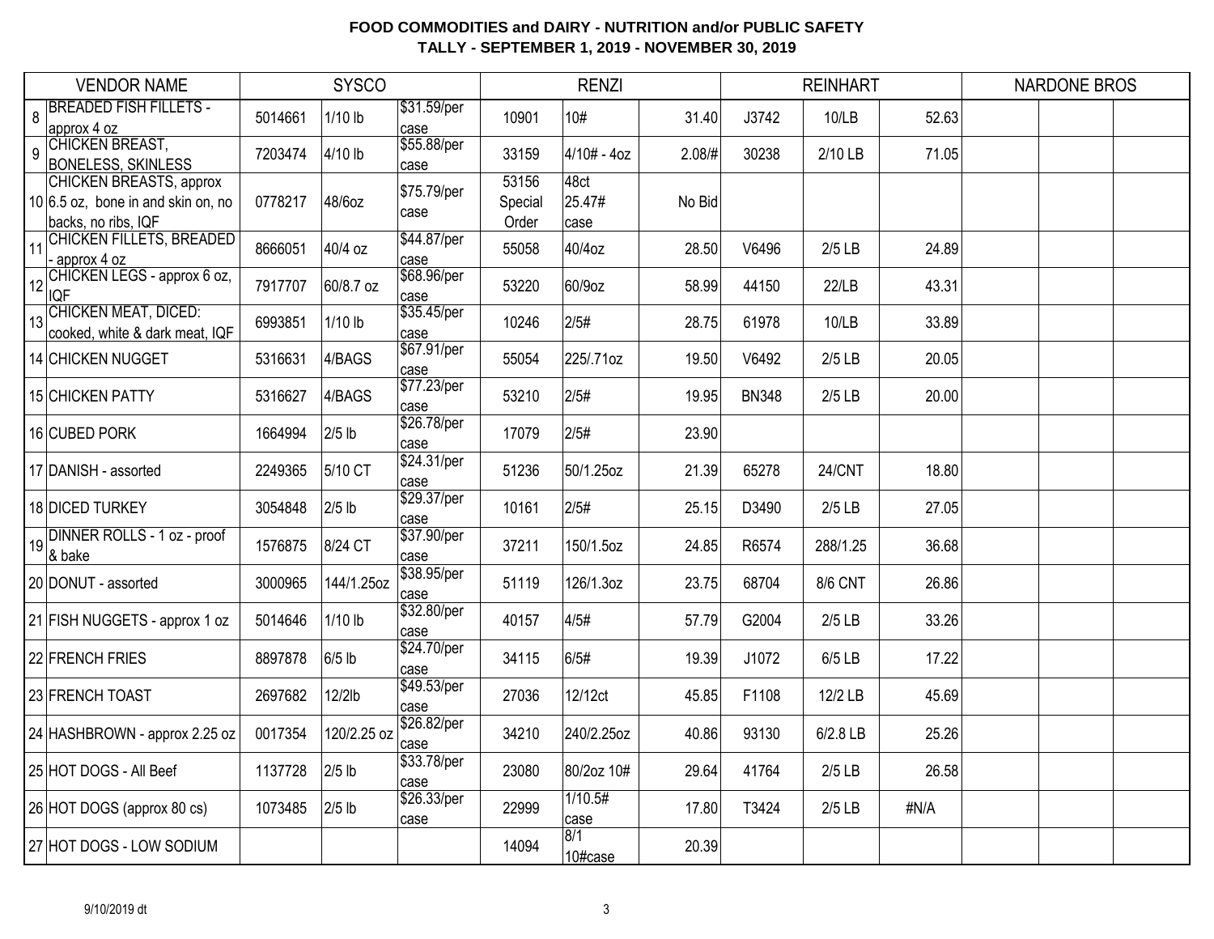**FOOD COMMODITIES and DAIRY - NUTRITION and/or PUBLIC SAFETY**
**TALLY - SEPTEMBER 1, 2019 - NOVEMBER 30, 2019**

| | VENDOR NAME | SYSCO | | | RENZI | | | REINHART | | | NARDONE BROS | | |
|---|---|---|---|---|---|---|---|---|---|---|---|---|---|
| 8 | BREADED FISH FILLETS - approx 4 oz | 5014661 | 1/10 lb | $31.59/per case | 10901 | 10# | 31.40 | J3742 | 10/LB | 52.63 | | | |
| 9 | CHICKEN BREAST, BONELESS, SKINLESS | 7203474 | 4/10 lb | $55.88/per case | 33159 | 4/10# - 4oz | 2.08/# | 30238 | 2/10 LB | 71.05 | | | |
| 10 | CHICKEN BREASTS, approx 6.5 oz, bone in and skin on, no backs, no ribs, IQF | 0778217 | 48/6oz | $75.79/per case | 53156 Special Order | 48ct 25.47# case | No Bid | | | | | | |
| 11 | CHICKEN FILLETS, BREADED - approx 4 oz | 8666051 | 40/4 oz | $44.87/per case | 55058 | 40/4oz | 28.50 | V6496 | 2/5 LB | 24.89 | | | |
| 12 | CHICKEN LEGS - approx 6 oz, IQF | 7917707 | 60/8.7 oz | $68.96/per case | 53220 | 60/9oz | 58.99 | 44150 | 22/LB | 43.31 | | | |
| 13 | CHICKEN MEAT, DICED: cooked, white & dark meat, IQF | 6993851 | 1/10 lb | $35.45/per case | 10246 | 2/5# | 28.75 | 61978 | 10/LB | 33.89 | | | |
| 14 | CHICKEN NUGGET | 5316631 | 4/BAGS | $67.91/per case | 55054 | 225/.71oz | 19.50 | V6492 | 2/5 LB | 20.05 | | | |
| 15 | CHICKEN PATTY | 5316627 | 4/BAGS | $77.23/per case | 53210 | 2/5# | 19.95 | BN348 | 2/5 LB | 20.00 | | | |
| 16 | CUBED PORK | 1664994 | 2/5 lb | $26.78/per case | 17079 | 2/5# | 23.90 | | | | | | |
| 17 | DANISH - assorted | 2249365 | 5/10 CT | $24.31/per case | 51236 | 50/1.25oz | 21.39 | 65278 | 24/CNT | 18.80 | | | |
| 18 | DICED TURKEY | 3054848 | 2/5 lb | $29.37/per case | 10161 | 2/5# | 25.15 | D3490 | 2/5 LB | 27.05 | | | |
| 19 | DINNER ROLLS - 1 oz - proof & bake | 1576875 | 8/24 CT | $37.90/per case | 37211 | 150/1.5oz | 24.85 | R6574 | 288/1.25 | 36.68 | | | |
| 20 | DONUT - assorted | 3000965 | 144/1.25oz | $38.95/per case | 51119 | 126/1.3oz | 23.75 | 68704 | 8/6 CNT | 26.86 | | | |
| 21 | FISH NUGGETS - approx 1 oz | 5014646 | 1/10 lb | $32.80/per case | 40157 | 4/5# | 57.79 | G2004 | 2/5 LB | 33.26 | | | |
| 22 | FRENCH FRIES | 8897878 | 6/5 lb | $24.70/per case | 34115 | 6/5# | 19.39 | J1072 | 6/5 LB | 17.22 | | | |
| 23 | FRENCH TOAST | 2697682 | 12/2lb | $49.53/per case | 27036 | 12/12ct | 45.85 | F1108 | 12/2 LB | 45.69 | | | |
| 24 | HASHBROWN - approx 2.25 oz | 0017354 | 120/2.25 oz | $26.82/per case | 34210 | 240/2.25oz | 40.86 | 93130 | 6/2.8 LB | 25.26 | | | |
| 25 | HOT DOGS - All Beef | 1137728 | 2/5 lb | $33.78/per case | 23080 | 80/2oz 10# | 29.64 | 41764 | 2/5 LB | 26.58 | | | |
| 26 | HOT DOGS (approx 80 cs) | 1073485 | 2/5 lb | $26.33/per case | 22999 | 1/10.5# case | 17.80 | T3424 | 2/5 LB | #N/A | | | |
| 27 | HOT DOGS - LOW SODIUM | | | | 14094 | 8/1 10#case | 20.39 | | | | | | |

9/10/2019 dt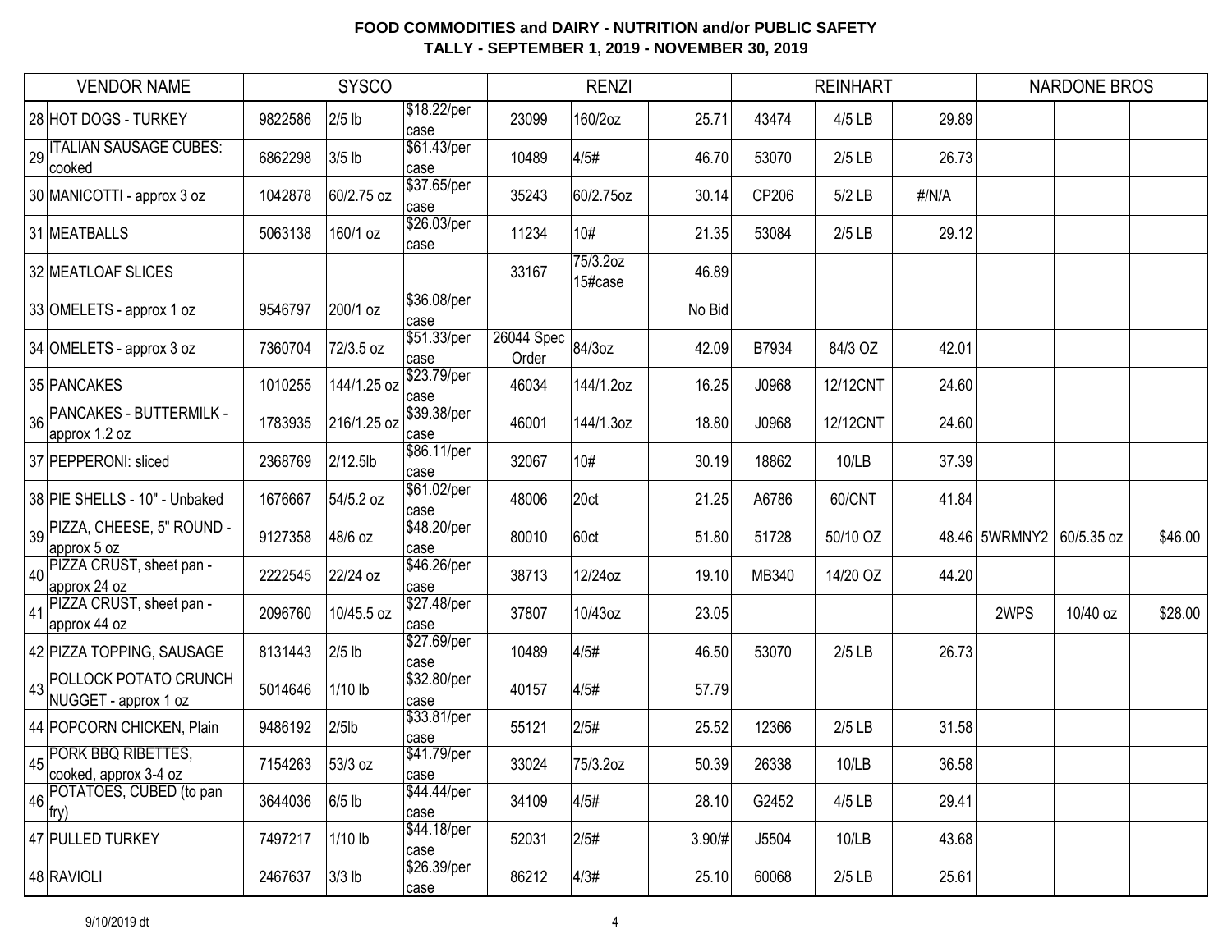**FOOD COMMODITIES and DAIRY - NUTRITION and/or PUBLIC SAFETY**
**TALLY - SEPTEMBER 1, 2019 - NOVEMBER 30, 2019**

| | VENDOR NAME | SYSCO | | | RENZI | | | REINHART | | | NARDONE BROS | | |
|---|---|---|---|---|---|---|---|---|---|---|---|---|---|
| 28 | HOT DOGS - TURKEY | 9822586 | 2/5 lb | $18.22/per case | 23099 | 160/2oz | 25.71 | 43474 | 4/5 LB | 29.89 | | | |
| 29 | ITALIAN SAUSAGE CUBES: cooked | 6862298 | 3/5 lb | $61.43/per case | 10489 | 4/5# | 46.70 | 53070 | 2/5 LB | 26.73 | | | |
| 30 | MANICOTTI - approx 3 oz | 1042878 | 60/2.75 oz | $37.65/per case | 35243 | 60/2.75oz | 30.14 | CP206 | 5/2 LB | #/N/A | | | |
| 31 | MEATBALLS | 5063138 | 160/1 oz | $26.03/per case | 11234 | 10# | 21.35 | 53084 | 2/5 LB | 29.12 | | | |
| 32 | MEATLOAF SLICES | | | | 33167 | 75/3.2oz 15#case | 46.89 | | | | | | |
| 33 | OMELETS - approx 1 oz | 9546797 | 200/1 oz | $36.08/per case | | | No Bid | | | | | | |
| 34 | OMELETS - approx 3 oz | 7360704 | 72/3.5 oz | $51.33/per case | 26044 Spec Order | 84/3oz | 42.09 | B7934 | 84/3 OZ | 42.01 | | | |
| 35 | PANCAKES | 1010255 | 144/1.25 oz | $23.79/per case | 46034 | 144/1.2oz | 16.25 | J0968 | 12/12CNT | 24.60 | | | |
| 36 | PANCAKES - BUTTERMILK - approx 1.2 oz | 1783935 | 216/1.25 oz | $39.38/per case | 46001 | 144/1.3oz | 18.80 | J0968 | 12/12CNT | 24.60 | | | |
| 37 | PEPPERONI: sliced | 2368769 | 2/12.5lb | $86.11/per case | 32067 | 10# | 30.19 | 18862 | 10/LB | 37.39 | | | |
| 38 | PIE SHELLS - 10" - Unbaked | 1676667 | 54/5.2 oz | $61.02/per case | 48006 | 20ct | 21.25 | A6786 | 60/CNT | 41.84 | | | |
| 39 | PIZZA, CHEESE, 5" ROUND - approx 5 oz | 9127358 | 48/6 oz | $48.20/per case | 80010 | 60ct | 51.80 | 51728 | 50/10 OZ | 48.46 | 5WRMNY2 | 60/5.35 oz | $46.00 |
| 40 | PIZZA CRUST, sheet pan - approx 24 oz | 2222545 | 22/24 oz | $46.26/per case | 38713 | 12/24oz | 19.10 | MB340 | 14/20 OZ | 44.20 | | | |
| 41 | PIZZA CRUST, sheet pan - approx 44 oz | 2096760 | 10/45.5 oz | $27.48/per case | 37807 | 10/43oz | 23.05 | | | | 2WPS | 10/40 oz | $28.00 |
| 42 | PIZZA TOPPING, SAUSAGE | 8131443 | 2/5 lb | $27.69/per case | 10489 | 4/5# | 46.50 | 53070 | 2/5 LB | 26.73 | | | |
| 43 | POLLOCK POTATO CRUNCH NUGGET - approx 1 oz | 5014646 | 1/10 lb | $32.80/per case | 40157 | 4/5# | 57.79 | | | | | | |
| 44 | POPCORN CHICKEN, Plain | 9486192 | 2/5lb | $33.81/per case | 55121 | 2/5# | 25.52 | 12366 | 2/5 LB | 31.58 | | | |
| 45 | PORK BBQ RIBETTES, cooked, approx 3-4 oz | 7154263 | 53/3 oz | $41.79/per case | 33024 | 75/3.2oz | 50.39 | 26338 | 10/LB | 36.58 | | | |
| 46 | POTATOES, CUBED (to pan fry) | 3644036 | 6/5 lb | $44.44/per case | 34109 | 4/5# | 28.10 | G2452 | 4/5 LB | 29.41 | | | |
| 47 | PULLED TURKEY | 7497217 | 1/10 lb | $44.18/per case | 52031 | 2/5# | 3.90/# | J5504 | 10/LB | 43.68 | | | |
| 48 | RAVIOLI | 2467637 | 3/3 lb | $26.39/per case | 86212 | 4/3# | 25.10 | 60068 | 2/5 LB | 25.61 | | | |

9/10/2019 dt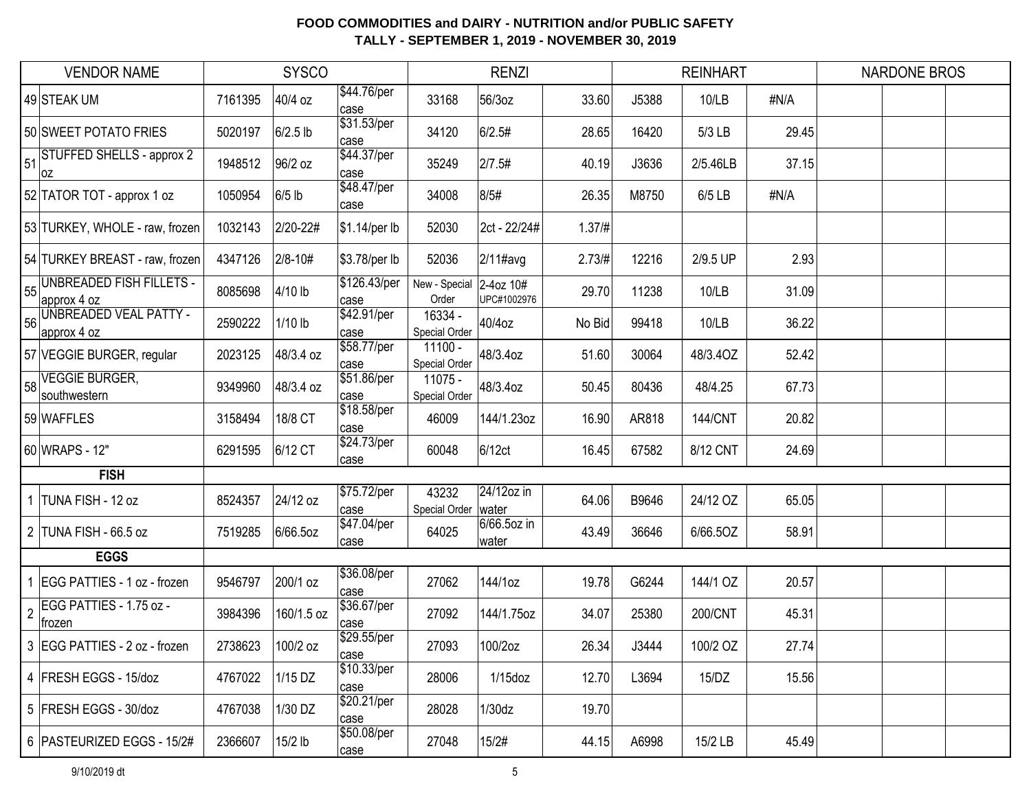# FOOD COMMODITIES and DAIRY - NUTRITION and/or PUBLIC SAFETY

## TALLY - SEPTEMBER 1, 2019 - NOVEMBER 30, 2019

| VENDOR NAME | SYSCO | | | RENZI | | | REINHART | | | NARDONE BROS | | |
|---|---|---|---|---|---|---|---|---|---|---|---|---|
| 49 STEAK UM | 7161395 | 40/4 oz | $44.76/per case | 33168 | 56/3oz | 33.60 | J5388 | 10/LB | #N/A | | | |
| 50 SWEET POTATO FRIES | 5020197 | 6/2.5 lb | $31.53/per case | 34120 | 6/2.5# | 28.65 | 16420 | 5/3 LB | 29.45 | | | |
| 51 STUFFED SHELLS - approx 2 oz | 1948512 | 96/2 oz | $44.37/per case | 35249 | 2/7.5# | 40.19 | J3636 | 2/5.46LB | 37.15 | | | |
| 52 TATOR TOT - approx 1 oz | 1050954 | 6/5 lb | $48.47/per case | 34008 | 8/5# | 26.35 | M8750 | 6/5 LB | #N/A | | | |
| 53 TURKEY, WHOLE - raw, frozen | 1032143 | 2/20-22# | $1.14/per lb | 52030 | 2ct - 22/24# | 1.37/# | | | | | | |
| 54 TURKEY BREAST - raw, frozen | 4347126 | 2/8-10# | $3.78/per lb | 52036 | 2/11#avg | 2.73/# | 12216 | 2/9.5 UP | 2.93 | | | |
| 55 UNBREADED FISH FILLETS - approx 4 oz | 8085698 | 4/10 lb | $126.43/per case | New - Special Order | 2-4oz 10# UPC#1002976 | 29.70 | 11238 | 10/LB | 31.09 | | | |
| 56 UNBREADED VEAL PATTY - approx 4 oz | 2590222 | 1/10 lb | $42.91/per case | 16334 - Special Order | 40/4oz | No Bid | 99418 | 10/LB | 36.22 | | | |
| 57 VEGGIE BURGER, regular | 2023125 | 48/3.4 oz | $58.77/per case | 11100 - Special Order | 48/3.4oz | 51.60 | 30064 | 48/3.4OZ | 52.42 | | | |
| 58 VEGGIE BURGER, southwestern | 9349960 | 48/3.4 oz | $51.86/per case | 11075 - Special Order | 48/3.4oz | 50.45 | 80436 | 48/4.25 | 67.73 | | | |
| 59 WAFFLES | 3158494 | 18/8 CT | $18.58/per case | 46009 | 144/1.23oz | 16.90 | AR818 | 144/CNT | 20.82 | | | |
| 60 WRAPS - 12" | 6291595 | 6/12 CT | $24.73/per case | 60048 | 6/12ct | 16.45 | 67582 | 8/12 CNT | 24.69 | | | |
| **FISH** | | | | | | | | | | | | |
| 1 TUNA FISH - 12 oz | 8524357 | 24/12 oz | $75.72/per case | 43232 Special Order | 24/12oz in water | 64.06 | B9646 | 24/12 OZ | 65.05 | | | |
| 2 TUNA FISH - 66.5 oz | 7519285 | 6/66.5oz | $47.04/per case | 64025 | 6/66.5oz in water | 43.49 | 36646 | 6/66.5OZ | 58.91 | | | |
| **EGGS** | | | | | | | | | | | | |
| 1 EGG PATTIES - 1 oz - frozen | 9546797 | 200/1 oz | $36.08/per case | 27062 | 144/1oz | 19.78 | G6244 | 144/1 OZ | 20.57 | | | |
| 2 EGG PATTIES - 1.75 oz - frozen | 3984396 | 160/1.5 oz | $36.67/per case | 27092 | 144/1.75oz | 34.07 | 25380 | 200/CNT | 45.31 | | | |
| 3 EGG PATTIES - 2 oz - frozen | 2738623 | 100/2 oz | $29.55/per case | 27093 | 100/2oz | 26.34 | J3444 | 100/2 OZ | 27.74 | | | |
| 4 FRESH EGGS - 15/doz | 4767022 | 1/15 DZ | $10.33/per case | 28006 | 1/15doz | 12.70 | L3694 | 15/DZ | 15.56 | | | |
| 5 FRESH EGGS - 30/doz | 4767038 | 1/30 DZ | $20.21/per case | 28028 | 1/30dz | 19.70 | | | | | | |
| 6 PASTEURIZED EGGS - 15/2# | 2366607 | 15/2 lb | $50.08/per case | 27048 | 15/2# | 44.15 | A6998 | 15/2 LB | 45.49 | | | |

9/10/2019 dt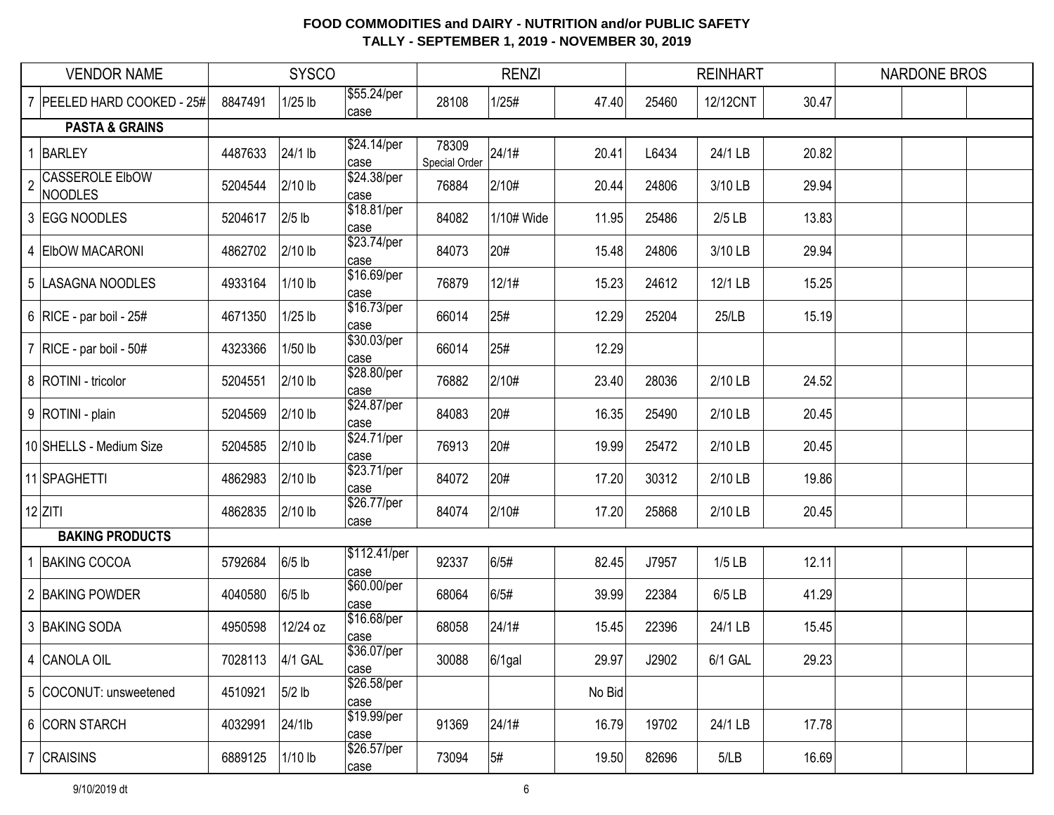**FOOD COMMODITIES and DAIRY - NUTRITION and/or PUBLIC SAFETY**
**TALLY - SEPTEMBER 1, 2019 - NOVEMBER 30, 2019**

| | VENDOR NAME | SYSCO | | | RENZI | | | REINHART | | | NARDONE BROS | | |
|---|---|---|---|---|---|---|---|---|---|---|---|---|---|
| 7 | PEELED HARD COOKED - 25# | 8847491 | 1/25 lb | $55.24/per case | 28108 | 1/25# | 47.40 | 25460 | 12/12CNT | 30.47 | | | |
| | **PASTA & GRAINS** | | | | | | | | | | | | |
| 1 | BARLEY | 4487633 | 24/1 lb | $24.14/per case | 78309 Special Order | 24/1# | 20.41 | L6434 | 24/1 LB | 20.82 | | | |
| 2 | CASSEROLE ElbOW NOODLES | 5204544 | 2/10 lb | $24.38/per case | 76884 | 2/10# | 20.44 | 24806 | 3/10 LB | 29.94 | | | |
| 3 | EGG NOODLES | 5204617 | 2/5 lb | $18.81/per case | 84082 | 1/10# Wide | 11.95 | 25486 | 2/5 LB | 13.83 | | | |
| 4 | ElbOW MACARONI | 4862702 | 2/10 lb | $23.74/per case | 84073 | 20# | 15.48 | 24806 | 3/10 LB | 29.94 | | | |
| 5 | LASAGNA NOODLES | 4933164 | 1/10 lb | $16.69/per case | 76879 | 12/1# | 15.23 | 24612 | 12/1 LB | 15.25 | | | |
| 6 | RICE - par boil - 25# | 4671350 | 1/25 lb | $16.73/per case | 66014 | 25# | 12.29 | 25204 | 25/LB | 15.19 | | | |
| 7 | RICE - par boil - 50# | 4323366 | 1/50 lb | $30.03/per case | 66014 | 25# | 12.29 | | | | | | |
| 8 | ROTINI - tricolor | 5204551 | 2/10 lb | $28.80/per case | 76882 | 2/10# | 23.40 | 28036 | 2/10 LB | 24.52 | | | |
| 9 | ROTINI - plain | 5204569 | 2/10 lb | $24.87/per case | 84083 | 20# | 16.35 | 25490 | 2/10 LB | 20.45 | | | |
| 10 | SHELLS - Medium Size | 5204585 | 2/10 lb | $24.71/per case | 76913 | 20# | 19.99 | 25472 | 2/10 LB | 20.45 | | | |
| 11 | SPAGHETTI | 4862983 | 2/10 lb | $23.71/per case | 84072 | 20# | 17.20 | 30312 | 2/10 LB | 19.86 | | | |
| 12 | ZITI | 4862835 | 2/10 lb | $26.77/per case | 84074 | 2/10# | 17.20 | 25868 | 2/10 LB | 20.45 | | | |
| | **BAKING PRODUCTS** | | | | | | | | | | | | |
| 1 | BAKING COCOA | 5792684 | 6/5 lb | $112.41/per case | 92337 | 6/5# | 82.45 | J7957 | 1/5 LB | 12.11 | | | |
| 2 | BAKING POWDER | 4040580 | 6/5 lb | $60.00/per case | 68064 | 6/5# | 39.99 | 22384 | 6/5 LB | 41.29 | | | |
| 3 | BAKING SODA | 4950598 | 12/24 oz | $16.68/per case | 68058 | 24/1# | 15.45 | 22396 | 24/1 LB | 15.45 | | | |
| 4 | CANOLA OIL | 7028113 | 4/1 GAL | $36.07/per case | 30088 | 6/1gal | 29.97 | J2902 | 6/1 GAL | 29.23 | | | |
| 5 | COCONUT: unsweetened | 4510921 | 5/2 lb | $26.58/per case | | | No Bid | | | | | | |
| 6 | CORN STARCH | 4032991 | 24/1lb | $19.99/per case | 91369 | 24/1# | 16.79 | 19702 | 24/1 LB | 17.78 | | | |
| 7 | CRAISINS | 6889125 | 1/10 lb | $26.57/per case | 73094 | 5# | 19.50 | 82696 | 5/LB | 16.69 | | | |

9/10/2019 dt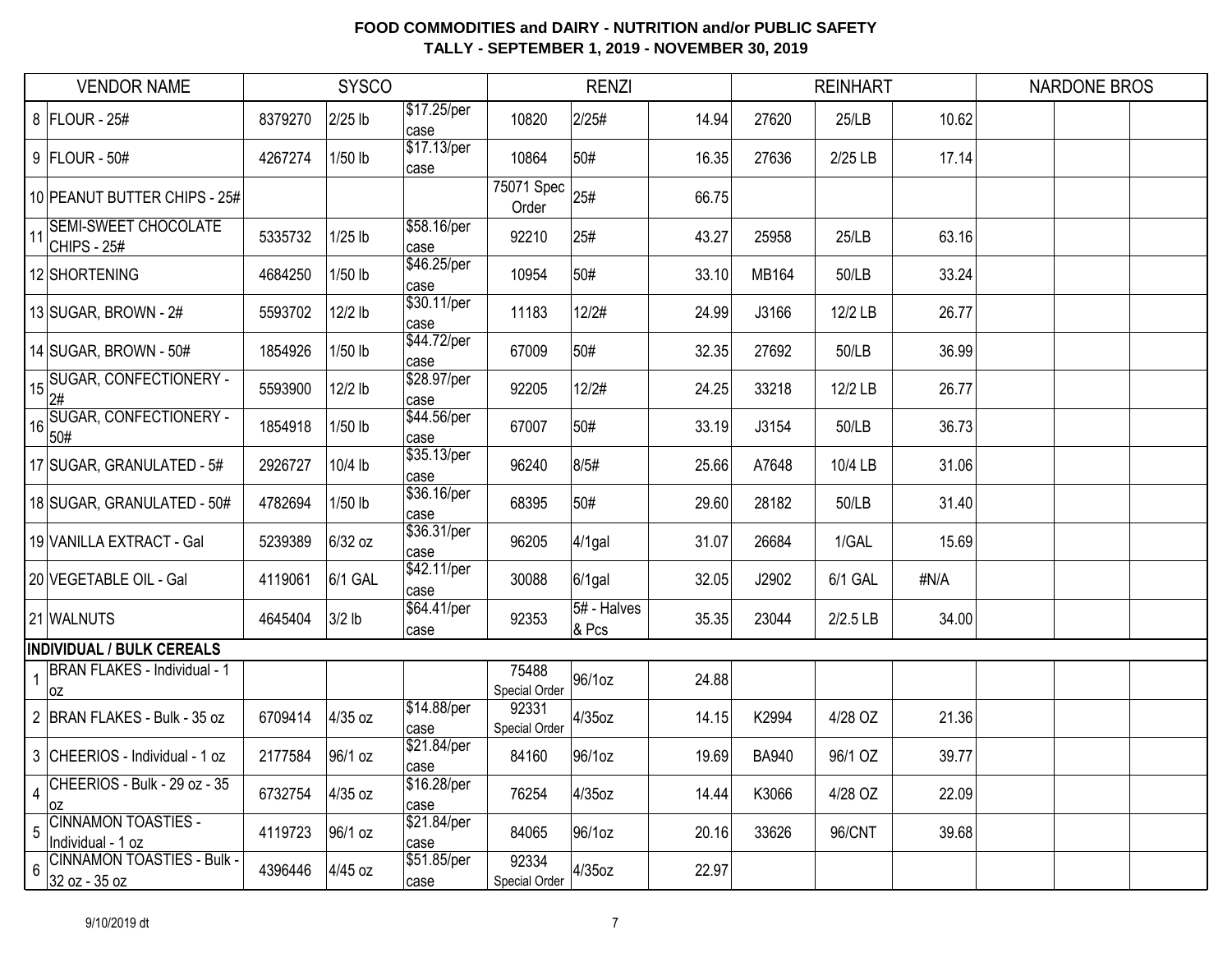# FOOD COMMODITIES and DAIRY - NUTRITION and/or PUBLIC SAFETY
## TALLY - SEPTEMBER 1, 2019 - NOVEMBER 30, 2019

| | VENDOR NAME | SYSCO | | | RENZI | | | REINHART | | | NARDONE BROS | | |
|---|---|---|---|---|---|---|---|---|---|---|---|---|---|
| 8 | FLOUR - 25# | 8379270 | 2/25 lb | $17.25/per case | 10820 | 2/25# | 14.94 | 27620 | 25/LB | 10.62 | | | |
| 9 | FLOUR - 50# | 4267274 | 1/50 lb | $17.13/per case | 10864 | 50# | 16.35 | 27636 | 2/25 LB | 17.14 | | | |
| 10 | PEANUT BUTTER CHIPS - 25# | | | | 75071 Spec Order | 25# | 66.75 | | | | | | |
| 11 | SEMI-SWEET CHOCOLATE CHIPS - 25# | 5335732 | 1/25 lb | $58.16/per case | 92210 | 25# | 43.27 | 25958 | 25/LB | 63.16 | | | |
| 12 | SHORTENING | 4684250 | 1/50 lb | $46.25/per case | 10954 | 50# | 33.10 | MB164 | 50/LB | 33.24 | | | |
| 13 | SUGAR, BROWN - 2# | 5593702 | 12/2 lb | $30.11/per case | 11183 | 12/2# | 24.99 | J3166 | 12/2 LB | 26.77 | | | |
| 14 | SUGAR, BROWN - 50# | 1854926 | 1/50 lb | $44.72/per case | 67009 | 50# | 32.35 | 27692 | 50/LB | 36.99 | | | |
| 15 | SUGAR, CONFECTIONERY - 2# | 5593900 | 12/2 lb | $28.97/per case | 92205 | 12/2# | 24.25 | 33218 | 12/2 LB | 26.77 | | | |
| 16 | SUGAR, CONFECTIONERY - 50# | 1854918 | 1/50 lb | $44.56/per case | 67007 | 50# | 33.19 | J3154 | 50/LB | 36.73 | | | |
| 17 | SUGAR, GRANULATED - 5# | 2926727 | 10/4 lb | $35.13/per case | 96240 | 8/5# | 25.66 | A7648 | 10/4 LB | 31.06 | | | |
| 18 | SUGAR, GRANULATED - 50# | 4782694 | 1/50 lb | $36.16/per case | 68395 | 50# | 29.60 | 28182 | 50/LB | 31.40 | | | |
| 19 | VANILLA EXTRACT - Gal | 5239389 | 6/32 oz | $36.31/per case | 96205 | 4/1gal | 31.07 | 26684 | 1/GAL | 15.69 | | | |
| 20 | VEGETABLE OIL - Gal | 4119061 | 6/1 GAL | $42.11/per case | 30088 | 6/1gal | 32.05 | J2902 | 6/1 GAL | #N/A | | | |
| 21 | WALNUTS | 4645404 | 3/2 lb | $64.41/per case | 92353 | 5# - Halves & Pcs | 35.35 | 23044 | 2/2.5 LB | 34.00 | | | |
| **INDIVIDUAL / BULK CEREALS** | | | | | | | | | | | | | |
| 1 | BRAN FLAKES - Individual - 1 oz | | | | 75488 Special Order | 96/1oz | 24.88 | | | | | | |
| 2 | BRAN FLAKES - Bulk - 35 oz | 6709414 | 4/35 oz | $14.88/per case | 92331 Special Order | 4/35oz | 14.15 | K2994 | 4/28 OZ | 21.36 | | | |
| 3 | CHEERIOS - Individual - 1 oz | 2177584 | 96/1 oz | $21.84/per case | 84160 | 96/1oz | 19.69 | BA940 | 96/1 OZ | 39.77 | | | |
| 4 | CHEERIOS - Bulk - 29 oz - 35 oz | 6732754 | 4/35 oz | $16.28/per case | 76254 | 4/35oz | 14.44 | K3066 | 4/28 OZ | 22.09 | | | |
| 5 | CINNAMON TOASTIES - Individual - 1 oz | 4119723 | 96/1 oz | $21.84/per case | 84065 | 96/1oz | 20.16 | 33626 | 96/CNT | 39.68 | | | |
| 6 | CINNAMON TOASTIES - Bulk - 32 oz - 35 oz | 4396446 | 4/45 oz | $51.85/per case | 92334 Special Order | 4/35oz | 22.97 | | | | | | |

9/10/2019 dt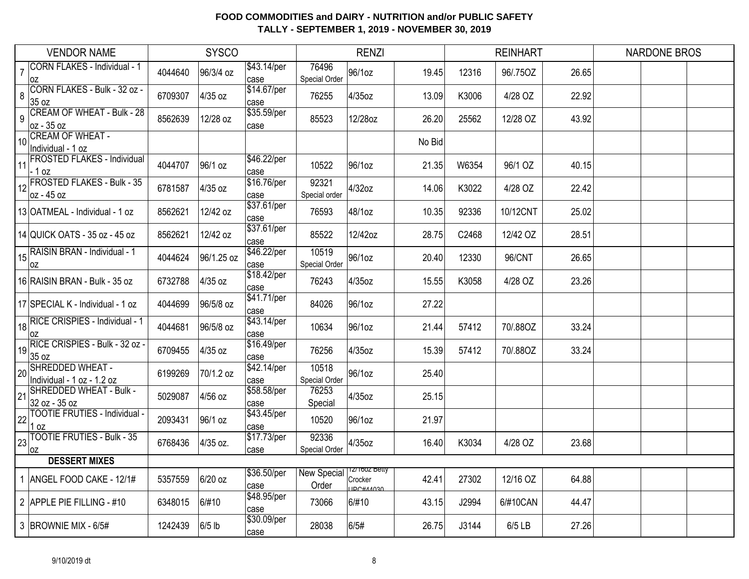# FOOD COMMODITIES and DAIRY - NUTRITION and/or PUBLIC SAFETY
## TALLY - SEPTEMBER 1, 2019 - NOVEMBER 30, 2019

| | VENDOR NAME | SYSCO | | | RENZI | | | REINHART | | | NARDONE BROS | | |
|---|---|---|---|---|---|---|---|---|---|---|---|---|---|
| 7 | CORN FLAKES - Individual - 1 oz | 4044640 | 96/3/4 oz | $43.14/per case | 76496 Special Order | 96/1oz | 19.45 | 12316 | 96/.75OZ | 26.65 | | | |
| 8 | CORN FLAKES - Bulk - 32 oz - 35 oz | 6709307 | 4/35 oz | $14.67/per case | 76255 | 4/35oz | 13.09 | K3006 | 4/28 OZ | 22.92 | | | |
| 9 | CREAM OF WHEAT - Bulk - 28 oz - 35 oz | 8562639 | 12/28 oz | $35.59/per case | 85523 | 12/28oz | 26.20 | 25562 | 12/28 OZ | 43.92 | | | |
| 10 | CREAM OF WHEAT - Individual - 1 oz | | | | | | No Bid | | | | | | |
| 11 | FROSTED FLAKES - Individual - 1 oz | 4044707 | 96/1 oz | $46.22/per case | 10522 | 96/1oz | 21.35 | W6354 | 96/1 OZ | 40.15 | | | |
| 12 | FROSTED FLAKES - Bulk - 35 oz - 45 oz | 6781587 | 4/35 oz | $16.76/per case | 92321 Special order | 4/32oz | 14.06 | K3022 | 4/28 OZ | 22.42 | | | |
| 13 | OATMEAL - Individual - 1 oz | 8562621 | 12/42 oz | $37.61/per case | 76593 | 48/1oz | 10.35 | 92336 | 10/12CNT | 25.02 | | | |
| 14 | QUICK OATS - 35 oz - 45 oz | 8562621 | 12/42 oz | $37.61/per case | 85522 | 12/42oz | 28.75 | C2468 | 12/42 OZ | 28.51 | | | |
| 15 | RAISIN BRAN - Individual - 1 oz | 4044624 | 96/1.25 oz | $46.22/per case | 10519 Special Order | 96/1oz | 20.40 | 12330 | 96/CNT | 26.65 | | | |
| 16 | RAISIN BRAN - Bulk - 35 oz | 6732788 | 4/35 oz | $18.42/per case | 76243 | 4/35oz | 15.55 | K3058 | 4/28 OZ | 23.26 | | | |
| 17 | SPECIAL K - Individual - 1 oz | 4044699 | 96/5/8 oz | $41.71/per case | 84026 | 96/1oz | 27.22 | | | | | | |
| 18 | RICE CRISPIES - Individual - 1 oz | 4044681 | 96/5/8 oz | $43.14/per case | 10634 | 96/1oz | 21.44 | 57412 | 70/.88OZ | 33.24 | | | |
| 19 | RICE CRISPIES - Bulk - 32 oz - 35 oz | 6709455 | 4/35 oz | $16.49/per case | 76256 | 4/35oz | 15.39 | 57412 | 70/.88OZ | 33.24 | | | |
| 20 | SHREDDED WHEAT - Individual - 1 oz - 1.2 oz | 6199269 | 70/1.2 oz | $42.14/per case | 10518 Special Order | 96/1oz | 25.40 | | | | | | |
| 21 | SHREDDED WHEAT - Bulk - 32 oz - 35 oz | 5029087 | 4/56 oz | $58.58/per case | 76253 Special | 4/35oz | 25.15 | | | | | | |
| 22 | TOOTIE FRUTIES - Individual - 1 oz | 2093431 | 96/1 oz | $43.45/per case | 10520 | 96/1oz | 21.97 | | | | | | |
| 23 | TOOTIE FRUTIES - Bulk - 35 oz | 6768436 | 4/35 oz. | $17.73/per case | 92336 Special Order | 4/35oz | 16.40 | K3034 | 4/28 OZ | 23.68 | | | |
| | **DESSERT MIXES** | | | | | | | | | | | | |
| 1 | ANGEL FOOD CAKE - 12/1# | 5357559 | 6/20 oz | $36.50/per case | New Special Order | 12/16oz Betty Crocker UPC#44030 | 42.41 | 27302 | 12/16 OZ | 64.88 | | | |
| 2 | APPLE PIE FILLING - #10 | 6348015 | 6/#10 | $48.95/per case | 73066 | 6/#10 | 43.15 | J2994 | 6/#10CAN | 44.47 | | | |
| 3 | BROWNIE MIX - 6/5# | 1242439 | 6/5 lb | $30.09/per case | 28038 | 6/5# | 26.75 | J3144 | 6/5 LB | 27.26 | | | |

9/10/2019 dt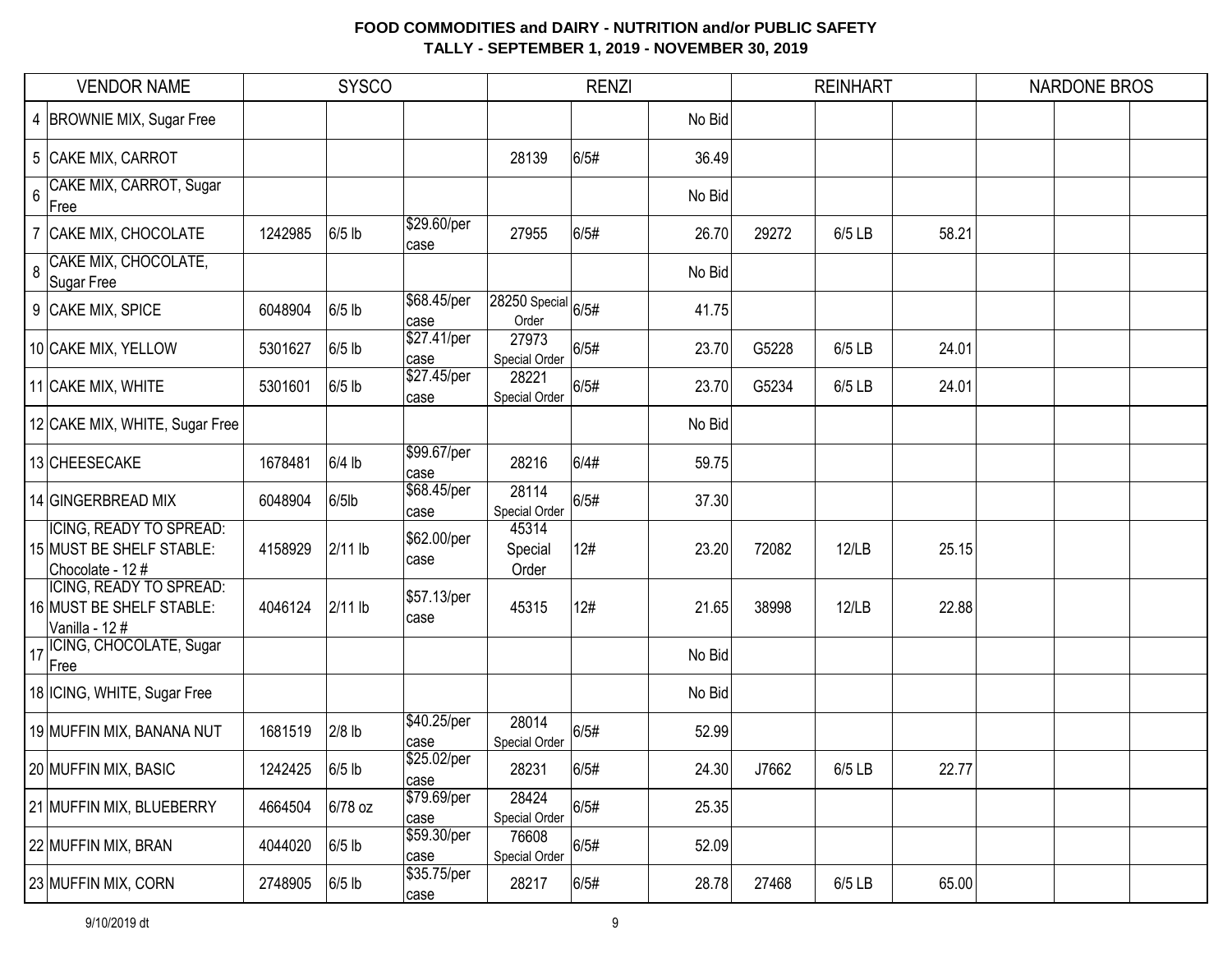# FOOD COMMODITIES and DAIRY - NUTRITION and/or PUBLIC SAFETY
## TALLY - SEPTEMBER 1, 2019 - NOVEMBER 30, 2019

| | VENDOR NAME | SYSCO | | | RENZI | | | REINHART | | | NARDONE BROS | | |
|---|---|---|---|---|---|---|---|---|---|---|---|---|---|
| 4 | BROWNIE MIX, Sugar Free | | | | | | No Bid | | | | | | |
| 5 | CAKE MIX, CARROT | | | | 28139 | 6/5# | 36.49 | | | | | | |
| 6 | CAKE MIX, CARROT, Sugar Free | | | | | | No Bid | | | | | | |
| 7 | CAKE MIX, CHOCOLATE | 1242985 | 6/5 lb | $29.60/per case | 27955 | 6/5# | 26.70 | 29272 | 6/5 LB | 58.21 | | | |
| 8 | CAKE MIX, CHOCOLATE, Sugar Free | | | | | | No Bid | | | | | | |
| 9 | CAKE MIX, SPICE | 6048904 | 6/5 lb | $68.45/per case | 28250 Special Order | 6/5# | 41.75 | | | | | | |
| 10 | CAKE MIX, YELLOW | 5301627 | 6/5 lb | $27.41/per case | 27973 Special Order | 6/5# | 23.70 | G5228 | 6/5 LB | 24.01 | | | |
| 11 | CAKE MIX, WHITE | 5301601 | 6/5 lb | $27.45/per case | 28221 Special Order | 6/5# | 23.70 | G5234 | 6/5 LB | 24.01 | | | |
| 12 | CAKE MIX, WHITE, Sugar Free | | | | | | No Bid | | | | | | |
| 13 | CHEESECAKE | 1678481 | 6/4 lb | $99.67/per case | 28216 | 6/4# | 59.75 | | | | | | |
| 14 | GINGERBREAD MIX | 6048904 | 6/5lb | $68.45/per case | 28114 Special Order | 6/5# | 37.30 | | | | | | |
| 15 | ICING, READY TO SPREAD: MUST BE SHELF STABLE: Chocolate - 12 # | 4158929 | 2/11 lb | $62.00/per case | 45314 Special Order | 12# | 23.20 | 72082 | 12/LB | 25.15 | | | |
| 16 | ICING, READY TO SPREAD: MUST BE SHELF STABLE: Vanilla - 12 # | 4046124 | 2/11 lb | $57.13/per case | 45315 | 12# | 21.65 | 38998 | 12/LB | 22.88 | | | |
| 17 | ICING, CHOCOLATE, Sugar Free | | | | | | No Bid | | | | | | |
| 18 | ICING, WHITE, Sugar Free | | | | | | No Bid | | | | | | |
| 19 | MUFFIN MIX, BANANA NUT | 1681519 | 2/8 lb | $40.25/per case | 28014 Special Order | 6/5# | 52.99 | | | | | | |
| 20 | MUFFIN MIX, BASIC | 1242425 | 6/5 lb | $25.02/per case | 28231 | 6/5# | 24.30 | J7662 | 6/5 LB | 22.77 | | | |
| 21 | MUFFIN MIX, BLUEBERRY | 4664504 | 6/78 oz | $79.69/per case | 28424 Special Order | 6/5# | 25.35 | | | | | | |
| 22 | MUFFIN MIX, BRAN | 4044020 | 6/5 lb | $59.30/per case | 76608 Special Order | 6/5# | 52.09 | | | | | | |
| 23 | MUFFIN MIX, CORN | 2748905 | 6/5 lb | $35.75/per case | 28217 | 6/5# | 28.78 | 27468 | 6/5 LB | 65.00 | | | |

9/10/2019 dt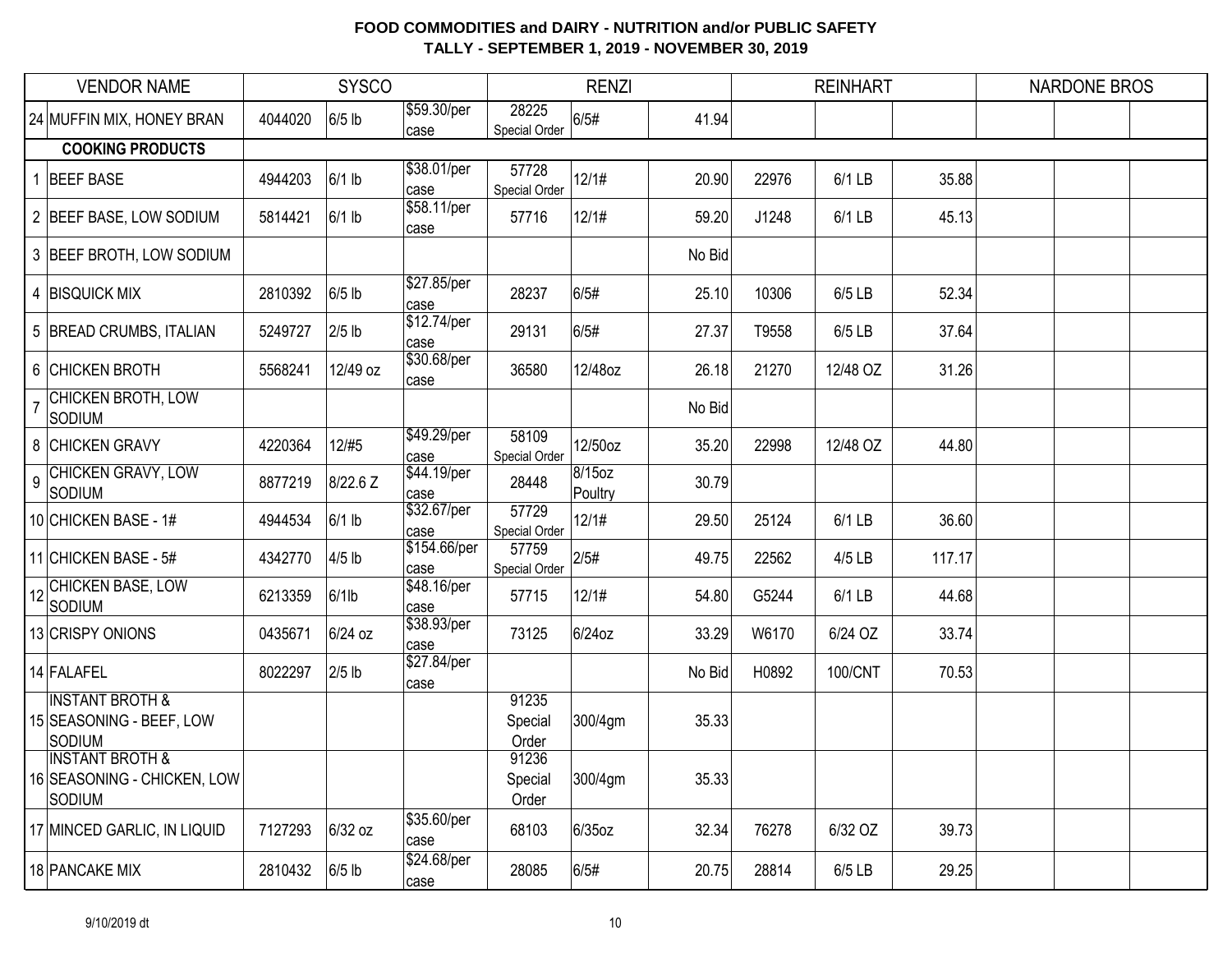# FOOD COMMODITIES and DAIRY - NUTRITION and/or PUBLIC SAFETY
## TALLY - SEPTEMBER 1, 2019 - NOVEMBER 30, 2019

| | VENDOR NAME | SYSCO | | | RENZI | | | REINHART | | | NARDONE BROS | | |
|---|---|---|---|---|---|---|---|---|---|---|---|---|---|
| 24 | MUFFIN MIX, HONEY BRAN | 4044020 | 6/5 lb | $59.30/per case | 28225 Special Order | 6/5# | 41.94 | | | | | | |
| | **COOKING PRODUCTS** | | | | | | | | | | | | |
| 1 | BEEF BASE | 4944203 | 6/1 lb | $38.01/per case | 57728 Special Order | 12/1# | 20.90 | 22976 | 6/1 LB | 35.88 | | | |
| 2 | BEEF BASE, LOW SODIUM | 5814421 | 6/1 lb | $58.11/per case | 57716 | 12/1# | 59.20 | J1248 | 6/1 LB | 45.13 | | | |
| 3 | BEEF BROTH, LOW SODIUM | | | | | | No Bid | | | | | | |
| 4 | BISQUICK MIX | 2810392 | 6/5 lb | $27.85/per case | 28237 | 6/5# | 25.10 | 10306 | 6/5 LB | 52.34 | | | |
| 5 | BREAD CRUMBS, ITALIAN | 5249727 | 2/5 lb | $12.74/per case | 29131 | 6/5# | 27.37 | T9558 | 6/5 LB | 37.64 | | | |
| 6 | CHICKEN BROTH | 5568241 | 12/49 oz | $30.68/per case | 36580 | 12/48oz | 26.18 | 21270 | 12/48 OZ | 31.26 | | | |
| 7 | CHICKEN BROTH, LOW SODIUM | | | | | | No Bid | | | | | | |
| 8 | CHICKEN GRAVY | 4220364 | 12/#5 | $49.29/per case | 58109 Special Order | 12/50oz | 35.20 | 22998 | 12/48 OZ | 44.80 | | | |
| 9 | CHICKEN GRAVY, LOW SODIUM | 8877219 | 8/22.6 Z | $44.19/per case | 28448 | 8/15oz Poultry | 30.79 | | | | | | |
| 10 | CHICKEN BASE - 1# | 4944534 | 6/1 lb | $32.67/per case | 57729 Special Order | 12/1# | 29.50 | 25124 | 6/1 LB | 36.60 | | | |
| 11 | CHICKEN BASE - 5# | 4342770 | 4/5 lb | $154.66/per case | 57759 Special Order | 2/5# | 49.75 | 22562 | 4/5 LB | 117.17 | | | |
| 12 | CHICKEN BASE, LOW SODIUM | 6213359 | 6/1lb | $48.16/per case | 57715 | 12/1# | 54.80 | G5244 | 6/1 LB | 44.68 | | | |
| 13 | CRISPY ONIONS | 0435671 | 6/24 oz | $38.93/per case | 73125 | 6/24oz | 33.29 | W6170 | 6/24 OZ | 33.74 | | | |
| 14 | FALAFEL | 8022297 | 2/5 lb | $27.84/per case | | | No Bid | H0892 | 100/CNT | 70.53 | | | |
| 15 | INSTANT BROTH & SEASONING - BEEF, LOW SODIUM | | | | 91235 Special Order | 300/4gm | 35.33 | | | | | | |
| 16 | INSTANT BROTH & SEASONING - CHICKEN, LOW SODIUM | | | | 91236 Special Order | 300/4gm | 35.33 | | | | | | |
| 17 | MINCED GARLIC, IN LIQUID | 7127293 | 6/32 oz | $35.60/per case | 68103 | 6/35oz | 32.34 | 76278 | 6/32 OZ | 39.73 | | | |
| 18 | PANCAKE MIX | 2810432 | 6/5 lb | $24.68/per case | 28085 | 6/5# | 20.75 | 28814 | 6/5 LB | 29.25 | | | |

9/10/2019 dt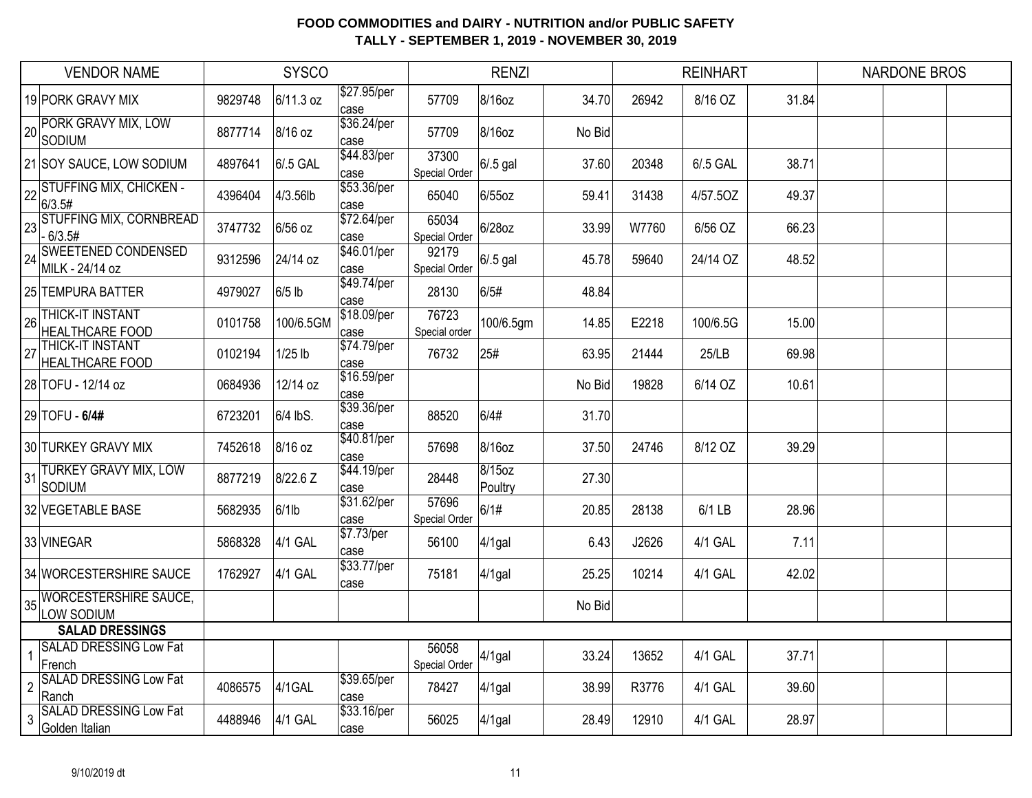**FOOD COMMODITIES and DAIRY - NUTRITION and/or PUBLIC SAFETY**
**TALLY - SEPTEMBER 1, 2019 - NOVEMBER 30, 2019**

| | VENDOR NAME | SYSCO | | | RENZI | | | REINHART | | | NARDONE BROS | | |
|---|---|---|---|---|---|---|---|---|---|---|---|---|---|
| 19 | PORK GRAVY MIX | 9829748 | 6/11.3 oz | $27.95/per case | 57709 | 8/16oz | 34.70 | 26942 | 8/16 OZ | 31.84 | | | |
| 20 | PORK GRAVY MIX, LOW SODIUM | 8877714 | 8/16 oz | $36.24/per case | 57709 | 8/16oz | No Bid | | | | | | |
| 21 | SOY SAUCE, LOW SODIUM | 4897641 | 6/.5 GAL | $44.83/per case | 37300 Special Order | 6/.5 gal | 37.60 | 20348 | 6/.5 GAL | 38.71 | | | |
| 22 | STUFFING MIX, CHICKEN - 6/3.5# | 4396404 | 4/3.56lb | $53.36/per case | 65040 | 6/55oz | 59.41 | 31438 | 4/57.5OZ | 49.37 | | | |
| 23 | STUFFING MIX, CORNBREAD - 6/3.5# | 3747732 | 6/56 oz | $72.64/per case | 65034 Special Order | 6/28oz | 33.99 | W7760 | 6/56 OZ | 66.23 | | | |
| 24 | SWEETENED CONDENSED MILK - 24/14 oz | 9312596 | 24/14 oz | $46.01/per case | 92179 Special Order | 6/.5 gal | 45.78 | 59640 | 24/14 OZ | 48.52 | | | |
| 25 | TEMPURA BATTER | 4979027 | 6/5 lb | $49.74/per case | 28130 | 6/5# | 48.84 | | | | | | |
| 26 | THICK-IT INSTANT HEALTHCARE FOOD | 0101758 | 100/6.5GM | $18.09/per case | 76723 Special order | 100/6.5gm | 14.85 | E2218 | 100/6.5G | 15.00 | | | |
| 27 | THICK-IT INSTANT HEALTHCARE FOOD | 0102194 | 1/25 lb | $74.79/per case | 76732 | 25# | 63.95 | 21444 | 25/LB | 69.98 | | | |
| 28 | TOFU - 12/14 oz | 0684936 | 12/14 oz | $16.59/per case | | | No Bid | 19828 | 6/14 OZ | 10.61 | | | |
| 29 | TOFU - **6/4#** | 6723201 | 6/4 lbS. | $39.36/per case | 88520 | 6/4# | 31.70 | | | | | | |
| 30 | TURKEY GRAVY MIX | 7452618 | 8/16 oz | $40.81/per case | 57698 | 8/16oz | 37.50 | 24746 | 8/12 OZ | 39.29 | | | |
| 31 | TURKEY GRAVY MIX, LOW SODIUM | 8877219 | 8/22.6 Z | $44.19/per case | 28448 | 8/15oz Poultry | 27.30 | | | | | | |
| 32 | VEGETABLE BASE | 5682935 | 6/1lb | $31.62/per case | 57696 Special Order | 6/1# | 20.85 | 28138 | 6/1 LB | 28.96 | | | |
| 33 | VINEGAR | 5868328 | 4/1 GAL | $7.73/per case | 56100 | 4/1gal | 6.43 | J2626 | 4/1 GAL | 7.11 | | | |
| 34 | WORCESTERSHIRE SAUCE | 1762927 | 4/1 GAL | $33.77/per case | 75181 | 4/1gal | 25.25 | 10214 | 4/1 GAL | 42.02 | | | |
| 35 | WORCESTERSHIRE SAUCE, LOW SODIUM | | | | | | No Bid | | | | | | |
| | **SALAD DRESSINGS** | | | | | | | | | | | | |
| 1 | SALAD DRESSING Low Fat French | | | | 56058 Special Order | 4/1gal | 33.24 | 13652 | 4/1 GAL | 37.71 | | | |
| 2 | SALAD DRESSING Low Fat Ranch | 4086575 | 4/1GAL | $39.65/per case | 78427 | 4/1gal | 38.99 | R3776 | 4/1 GAL | 39.60 | | | |
| 3 | SALAD DRESSING Low Fat Golden Italian | 4488946 | 4/1 GAL | $33.16/per case | 56025 | 4/1gal | 28.49 | 12910 | 4/1 GAL | 28.97 | | | |

9/10/2019 dt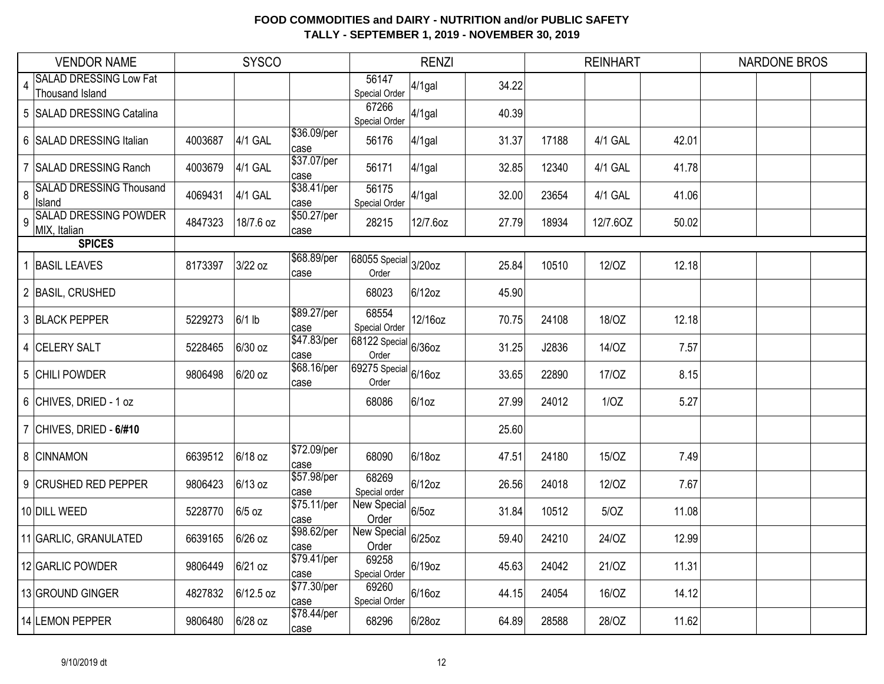**FOOD COMMODITIES and DAIRY - NUTRITION and/or PUBLIC SAFETY**
**TALLY - SEPTEMBER 1, 2019 - NOVEMBER 30, 2019**

| | VENDOR NAME | SYSCO | | | RENZI | | | REINHART | | | NARDONE BROS | | |
|---|---|---|---|---|---|---|---|---|---|---|---|---|---|
| 4 | SALAD DRESSING Low Fat Thousand Island | | | | 56147 Special Order | 4/1gal | 34.22 | | | | | | |
| 5 | SALAD DRESSING Catalina | | | | 67266 Special Order | 4/1gal | 40.39 | | | | | | |
| 6 | SALAD DRESSING Italian | 4003687 | 4/1 GAL | $36.09/per case | 56176 | 4/1gal | 31.37 | 17188 | 4/1 GAL | 42.01 | | | |
| 7 | SALAD DRESSING Ranch | 4003679 | 4/1 GAL | $37.07/per case | 56171 | 4/1gal | 32.85 | 12340 | 4/1 GAL | 41.78 | | | |
| 8 | SALAD DRESSING Thousand Island | 4069431 | 4/1 GAL | $38.41/per case | 56175 Special Order | 4/1gal | 32.00 | 23654 | 4/1 GAL | 41.06 | | | |
| 9 | SALAD DRESSING POWDER MIX, Italian | 4847323 | 18/7.6 oz | $50.27/per case | 28215 | 12/7.6oz | 27.79 | 18934 | 12/7.6OZ | 50.02 | | | |
| | **SPICES** | | | | | | | | | | | | |
| 1 | BASIL LEAVES | 8173397 | 3/22 oz | $68.89/per case | 68055 Special Order | 3/20oz | 25.84 | 10510 | 12/OZ | 12.18 | | | |
| 2 | BASIL, CRUSHED | | | | 68023 | 6/12oz | 45.90 | | | | | | |
| 3 | BLACK PEPPER | 5229273 | 6/1 lb | $89.27/per case | 68554 Special Order | 12/16oz | 70.75 | 24108 | 18/OZ | 12.18 | | | |
| 4 | CELERY SALT | 5228465 | 6/30 oz | $47.83/per case | 68122 Special Order | 6/36oz | 31.25 | J2836 | 14/OZ | 7.57 | | | |
| 5 | CHILI POWDER | 9806498 | 6/20 oz | $68.16/per case | 69275 Special Order | 6/16oz | 33.65 | 22890 | 17/OZ | 8.15 | | | |
| 6 | CHIVES, DRIED - 1 oz | | | | 68086 | 6/1oz | 27.99 | 24012 | 1/OZ | 5.27 | | | |
| 7 | CHIVES, DRIED - **6/#10** | | | | | | 25.60 | | | | | | |
| 8 | CINNAMON | 6639512 | 6/18 oz | $72.09/per case | 68090 | 6/18oz | 47.51 | 24180 | 15/OZ | 7.49 | | | |
| 9 | CRUSHED RED PEPPER | 9806423 | 6/13 oz | $57.98/per case | 68269 Special order | 6/12oz | 26.56 | 24018 | 12/OZ | 7.67 | | | |
| 10 | DILL WEED | 5228770 | 6/5 oz | $75.11/per case | New Special Order | 6/5oz | 31.84 | 10512 | 5/OZ | 11.08 | | | |
| 11 | GARLIC, GRANULATED | 6639165 | 6/26 oz | $98.62/per case | New Special Order | 6/25oz | 59.40 | 24210 | 24/OZ | 12.99 | | | |
| 12 | GARLIC POWDER | 9806449 | 6/21 oz | $79.41/per case | 69258 Special Order | 6/19oz | 45.63 | 24042 | 21/OZ | 11.31 | | | |
| 13 | GROUND GINGER | 4827832 | 6/12.5 oz | $77.30/per case | 69260 Special Order | 6/16oz | 44.15 | 24054 | 16/OZ | 14.12 | | | |
| 14 | LEMON PEPPER | 9806480 | 6/28 oz | $78.44/per case | 68296 | 6/28oz | 64.89 | 28588 | 28/OZ | 11.62 | | | |

9/10/2019 dt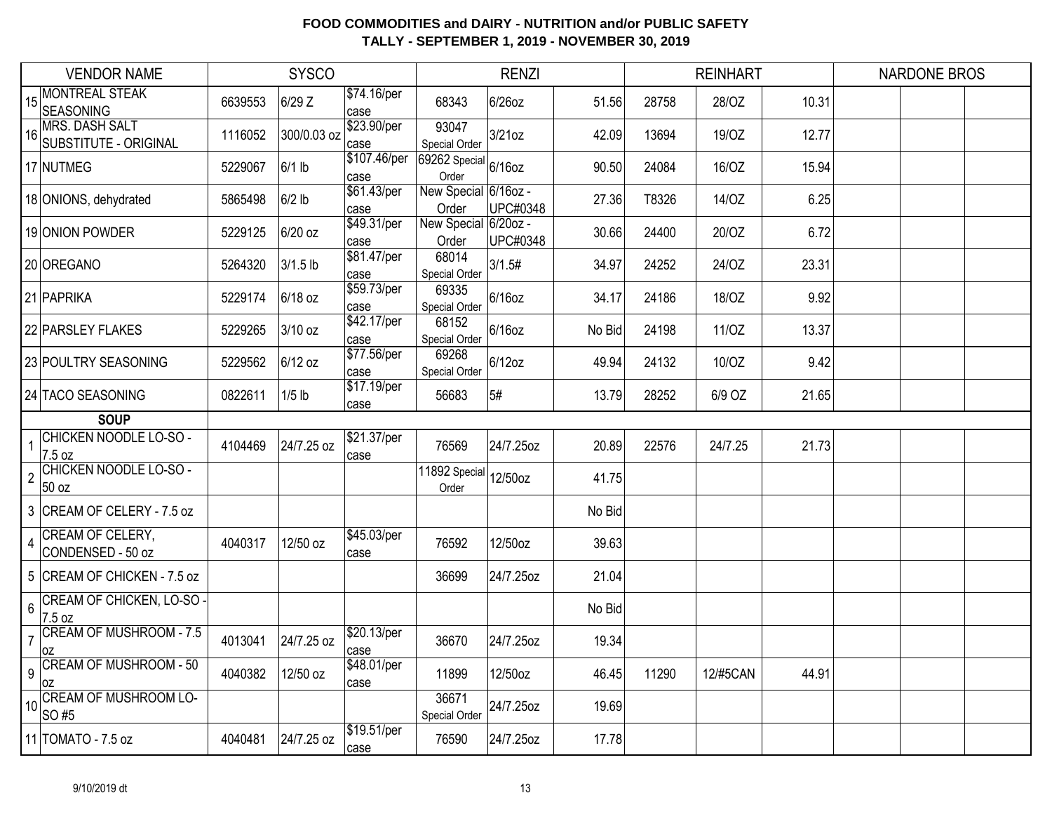# FOOD COMMODITIES and DAIRY - NUTRITION and/or PUBLIC SAFETY
## TALLY - SEPTEMBER 1, 2019 - NOVEMBER 30, 2019

| | VENDOR NAME | SYSCO | | | RENZI | | | REINHART | | | NARDONE BROS | | |
|---|---|---|---|---|---|---|---|---|---|---|---|---|---|
| 15 | MONTREAL STEAK SEASONING | 6639553 | 6/29 Z | $74.16/per case | 68343 | 6/26oz | 51.56 | 28758 | 28/OZ | 10.31 | | | |
| 16 | MRS. DASH SALT SUBSTITUTE - ORIGINAL | 1116052 | 300/0.03 oz | $23.90/per case | 93047 Special Order | 3/21oz | 42.09 | 13694 | 19/OZ | 12.77 | | | |
| 17 | NUTMEG | 5229067 | 6/1 lb | $107.46/per case | 69262 Special Order | 6/16oz | 90.50 | 24084 | 16/OZ | 15.94 | | | |
| 18 | ONIONS, dehydrated | 5865498 | 6/2 lb | $61.43/per case | New Special Order | 6/16oz - UPC#0348 | 27.36 | T8326 | 14/OZ | 6.25 | | | |
| 19 | ONION POWDER | 5229125 | 6/20 oz | $49.31/per case | New Special Order | 6/20oz - UPC#0348 | 30.66 | 24400 | 20/OZ | 6.72 | | | |
| 20 | OREGANO | 5264320 | 3/1.5 lb | $81.47/per case | 68014 Special Order | 3/1.5# | 34.97 | 24252 | 24/OZ | 23.31 | | | |
| 21 | PAPRIKA | 5229174 | 6/18 oz | $59.73/per case | 69335 Special Order | 6/16oz | 34.17 | 24186 | 18/OZ | 9.92 | | | |
| 22 | PARSLEY FLAKES | 5229265 | 3/10 oz | $42.17/per case | 68152 Special Order | 6/16oz | No Bid | 24198 | 11/OZ | 13.37 | | | |
| 23 | POULTRY SEASONING | 5229562 | 6/12 oz | $77.56/per case | 69268 Special Order | 6/12oz | 49.94 | 24132 | 10/OZ | 9.42 | | | |
| 24 | TACO SEASONING | 0822611 | 1/5 lb | $17.19/per case | 56683 | 5# | 13.79 | 28252 | 6/9 OZ | 21.65 | | | |
| | **SOUP** | | | | | | | | | | | | |
| 1 | CHICKEN NOODLE LO-SO - 7.5 oz | 4104469 | 24/7.25 oz | $21.37/per case | 76569 | 24/7.25oz | 20.89 | 22576 | 24/7.25 | 21.73 | | | |
| 2 | CHICKEN NOODLE LO-SO - 50 oz | | | | 11892 Special Order | 12/50oz | 41.75 | | | | | | |
| 3 | CREAM OF CELERY - 7.5 oz | | | | | | No Bid | | | | | | |
| 4 | CREAM OF CELERY, CONDENSED - 50 oz | 4040317 | 12/50 oz | $45.03/per case | 76592 | 12/50oz | 39.63 | | | | | | |
| 5 | CREAM OF CHICKEN - 7.5 oz | | | | 36699 | 24/7.25oz | 21.04 | | | | | | |
| 6 | CREAM OF CHICKEN, LO-SO - 7.5 oz | | | | | | No Bid | | | | | | |
| 7 | CREAM OF MUSHROOM - 7.5 oz | 4013041 | 24/7.25 oz | $20.13/per case | 36670 | 24/7.25oz | 19.34 | | | | | | |
| 9 | CREAM OF MUSHROOM - 50 oz | 4040382 | 12/50 oz | $48.01/per case | 11899 | 12/50oz | 46.45 | 11290 | 12/#5CAN | 44.91 | | | |
| 10 | CREAM OF MUSHROOM LO-SO #5 | | | | 36671 Special Order | 24/7.25oz | 19.69 | | | | | | |
| 11 | TOMATO - 7.5 oz | 4040481 | 24/7.25 oz | $19.51/per case | 76590 | 24/7.25oz | 17.78 | | | | | | |

9/10/2019 dt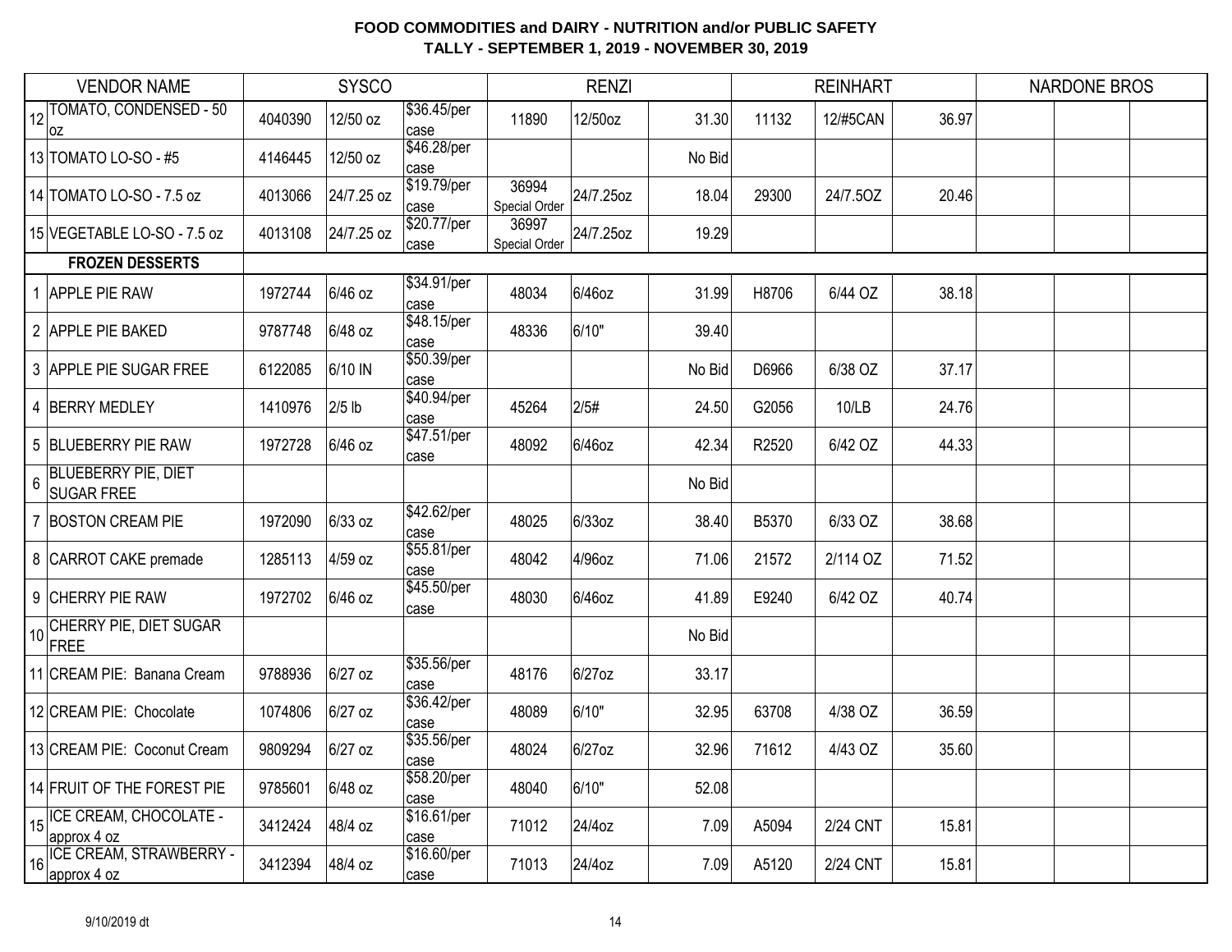# FOOD COMMODITIES and DAIRY - NUTRITION and/or PUBLIC SAFETY
## TALLY - SEPTEMBER 1, 2019 - NOVEMBER 30, 2019

| | VENDOR NAME | SYSCO | | | RENZI | | | REINHART | | | NARDONE BROS | | |
|---|---|---|---|---|---|---|---|---|---|---|---|---|---|
| 12 | TOMATO, CONDENSED - 50 oz | 4040390 | 12/50 oz | $36.45/per case | 11890 | 12/50oz | 31.30 | 11132 | 12/#5CAN | 36.97 | | | |
| 13 | TOMATO LO-SO - #5 | 4146445 | 12/50 oz | $46.28/per case | | | No Bid | | | | | | |
| 14 | TOMATO LO-SO - 7.5 oz | 4013066 | 24/7.25 oz | $19.79/per case | 36994 Special Order | 24/7.25oz | 18.04 | 29300 | 24/7.5OZ | 20.46 | | | |
| 15 | VEGETABLE LO-SO - 7.5 oz | 4013108 | 24/7.25 oz | $20.77/per case | 36997 Special Order | 24/7.25oz | 19.29 | | | | | | |
| | **FROZEN DESSERTS** | | | | | | | | | | | | |
| 1 | APPLE PIE RAW | 1972744 | 6/46 oz | $34.91/per case | 48034 | 6/46oz | 31.99 | H8706 | 6/44 OZ | 38.18 | | | |
| 2 | APPLE PIE BAKED | 9787748 | 6/48 oz | $48.15/per case | 48336 | 6/10" | 39.40 | | | | | | |
| 3 | APPLE PIE SUGAR FREE | 6122085 | 6/10 IN | $50.39/per case | | | No Bid | D6966 | 6/38 OZ | 37.17 | | | |
| 4 | BERRY MEDLEY | 1410976 | 2/5 lb | $40.94/per case | 45264 | 2/5# | 24.50 | G2056 | 10/LB | 24.76 | | | |
| 5 | BLUEBERRY PIE RAW | 1972728 | 6/46 oz | $47.51/per case | 48092 | 6/46oz | 42.34 | R2520 | 6/42 OZ | 44.33 | | | |
| 6 | BLUEBERRY PIE, DIET SUGAR FREE | | | | | | No Bid | | | | | | |
| 7 | BOSTON CREAM PIE | 1972090 | 6/33 oz | $42.62/per case | 48025 | 6/33oz | 38.40 | B5370 | 6/33 OZ | 38.68 | | | |
| 8 | CARROT CAKE premade | 1285113 | 4/59 oz | $55.81/per case | 48042 | 4/96oz | 71.06 | 21572 | 2/114 OZ | 71.52 | | | |
| 9 | CHERRY PIE RAW | 1972702 | 6/46 oz | $45.50/per case | 48030 | 6/46oz | 41.89 | E9240 | 6/42 OZ | 40.74 | | | |
| 10 | CHERRY PIE, DIET SUGAR FREE | | | | | | No Bid | | | | | | |
| 11 | CREAM PIE: Banana Cream | 9788936 | 6/27 oz | $35.56/per case | 48176 | 6/27oz | 33.17 | | | | | | |
| 12 | CREAM PIE: Chocolate | 1074806 | 6/27 oz | $36.42/per case | 48089 | 6/10" | 32.95 | 63708 | 4/38 OZ | 36.59 | | | |
| 13 | CREAM PIE: Coconut Cream | 9809294 | 6/27 oz | $35.56/per case | 48024 | 6/27oz | 32.96 | 71612 | 4/43 OZ | 35.60 | | | |
| 14 | FRUIT OF THE FOREST PIE | 9785601 | 6/48 oz | $58.20/per case | 48040 | 6/10" | 52.08 | | | | | | |
| 15 | ICE CREAM, CHOCOLATE - approx 4 oz | 3412424 | 48/4 oz | $16.61/per case | 71012 | 24/4oz | 7.09 | A5094 | 2/24 CNT | 15.81 | | | |
| 16 | ICE CREAM, STRAWBERRY - approx 4 oz | 3412394 | 48/4 oz | $16.60/per case | 71013 | 24/4oz | 7.09 | A5120 | 2/24 CNT | 15.81 | | | |

9/10/2019 dt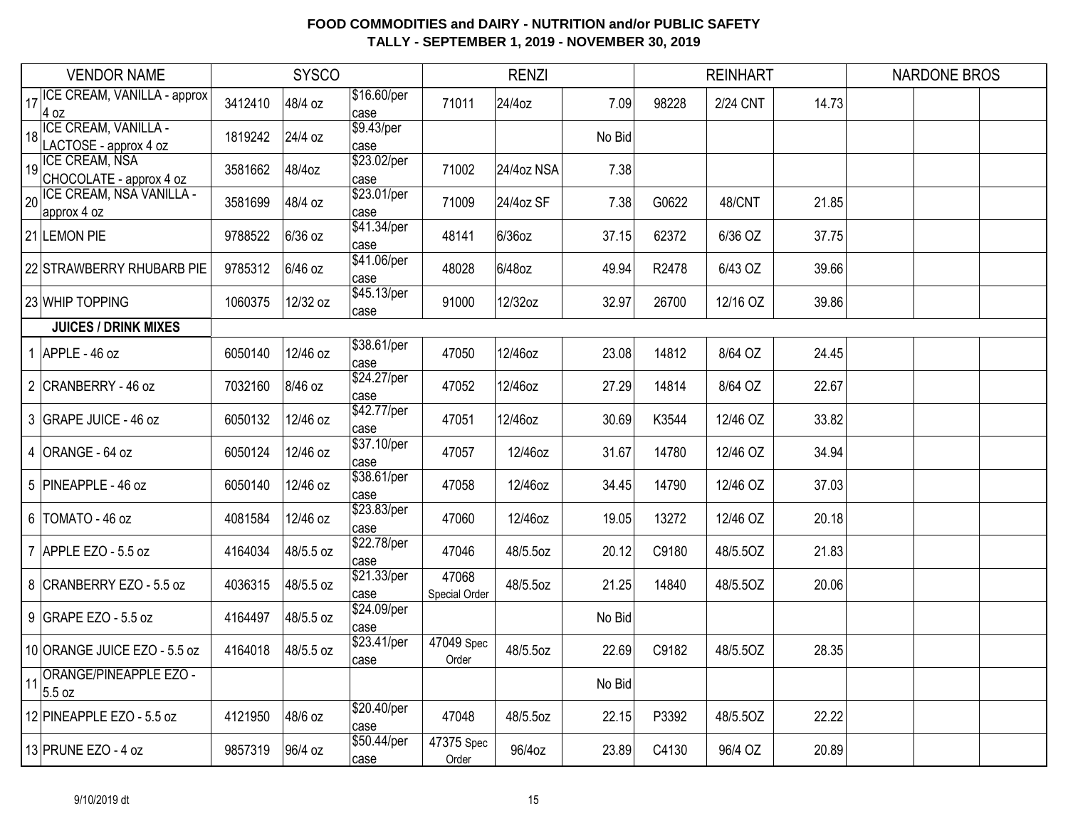# FOOD COMMODITIES and DAIRY - NUTRITION and/or PUBLIC SAFETY
## TALLY - SEPTEMBER 1, 2019 - NOVEMBER 30, 2019

| | VENDOR NAME | SYSCO | | | RENZI | | | REINHART | | | NARDONE BROS | | |
|---|---|---|---|---|---|---|---|---|---|---|---|---|---|
| 17 | ICE CREAM, VANILLA - approx 4 oz | 3412410 | 48/4 oz | $16.60/per case | 71011 | 24/4oz | 7.09 | 98228 | 2/24 CNT | 14.73 | | | |
| 18 | ICE CREAM, VANILLA - LACTOSE - approx 4 oz | 1819242 | 24/4 oz | $9.43/per case | | | No Bid | | | | | | |
| 19 | ICE CREAM, NSA CHOCOLATE - approx 4 oz | 3581662 | 48/4oz | $23.02/per case | 71002 | 24/4oz NSA | 7.38 | | | | | | |
| 20 | ICE CREAM, NSA VANILLA - approx 4 oz | 3581699 | 48/4 oz | $23.01/per case | 71009 | 24/4oz SF | 7.38 | G0622 | 48/CNT | 21.85 | | | |
| 21 | LEMON PIE | 9788522 | 6/36 oz | $41.34/per case | 48141 | 6/36oz | 37.15 | 62372 | 6/36 OZ | 37.75 | | | |
| 22 | STRAWBERRY RHUBARB PIE | 9785312 | 6/46 oz | $41.06/per case | 48028 | 6/48oz | 49.94 | R2478 | 6/43 OZ | 39.66 | | | |
| 23 | WHIP TOPPING | 1060375 | 12/32 oz | $45.13/per case | 91000 | 12/32oz | 32.97 | 26700 | 12/16 OZ | 39.86 | | | |
| | **JUICES / DRINK MIXES** | | | | | | | | | | | | |
| 1 | APPLE - 46 oz | 6050140 | 12/46 oz | $38.61/per case | 47050 | 12/46oz | 23.08 | 14812 | 8/64 OZ | 24.45 | | | |
| 2 | CRANBERRY - 46 oz | 7032160 | 8/46 oz | $24.27/per case | 47052 | 12/46oz | 27.29 | 14814 | 8/64 OZ | 22.67 | | | |
| 3 | GRAPE JUICE - 46 oz | 6050132 | 12/46 oz | $42.77/per case | 47051 | 12/46oz | 30.69 | K3544 | 12/46 OZ | 33.82 | | | |
| 4 | ORANGE - 64 oz | 6050124 | 12/46 oz | $37.10/per case | 47057 | 12/46oz | 31.67 | 14780 | 12/46 OZ | 34.94 | | | |
| 5 | PINEAPPLE - 46 oz | 6050140 | 12/46 oz | $38.61/per case | 47058 | 12/46oz | 34.45 | 14790 | 12/46 OZ | 37.03 | | | |
| 6 | TOMATO - 46 oz | 4081584 | 12/46 oz | $23.83/per case | 47060 | 12/46oz | 19.05 | 13272 | 12/46 OZ | 20.18 | | | |
| 7 | APPLE EZO - 5.5 oz | 4164034 | 48/5.5 oz | $22.78/per case | 47046 | 48/5.5oz | 20.12 | C9180 | 48/5.5OZ | 21.83 | | | |
| 8 | CRANBERRY EZO - 5.5 oz | 4036315 | 48/5.5 oz | $21.33/per case | 47068 Special Order | 48/5.5oz | 21.25 | 14840 | 48/5.5OZ | 20.06 | | | |
| 9 | GRAPE EZO - 5.5 oz | 4164497 | 48/5.5 oz | $24.09/per case | | | No Bid | | | | | | |
| 10 | ORANGE JUICE EZO - 5.5 oz | 4164018 | 48/5.5 oz | $23.41/per case | 47049 Spec Order | 48/5.5oz | 22.69 | C9182 | 48/5.5OZ | 28.35 | | | |
| 11 | ORANGE/PINEAPPLE EZO - 5.5 oz | | | | | | No Bid | | | | | | |
| 12 | PINEAPPLE EZO - 5.5 oz | 4121950 | 48/6 oz | $20.40/per case | 47048 | 48/5.5oz | 22.15 | P3392 | 48/5.5OZ | 22.22 | | | |
| 13 | PRUNE EZO - 4 oz | 9857319 | 96/4 oz | $50.44/per case | 47375 Spec Order | 96/4oz | 23.89 | C4130 | 96/4 OZ | 20.89 | | | |

9/10/2019 dt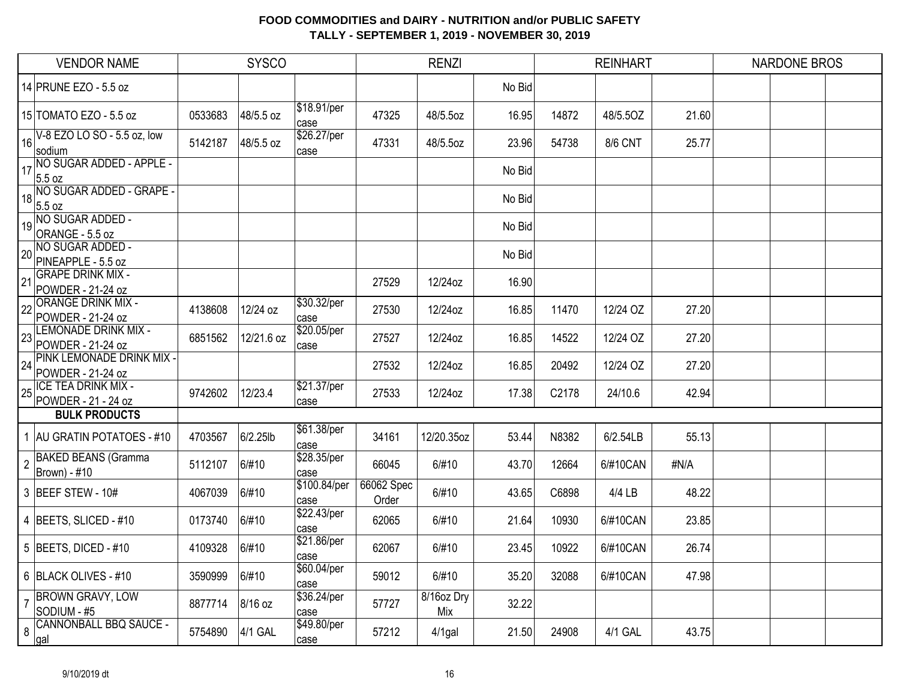# FOOD COMMODITIES and DAIRY - NUTRITION and/or PUBLIC SAFETY

## TALLY - SEPTEMBER 1, 2019 - NOVEMBER 30, 2019

| | VENDOR NAME | SYSCO | | | RENZI | | | REINHART | | | NARDONE BROS | | |
|---|---|---|---|---|---|---|---|---|---|---|---|---|---|
| 14 | PRUNE EZO - 5.5 oz | | | | | | No Bid | | | | | | |
| 15 | TOMATO EZO - 5.5 oz | 0533683 | 48/5.5 oz | $18.91/per case | 47325 | 48/5.5oz | 16.95 | 14872 | 48/5.5OZ | 21.60 | | | |
| 16 | V-8 EZO LO SO - 5.5 oz, low sodium | 5142187 | 48/5.5 oz | $26.27/per case | 47331 | 48/5.5oz | 23.96 | 54738 | 8/6 CNT | 25.77 | | | |
| 17 | NO SUGAR ADDED - APPLE - 5.5 oz | | | | | | No Bid | | | | | | |
| 18 | NO SUGAR ADDED - GRAPE - 5.5 oz | | | | | | No Bid | | | | | | |
| 19 | NO SUGAR ADDED - ORANGE - 5.5 oz | | | | | | No Bid | | | | | | |
| 20 | NO SUGAR ADDED - PINEAPPLE - 5.5 oz | | | | | | No Bid | | | | | | |
| 21 | GRAPE DRINK MIX - POWDER - 21-24 oz | | | | 27529 | 12/24oz | 16.90 | | | | | | |
| 22 | ORANGE DRINK MIX - POWDER - 21-24 oz | 4138608 | 12/24 oz | $30.32/per case | 27530 | 12/24oz | 16.85 | 11470 | 12/24 OZ | 27.20 | | | |
| 23 | LEMONADE DRINK MIX - POWDER - 21-24 oz | 6851562 | 12/21.6 oz | $20.05/per case | 27527 | 12/24oz | 16.85 | 14522 | 12/24 OZ | 27.20 | | | |
| 24 | PINK LEMONADE DRINK MIX - POWDER - 21-24 oz | | | | 27532 | 12/24oz | 16.85 | 20492 | 12/24 OZ | 27.20 | | | |
| 25 | ICE TEA DRINK MIX - POWDER - 21 - 24 oz | 9742602 | 12/23.4 | $21.37/per case | 27533 | 12/24oz | 17.38 | C2178 | 24/10.6 | 42.94 | | | |
| | **BULK PRODUCTS** | | | | | | | | | | | | |
| 1 | AU GRATIN POTATOES - #10 | 4703567 | 6/2.25lb | $61.38/per case | 34161 | 12/20.35oz | 53.44 | N8382 | 6/2.54LB | 55.13 | | | |
| 2 | BAKED BEANS (Gramma Brown) - #10 | 5112107 | 6/#10 | $28.35/per case | 66045 | 6/#10 | 43.70 | 12664 | 6/#10CAN | #N/A | | | |
| 3 | BEEF STEW - 10# | 4067039 | 6/#10 | $100.84/per case | 66062 Spec Order | 6/#10 | 43.65 | C6898 | 4/4 LB | 48.22 | | | |
| 4 | BEETS, SLICED - #10 | 0173740 | 6/#10 | $22.43/per case | 62065 | 6/#10 | 21.64 | 10930 | 6/#10CAN | 23.85 | | | |
| 5 | BEETS, DICED - #10 | 4109328 | 6/#10 | $21.86/per case | 62067 | 6/#10 | 23.45 | 10922 | 6/#10CAN | 26.74 | | | |
| 6 | BLACK OLIVES - #10 | 3590999 | 6/#10 | $60.04/per case | 59012 | 6/#10 | 35.20 | 32088 | 6/#10CAN | 47.98 | | | |
| 7 | BROWN GRAVY, LOW SODIUM - #5 | 8877714 | 8/16 oz | $36.24/per case | 57727 | 8/16oz Dry Mix | 32.22 | | | | | | |
| 8 | CANNONBALL BBQ SAUCE - gal | 5754890 | 4/1 GAL | $49.80/per case | 57212 | 4/1gal | 21.50 | 24908 | 4/1 GAL | 43.75 | | | |

9/10/2019 dt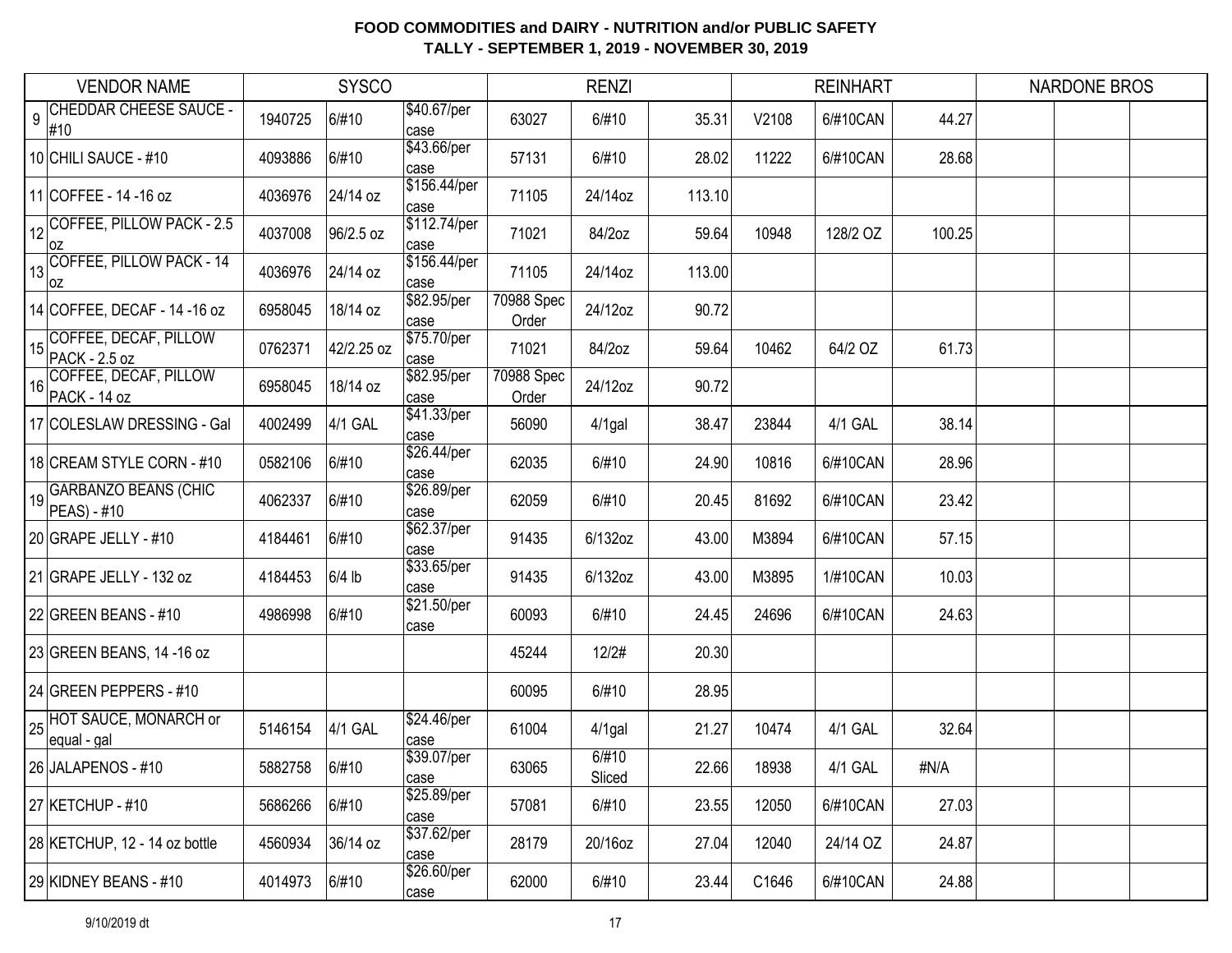**FOOD COMMODITIES and DAIRY - NUTRITION and/or PUBLIC SAFETY**
**TALLY - SEPTEMBER 1, 2019 - NOVEMBER 30, 2019**

| | VENDOR NAME | SYSCO | | | RENZI | | | REINHART | | | NARDONE BROS | | |
|---|---|---|---|---|---|---|---|---|---|---|---|---|---|
| 9 | CHEDDAR CHEESE SAUCE - #10 | 1940725 | 6/#10 | $40.67/per case | 63027 | 6/#10 | 35.31 | V2108 | 6/#10CAN | 44.27 | | | |
| 10 | CHILI SAUCE - #10 | 4093886 | 6/#10 | $43.66/per case | 57131 | 6/#10 | 28.02 | 11222 | 6/#10CAN | 28.68 | | | |
| 11 | COFFEE - 14 -16 oz | 4036976 | 24/14 oz | $156.44/per case | 71105 | 24/14oz | 113.10 | | | | | | |
| 12 | COFFEE, PILLOW PACK - 2.5 oz | 4037008 | 96/2.5 oz | $112.74/per case | 71021 | 84/2oz | 59.64 | 10948 | 128/2 OZ | 100.25 | | | |
| 13 | COFFEE, PILLOW PACK - 14 oz | 4036976 | 24/14 oz | $156.44/per case | 71105 | 24/14oz | 113.00 | | | | | | |
| 14 | COFFEE, DECAF - 14 -16 oz | 6958045 | 18/14 oz | $82.95/per case | 70988 Spec Order | 24/12oz | 90.72 | | | | | | |
| 15 | COFFEE, DECAF, PILLOW PACK - 2.5 oz | 0762371 | 42/2.25 oz | $75.70/per case | 71021 | 84/2oz | 59.64 | 10462 | 64/2 OZ | 61.73 | | | |
| 16 | COFFEE, DECAF, PILLOW PACK - 14 oz | 6958045 | 18/14 oz | $82.95/per case | 70988 Spec Order | 24/12oz | 90.72 | | | | | | |
| 17 | COLESLAW DRESSING - Gal | 4002499 | 4/1 GAL | $41.33/per case | 56090 | 4/1gal | 38.47 | 23844 | 4/1 GAL | 38.14 | | | |
| 18 | CREAM STYLE CORN - #10 | 0582106 | 6/#10 | $26.44/per case | 62035 | 6/#10 | 24.90 | 10816 | 6/#10CAN | 28.96 | | | |
| 19 | GARBANZO BEANS (CHIC PEAS) - #10 | 4062337 | 6/#10 | $26.89/per case | 62059 | 6/#10 | 20.45 | 81692 | 6/#10CAN | 23.42 | | | |
| 20 | GRAPE JELLY - #10 | 4184461 | 6/#10 | $62.37/per case | 91435 | 6/132oz | 43.00 | M3894 | 6/#10CAN | 57.15 | | | |
| 21 | GRAPE JELLY - 132 oz | 4184453 | 6/4 lb | $33.65/per case | 91435 | 6/132oz | 43.00 | M3895 | 1/#10CAN | 10.03 | | | |
| 22 | GREEN BEANS - #10 | 4986998 | 6/#10 | $21.50/per case | 60093 | 6/#10 | 24.45 | 24696 | 6/#10CAN | 24.63 | | | |
| 23 | GREEN BEANS, 14 -16 oz | | | | 45244 | 12/2# | 20.30 | | | | | | |
| 24 | GREEN PEPPERS - #10 | | | | 60095 | 6/#10 | 28.95 | | | | | | |
| 25 | HOT SAUCE, MONARCH or equal - gal | 5146154 | 4/1 GAL | $24.46/per case | 61004 | 4/1gal | 21.27 | 10474 | 4/1 GAL | 32.64 | | | |
| 26 | JALAPENOS - #10 | 5882758 | 6/#10 | $39.07/per case | 63065 | 6/#10 Sliced | 22.66 | 18938 | 4/1 GAL | #N/A | | | |
| 27 | KETCHUP - #10 | 5686266 | 6/#10 | $25.89/per case | 57081 | 6/#10 | 23.55 | 12050 | 6/#10CAN | 27.03 | | | |
| 28 | KETCHUP, 12 - 14 oz bottle | 4560934 | 36/14 oz | $37.62/per case | 28179 | 20/16oz | 27.04 | 12040 | 24/14 OZ | 24.87 | | | |
| 29 | KIDNEY BEANS - #10 | 4014973 | 6/#10 | $26.60/per case | 62000 | 6/#10 | 23.44 | C1646 | 6/#10CAN | 24.88 | | | |

9/10/2019 dt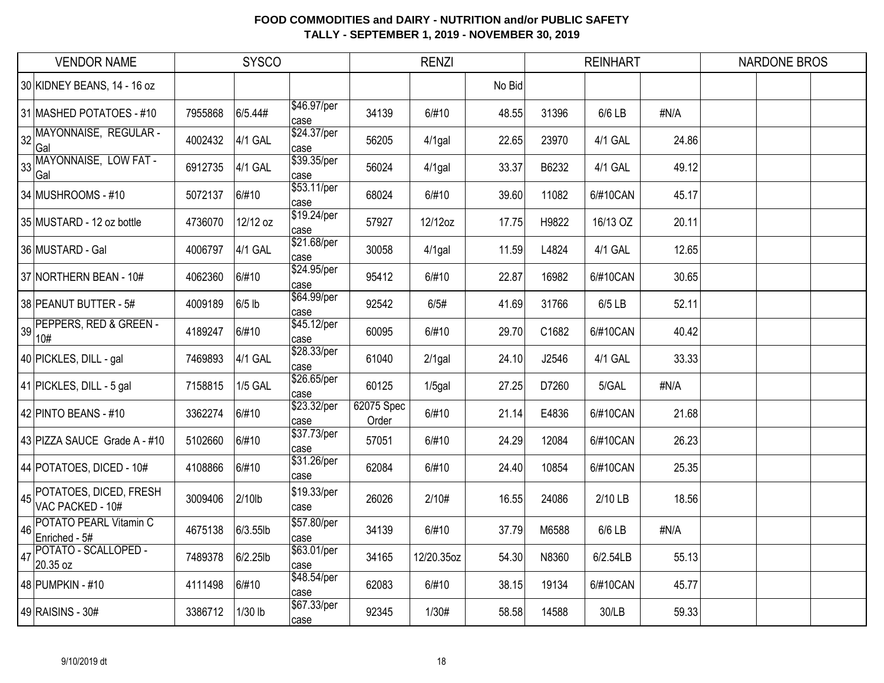**FOOD COMMODITIES and DAIRY - NUTRITION and/or PUBLIC SAFETY**
**TALLY - SEPTEMBER 1, 2019 - NOVEMBER 30, 2019**

| | VENDOR NAME | SYSCO | | | RENZI | | | REINHART | | | NARDONE BROS | | |
|---|---|---|---|---|---|---|---|---|---|---|---|---|---|
| 30 | KIDNEY BEANS, 14 - 16 oz | | | | | | No Bid | | | | | | |
| 31 | MASHED POTATOES - #10 | 7955868 | 6/5.44# | $46.97/per case | 34139 | 6/#10 | 48.55 | 31396 | 6/6 LB | #N/A | | | |
| 32 | MAYONNAISE, REGULAR - Gal | 4002432 | 4/1 GAL | $24.37/per case | 56205 | 4/1gal | 22.65 | 23970 | 4/1 GAL | 24.86 | | | |
| 33 | MAYONNAISE, LOW FAT - Gal | 6912735 | 4/1 GAL | $39.35/per case | 56024 | 4/1gal | 33.37 | B6232 | 4/1 GAL | 49.12 | | | |
| 34 | MUSHROOMS - #10 | 5072137 | 6/#10 | $53.11/per case | 68024 | 6/#10 | 39.60 | 11082 | 6/#10CAN | 45.17 | | | |
| 35 | MUSTARD - 12 oz bottle | 4736070 | 12/12 oz | $19.24/per case | 57927 | 12/12oz | 17.75 | H9822 | 16/13 OZ | 20.11 | | | |
| 36 | MUSTARD - Gal | 4006797 | 4/1 GAL | $21.68/per case | 30058 | 4/1gal | 11.59 | L4824 | 4/1 GAL | 12.65 | | | |
| 37 | NORTHERN BEAN - 10# | 4062360 | 6/#10 | $24.95/per case | 95412 | 6/#10 | 22.87 | 16982 | 6/#10CAN | 30.65 | | | |
| 38 | PEANUT BUTTER - 5# | 4009189 | 6/5 lb | $64.99/per case | 92542 | 6/5# | 41.69 | 31766 | 6/5 LB | 52.11 | | | |
| 39 | PEPPERS, RED & GREEN - 10# | 4189247 | 6/#10 | $45.12/per case | 60095 | 6/#10 | 29.70 | C1682 | 6/#10CAN | 40.42 | | | |
| 40 | PICKLES, DILL - gal | 7469893 | 4/1 GAL | $28.33/per case | 61040 | 2/1gal | 24.10 | J2546 | 4/1 GAL | 33.33 | | | |
| 41 | PICKLES, DILL - 5 gal | 7158815 | 1/5 GAL | $26.65/per case | 60125 | 1/5gal | 27.25 | D7260 | 5/GAL | #N/A | | | |
| 42 | PINTO BEANS - #10 | 3362274 | 6/#10 | $23.32/per case | 62075 Spec Order | 6/#10 | 21.14 | E4836 | 6/#10CAN | 21.68 | | | |
| 43 | PIZZA SAUCE Grade A - #10 | 5102660 | 6/#10 | $37.73/per case | 57051 | 6/#10 | 24.29 | 12084 | 6/#10CAN | 26.23 | | | |
| 44 | POTATOES, DICED - 10# | 4108866 | 6/#10 | $31.26/per case | 62084 | 6/#10 | 24.40 | 10854 | 6/#10CAN | 25.35 | | | |
| 45 | POTATOES, DICED, FRESH VAC PACKED - 10# | 3009406 | 2/10lb | $19.33/per case | 26026 | 2/10# | 16.55 | 24086 | 2/10 LB | 18.56 | | | |
| 46 | POTATO PEARL Vitamin C Enriched - 5# | 4675138 | 6/3.55lb | $57.80/per case | 34139 | 6/#10 | 37.79 | M6588 | 6/6 LB | #N/A | | | |
| 47 | POTATO - SCALLOPED - 20.35 oz | 7489378 | 6/2.25lb | $63.01/per case | 34165 | 12/20.35oz | 54.30 | N8360 | 6/2.54LB | 55.13 | | | |
| 48 | PUMPKIN - #10 | 4111498 | 6/#10 | $48.54/per case | 62083 | 6/#10 | 38.15 | 19134 | 6/#10CAN | 45.77 | | | |
| 49 | RAISINS - 30# | 3386712 | 1/30 lb | $67.33/per case | 92345 | 1/30# | 58.58 | 14588 | 30/LB | 59.33 | | | |

9/10/2019 dt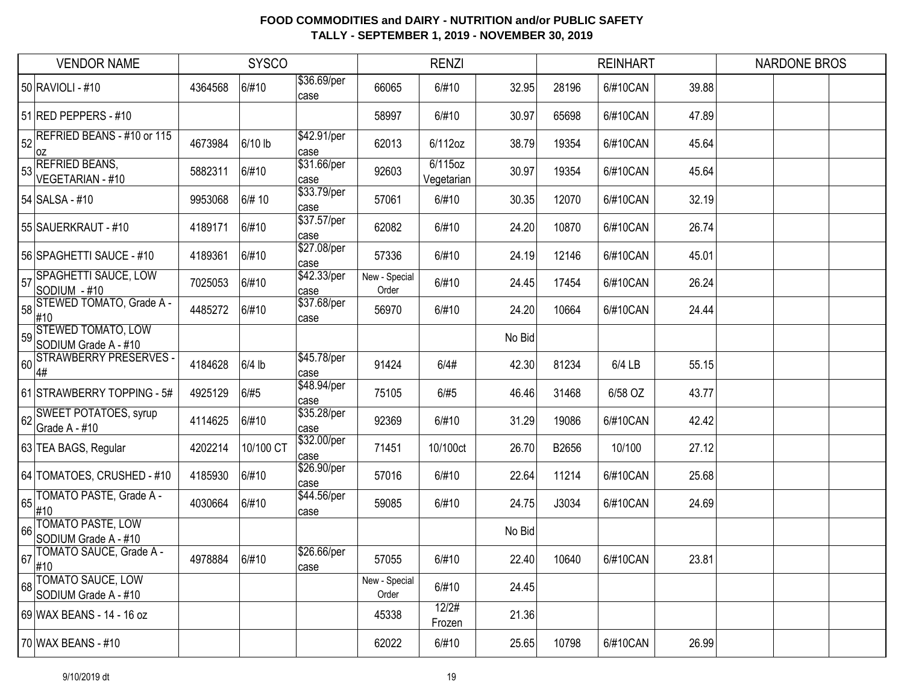# FOOD COMMODITIES and DAIRY - NUTRITION and/or PUBLIC SAFETY
## TALLY - SEPTEMBER 1, 2019 - NOVEMBER 30, 2019

| | VENDOR NAME | SYSCO | | | RENZI | | | REINHART | | | NARDONE BROS | | |
|---|---|---|---|---|---|---|---|---|---|---|---|---|---|
| 50 | RAVIOLI - #10 | 4364568 | 6/#10 | $36.69/per case | 66065 | 6/#10 | 32.95 | 28196 | 6/#10CAN | 39.88 | | | |
| 51 | RED PEPPERS - #10 | | | | 58997 | 6/#10 | 30.97 | 65698 | 6/#10CAN | 47.89 | | | |
| 52 | REFRIED BEANS - #10 or 115 oz | 4673984 | 6/10 lb | $42.91/per case | 62013 | 6/112oz | 38.79 | 19354 | 6/#10CAN | 45.64 | | | |
| 53 | REFRIED BEANS, VEGETARIAN - #10 | 5882311 | 6/#10 | $31.66/per case | 92603 | 6/115oz Vegetarian | 30.97 | 19354 | 6/#10CAN | 45.64 | | | |
| 54 | SALSA - #10 | 9953068 | 6/# 10 | $33.79/per case | 57061 | 6/#10 | 30.35 | 12070 | 6/#10CAN | 32.19 | | | |
| 55 | SAUERKRAUT - #10 | 4189171 | 6/#10 | $37.57/per case | 62082 | 6/#10 | 24.20 | 10870 | 6/#10CAN | 26.74 | | | |
| 56 | SPAGHETTI SAUCE - #10 | 4189361 | 6/#10 | $27.08/per case | 57336 | 6/#10 | 24.19 | 12146 | 6/#10CAN | 45.01 | | | |
| 57 | SPAGHETTI SAUCE, LOW SODIUM - #10 | 7025053 | 6/#10 | $42.33/per case | New - Special Order | 6/#10 | 24.45 | 17454 | 6/#10CAN | 26.24 | | | |
| 58 | STEWED TOMATO, Grade A - #10 | 4485272 | 6/#10 | $37.68/per case | 56970 | 6/#10 | 24.20 | 10664 | 6/#10CAN | 24.44 | | | |
| 59 | STEWED TOMATO, LOW SODIUM Grade A - #10 | | | | | | No Bid | | | | | | |
| 60 | STRAWBERRY PRESERVES - 4# | 4184628 | 6/4 lb | $45.78/per case | 91424 | 6/4# | 42.30 | 81234 | 6/4 LB | 55.15 | | | |
| 61 | STRAWBERRY TOPPING - 5# | 4925129 | 6/#5 | $48.94/per case | 75105 | 6/#5 | 46.46 | 31468 | 6/58 OZ | 43.77 | | | |
| 62 | SWEET POTATOES, syrup Grade A - #10 | 4114625 | 6/#10 | $35.28/per case | 92369 | 6/#10 | 31.29 | 19086 | 6/#10CAN | 42.42 | | | |
| 63 | TEA BAGS, Regular | 4202214 | 10/100 CT | $32.00/per case | 71451 | 10/100ct | 26.70 | B2656 | 10/100 | 27.12 | | | |
| 64 | TOMATOES, CRUSHED - #10 | 4185930 | 6/#10 | $26.90/per case | 57016 | 6/#10 | 22.64 | 11214 | 6/#10CAN | 25.68 | | | |
| 65 | TOMATO PASTE, Grade A - #10 | 4030664 | 6/#10 | $44.56/per case | 59085 | 6/#10 | 24.75 | J3034 | 6/#10CAN | 24.69 | | | |
| 66 | TOMATO PASTE, LOW SODIUM Grade A - #10 | | | | | | No Bid | | | | | | |
| 67 | TOMATO SAUCE, Grade A - #10 | 4978884 | 6/#10 | $26.66/per case | 57055 | 6/#10 | 22.40 | 10640 | 6/#10CAN | 23.81 | | | |
| 68 | TOMATO SAUCE, LOW SODIUM Grade A - #10 | | | | New - Special Order | 6/#10 | 24.45 | | | | | | |
| 69 | WAX BEANS - 14 - 16 oz | | | | 45338 | 12/2# Frozen | 21.36 | | | | | | |
| 70 | WAX BEANS - #10 | | | | 62022 | 6/#10 | 25.65 | 10798 | 6/#10CAN | 26.99 | | | |

9/10/2019 dt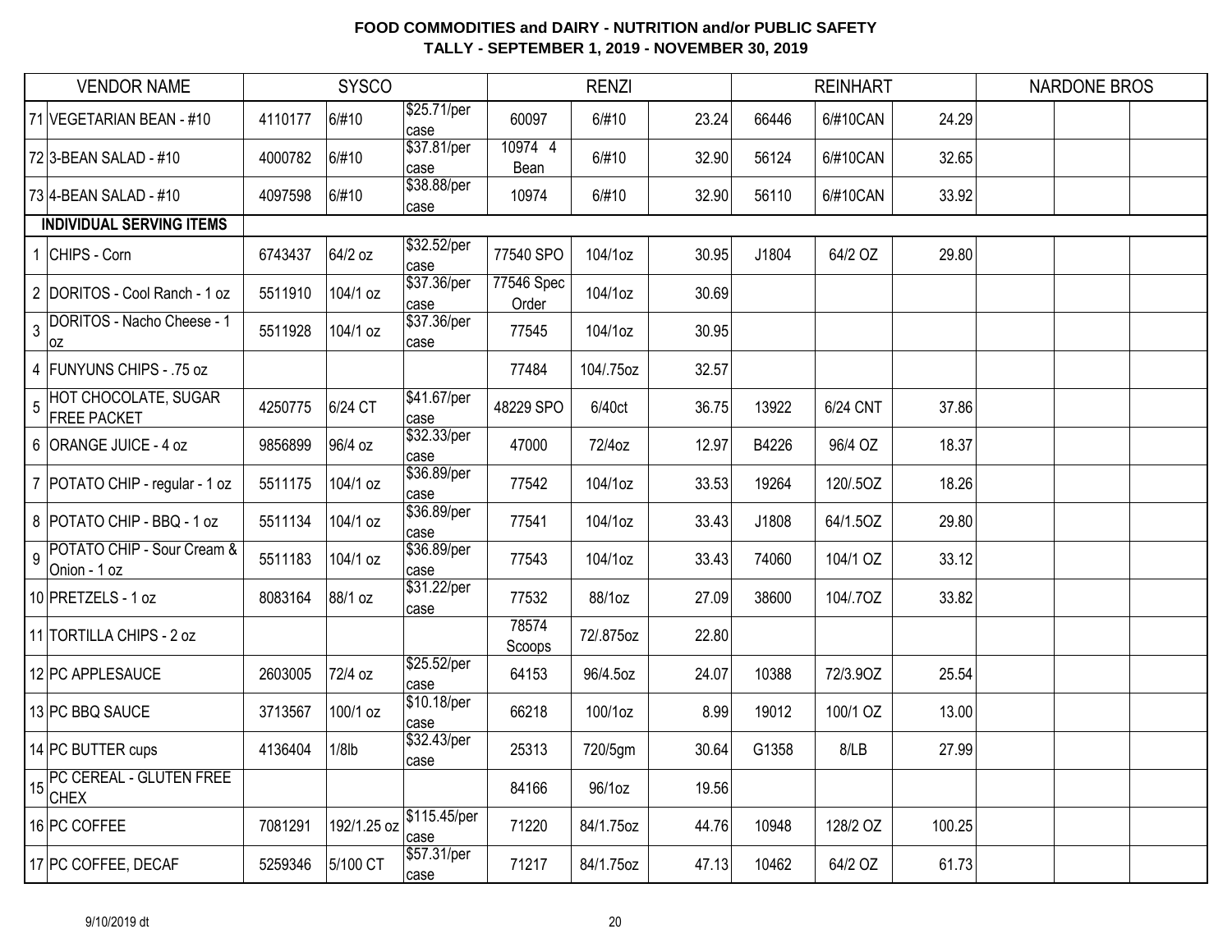**FOOD COMMODITIES and DAIRY - NUTRITION and/or PUBLIC SAFETY**
**TALLY - SEPTEMBER 1, 2019 - NOVEMBER 30, 2019**

| | VENDOR NAME | SYSCO | | | RENZI | | | REINHART | | | NARDONE BROS | | |
|---|---|---|---|---|---|---|---|---|---|---|---|---|---|
| 71 | VEGETARIAN BEAN - #10 | 4110177 | 6/#10 | $25.71/per case | 60097 | 6/#10 | 23.24 | 66446 | 6/#10CAN | 24.29 | | | |
| 72 | 3-BEAN SALAD - #10 | 4000782 | 6/#10 | $37.81/per case | 10974 4 Bean | 6/#10 | 32.90 | 56124 | 6/#10CAN | 32.65 | | | |
| 73 | 4-BEAN SALAD - #10 | 4097598 | 6/#10 | $38.88/per case | 10974 | 6/#10 | 32.90 | 56110 | 6/#10CAN | 33.92 | | | |
| | **INDIVIDUAL SERVING ITEMS** | | | | | | | | | | | | |
| 1 | CHIPS - Corn | 6743437 | 64/2 oz | $32.52/per case | 77540 SPO | 104/1oz | 30.95 | J1804 | 64/2 OZ | 29.80 | | | |
| 2 | DORITOS - Cool Ranch - 1 oz | 5511910 | 104/1 oz | $37.36/per case | 77546 Spec Order | 104/1oz | 30.69 | | | | | | |
| 3 | DORITOS - Nacho Cheese - 1 oz | 5511928 | 104/1 oz | $37.36/per case | 77545 | 104/1oz | 30.95 | | | | | | |
| 4 | FUNYUNS CHIPS - .75 oz | | | | 77484 | 104/.75oz | 32.57 | | | | | | |
| 5 | HOT CHOCOLATE, SUGAR FREE PACKET | 4250775 | 6/24 CT | $41.67/per case | 48229 SPO | 6/40ct | 36.75 | 13922 | 6/24 CNT | 37.86 | | | |
| 6 | ORANGE JUICE - 4 oz | 9856899 | 96/4 oz | $32.33/per case | 47000 | 72/4oz | 12.97 | B4226 | 96/4 OZ | 18.37 | | | |
| 7 | POTATO CHIP - regular - 1 oz | 5511175 | 104/1 oz | $36.89/per case | 77542 | 104/1oz | 33.53 | 19264 | 120/.5OZ | 18.26 | | | |
| 8 | POTATO CHIP - BBQ - 1 oz | 5511134 | 104/1 oz | $36.89/per case | 77541 | 104/1oz | 33.43 | J1808 | 64/1.5OZ | 29.80 | | | |
| 9 | POTATO CHIP - Sour Cream & Onion - 1 oz | 5511183 | 104/1 oz | $36.89/per case | 77543 | 104/1oz | 33.43 | 74060 | 104/1 OZ | 33.12 | | | |
| 10 | PRETZELS - 1 oz | 8083164 | 88/1 oz | $31.22/per case | 77532 | 88/1oz | 27.09 | 38600 | 104/.7OZ | 33.82 | | | |
| 11 | TORTILLA CHIPS - 2 oz | | | | 78574 Scoops | 72/.875oz | 22.80 | | | | | | |
| 12 | PC APPLESAUCE | 2603005 | 72/4 oz | $25.52/per case | 64153 | 96/4.5oz | 24.07 | 10388 | 72/3.9OZ | 25.54 | | | |
| 13 | PC BBQ SAUCE | 3713567 | 100/1 oz | $10.18/per case | 66218 | 100/1oz | 8.99 | 19012 | 100/1 OZ | 13.00 | | | |
| 14 | PC BUTTER cups | 4136404 | 1/8lb | $32.43/per case | 25313 | 720/5gm | 30.64 | G1358 | 8/LB | 27.99 | | | |
| 15 | PC CEREAL - GLUTEN FREE CHEX | | | | 84166 | 96/1oz | 19.56 | | | | | | |
| 16 | PC COFFEE | 7081291 | 192/1.25 oz | $115.45/per case | 71220 | 84/1.75oz | 44.76 | 10948 | 128/2 OZ | 100.25 | | | |
| 17 | PC COFFEE, DECAF | 5259346 | 5/100 CT | $57.31/per case | 71217 | 84/1.75oz | 47.13 | 10462 | 64/2 OZ | 61.73 | | | |

9/10/2019 dt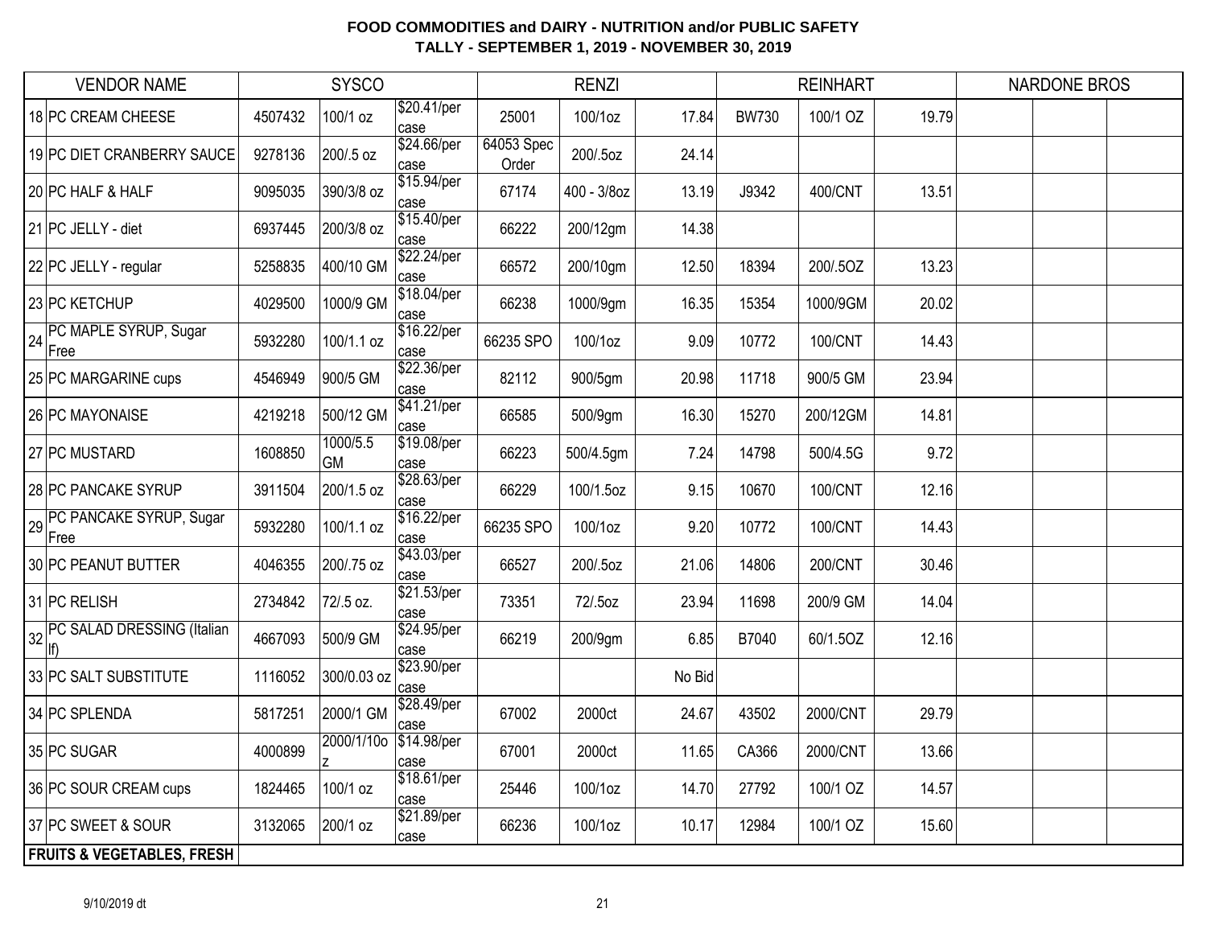**FOOD COMMODITIES and DAIRY - NUTRITION and/or PUBLIC SAFETY**
**TALLY - SEPTEMBER 1, 2019 - NOVEMBER 30, 2019**

| | VENDOR NAME | SYSCO | | | RENZI | | | REINHART | | | NARDONE BROS | | |
|---|---|---|---|---|---|---|---|---|---|---|---|---|---|
| 18 | PC CREAM CHEESE | 4507432 | 100/1 oz | $20.41/per case | 25001 | 100/1oz | 17.84 | BW730 | 100/1 OZ | 19.79 | | | |
| 19 | PC DIET CRANBERRY SAUCE | 9278136 | 200/.5 oz | $24.66/per case | 64053 Spec Order | 200/.5oz | 24.14 | | | | | | |
| 20 | PC HALF & HALF | 9095035 | 390/3/8 oz | $15.94/per case | 67174 | 400 - 3/8oz | 13.19 | J9342 | 400/CNT | 13.51 | | | |
| 21 | PC JELLY - diet | 6937445 | 200/3/8 oz | $15.40/per case | 66222 | 200/12gm | 14.38 | | | | | | |
| 22 | PC JELLY - regular | 5258835 | 400/10 GM | $22.24/per case | 66572 | 200/10gm | 12.50 | 18394 | 200/.5OZ | 13.23 | | | |
| 23 | PC KETCHUP | 4029500 | 1000/9 GM | $18.04/per case | 66238 | 1000/9gm | 16.35 | 15354 | 1000/9GM | 20.02 | | | |
| 24 | PC MAPLE SYRUP, Sugar Free | 5932280 | 100/1.1 oz | $16.22/per case | 66235 SPO | 100/1oz | 9.09 | 10772 | 100/CNT | 14.43 | | | |
| 25 | PC MARGARINE cups | 4546949 | 900/5 GM | $22.36/per case | 82112 | 900/5gm | 20.98 | 11718 | 900/5 GM | 23.94 | | | |
| 26 | PC MAYONAISE | 4219218 | 500/12 GM | $41.21/per case | 66585 | 500/9gm | 16.30 | 15270 | 200/12GM | 14.81 | | | |
| 27 | PC MUSTARD | 1608850 | 1000/5.5 GM | $19.08/per case | 66223 | 500/4.5gm | 7.24 | 14798 | 500/4.5G | 9.72 | | | |
| 28 | PC PANCAKE SYRUP | 3911504 | 200/1.5 oz | $28.63/per case | 66229 | 100/1.5oz | 9.15 | 10670 | 100/CNT | 12.16 | | | |
| 29 | PC PANCAKE SYRUP, Sugar Free | 5932280 | 100/1.1 oz | $16.22/per case | 66235 SPO | 100/1oz | 9.20 | 10772 | 100/CNT | 14.43 | | | |
| 30 | PC PEANUT BUTTER | 4046355 | 200/.75 oz | $43.03/per case | 66527 | 200/.5oz | 21.06 | 14806 | 200/CNT | 30.46 | | | |
| 31 | PC RELISH | 2734842 | 72/.5 oz. | $21.53/per case | 73351 | 72/.5oz | 23.94 | 11698 | 200/9 GM | 14.04 | | | |
| 32 | PC SALAD DRESSING (Italian lf) | 4667093 | 500/9 GM | $24.95/per case | 66219 | 200/9gm | 6.85 | B7040 | 60/1.5OZ | 12.16 | | | |
| 33 | PC SALT SUBSTITUTE | 1116052 | 300/0.03 oz | $23.90/per case | | | No Bid | | | | | | |
| 34 | PC SPLENDA | 5817251 | 2000/1 GM | $28.49/per case | 67002 | 2000ct | 24.67 | 43502 | 2000/CNT | 29.79 | | | |
| 35 | PC SUGAR | 4000899 | 2000/1/10oz | $14.98/per case | 67001 | 2000ct | 11.65 | CA366 | 2000/CNT | 13.66 | | | |
| 36 | PC SOUR CREAM cups | 1824465 | 100/1 oz | $18.61/per case | 25446 | 100/1oz | 14.70 | 27792 | 100/1 OZ | 14.57 | | | |
| 37 | PC SWEET & SOUR | 3132065 | 200/1 oz | $21.89/per case | 66236 | 100/1oz | 10.17 | 12984 | 100/1 OZ | 15.60 | | | |
| | **FRUITS & VEGETABLES, FRESH** | | | | | | | | | | | | |

9/10/2019 dt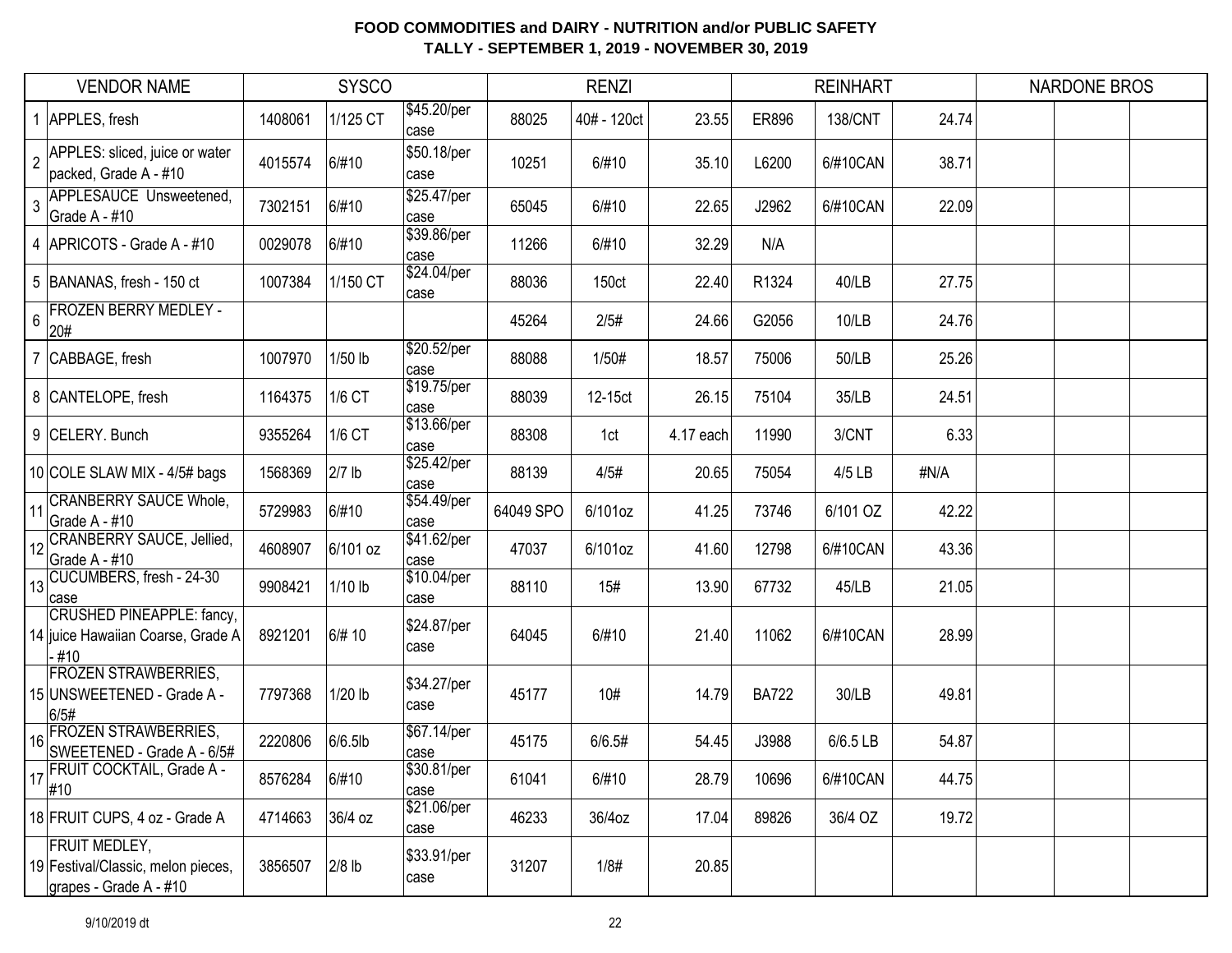**FOOD COMMODITIES and DAIRY - NUTRITION and/or PUBLIC SAFETY**
**TALLY - SEPTEMBER 1, 2019 - NOVEMBER 30, 2019**

| | VENDOR NAME | SYSCO | | | RENZI | | | REINHART | | | NARDONE BROS | | |
|---|---|---|---|---|---|---|---|---|---|---|---|---|---|
| 1 | APPLES, fresh | 1408061 | 1/125 CT | $45.20/per case | 88025 | 40# - 120ct | 23.55 | ER896 | 138/CNT | 24.74 | | | |
| 2 | APPLES: sliced, juice or water packed, Grade A - #10 | 4015574 | 6/#10 | $50.18/per case | 10251 | 6/#10 | 35.10 | L6200 | 6/#10CAN | 38.71 | | | |
| 3 | APPLESAUCE Unsweetened, Grade A - #10 | 7302151 | 6/#10 | $25.47/per case | 65045 | 6/#10 | 22.65 | J2962 | 6/#10CAN | 22.09 | | | |
| 4 | APRICOTS - Grade A - #10 | 0029078 | 6/#10 | $39.86/per case | 11266 | 6/#10 | 32.29 | N/A | | | | | |
| 5 | BANANAS, fresh - 150 ct | 1007384 | 1/150 CT | $24.04/per case | 88036 | 150ct | 22.40 | R1324 | 40/LB | 27.75 | | | |
| 6 | FROZEN BERRY MEDLEY - 20# | | | | 45264 | 2/5# | 24.66 | G2056 | 10/LB | 24.76 | | | |
| 7 | CABBAGE, fresh | 1007970 | 1/50 lb | $20.52/per case | 88088 | 1/50# | 18.57 | 75006 | 50/LB | 25.26 | | | |
| 8 | CANTELOPE, fresh | 1164375 | 1/6 CT | $19.75/per case | 88039 | 12-15ct | 26.15 | 75104 | 35/LB | 24.51 | | | |
| 9 | CELERY. Bunch | 9355264 | 1/6 CT | $13.66/per case | 88308 | 1ct | 4.17 each | 11990 | 3/CNT | 6.33 | | | |
| 10 | COLE SLAW MIX - 4/5# bags | 1568369 | 2/7 lb | $25.42/per case | 88139 | 4/5# | 20.65 | 75054 | 4/5 LB | #N/A | | | |
| 11 | CRANBERRY SAUCE Whole, Grade A - #10 | 5729983 | 6/#10 | $54.49/per case | 64049 SPO | 6/101oz | 41.25 | 73746 | 6/101 OZ | 42.22 | | | |
| 12 | CRANBERRY SAUCE, Jellied, Grade A - #10 | 4608907 | 6/101 oz | $41.62/per case | 47037 | 6/101oz | 41.60 | 12798 | 6/#10CAN | 43.36 | | | |
| 13 | CUCUMBERS, fresh - 24-30 case | 9908421 | 1/10 lb | $10.04/per case | 88110 | 15# | 13.90 | 67732 | 45/LB | 21.05 | | | |
| 14 | CRUSHED PINEAPPLE: fancy, juice Hawaiian Coarse, Grade A - #10 | 8921201 | 6/# 10 | $24.87/per case | 64045 | 6/#10 | 21.40 | 11062 | 6/#10CAN | 28.99 | | | |
| 15 | FROZEN STRAWBERRIES, UNSWEETENED - Grade A - 6/5# | 7797368 | 1/20 lb | $34.27/per case | 45177 | 10# | 14.79 | BA722 | 30/LB | 49.81 | | | |
| 16 | FROZEN STRAWBERRIES, SWEETENED - Grade A - 6/5# | 2220806 | 6/6.5lb | $67.14/per case | 45175 | 6/6.5# | 54.45 | J3988 | 6/6.5 LB | 54.87 | | | |
| 17 | FRUIT COCKTAIL, Grade A - #10 | 8576284 | 6/#10 | $30.81/per case | 61041 | 6/#10 | 28.79 | 10696 | 6/#10CAN | 44.75 | | | |
| 18 | FRUIT CUPS, 4 oz - Grade A | 4714663 | 36/4 oz | $21.06/per case | 46233 | 36/4oz | 17.04 | 89826 | 36/4 OZ | 19.72 | | | |
| 19 | FRUIT MEDLEY, Festival/Classic, melon pieces, grapes - Grade A - #10 | 3856507 | 2/8 lb | $33.91/per case | 31207 | 1/8# | 20.85 | | | | | | |

9/10/2019 dt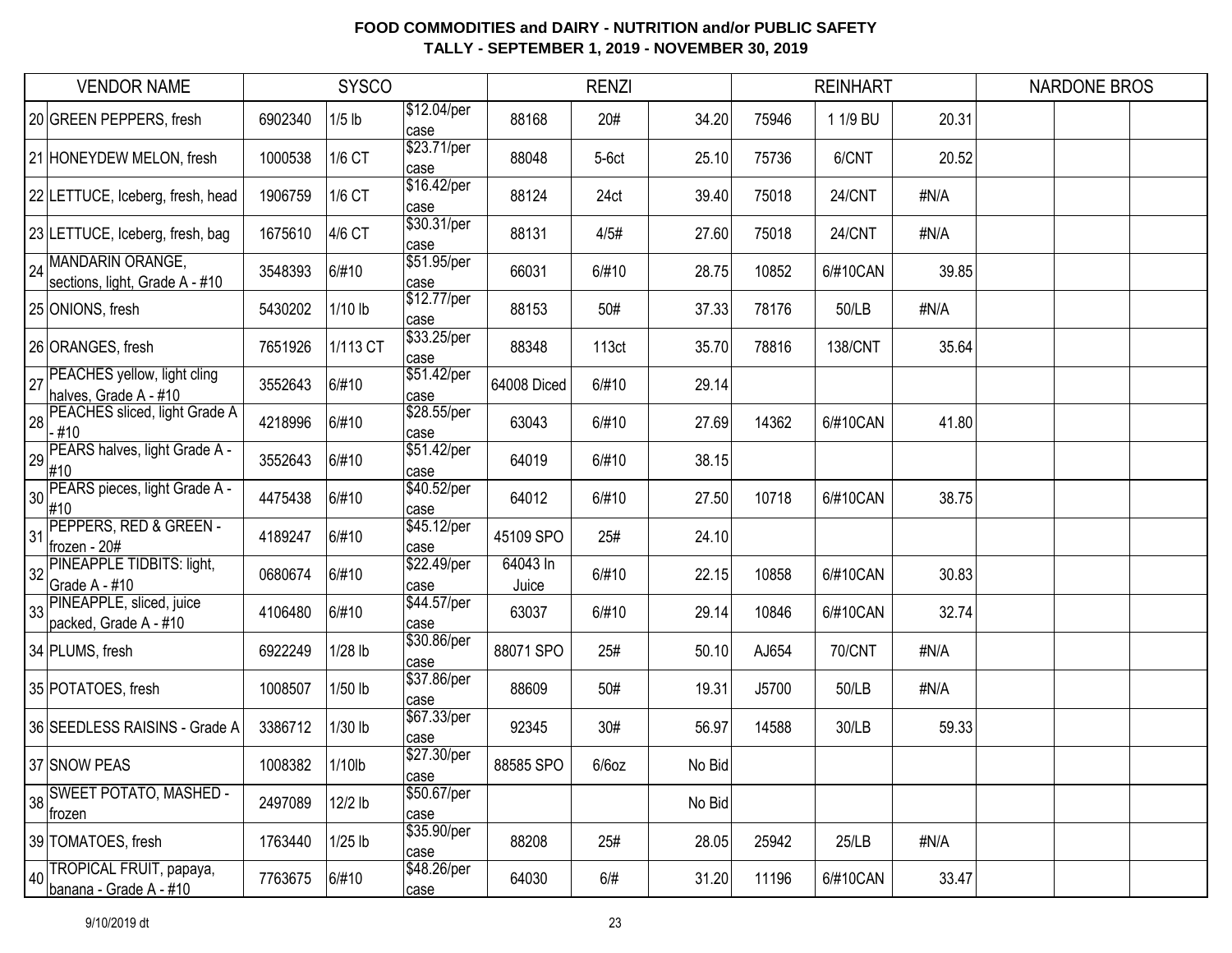# FOOD COMMODITIES and DAIRY - NUTRITION and/or PUBLIC SAFETY
## TALLY - SEPTEMBER 1, 2019 - NOVEMBER 30, 2019

| | VENDOR NAME | SYSCO | | | RENZI | | | REINHART | | | NARDONE BROS | | |
|---|---|---|---|---|---|---|---|---|---|---|---|---|---|
| 20 | GREEN PEPPERS, fresh | 6902340 | 1/5 lb | \$12.04/per case | 88168 | 20# | 34.20 | 75946 | 1 1/9 BU | 20.31 | | | |
| 21 | HONEYDEW MELON, fresh | 1000538 | 1/6 CT | \$23.71/per case | 88048 | 5-6ct | 25.10 | 75736 | 6/CNT | 20.52 | | | |
| 22 | LETTUCE, Iceberg, fresh, head | 1906759 | 1/6 CT | \$16.42/per case | 88124 | 24ct | 39.40 | 75018 | 24/CNT | #N/A | | | |
| 23 | LETTUCE, Iceberg, fresh, bag | 1675610 | 4/6 CT | \$30.31/per case | 88131 | 4/5# | 27.60 | 75018 | 24/CNT | #N/A | | | |
| 24 | MANDARIN ORANGE, sections, light, Grade A - #10 | 3548393 | 6/#10 | \$51.95/per case | 66031 | 6/#10 | 28.75 | 10852 | 6/#10CAN | 39.85 | | | |
| 25 | ONIONS, fresh | 5430202 | 1/10 lb | \$12.77/per case | 88153 | 50# | 37.33 | 78176 | 50/LB | #N/A | | | |
| 26 | ORANGES, fresh | 7651926 | 1/113 CT | \$33.25/per case | 88348 | 113ct | 35.70 | 78816 | 138/CNT | 35.64 | | | |
| 27 | PEACHES yellow, light cling halves, Grade A - #10 | 3552643 | 6/#10 | \$51.42/per case | 64008 Diced | 6/#10 | 29.14 | | | | | | |
| 28 | PEACHES sliced, light Grade A - #10 | 4218996 | 6/#10 | \$28.55/per case | 63043 | 6/#10 | 27.69 | 14362 | 6/#10CAN | 41.80 | | | |
| 29 | PEARS halves, light Grade A - #10 | 3552643 | 6/#10 | \$51.42/per case | 64019 | 6/#10 | 38.15 | | | | | | |
| 30 | PEARS pieces, light Grade A - #10 | 4475438 | 6/#10 | \$40.52/per case | 64012 | 6/#10 | 27.50 | 10718 | 6/#10CAN | 38.75 | | | |
| 31 | PEPPERS, RED & GREEN - frozen - 20# | 4189247 | 6/#10 | \$45.12/per case | 45109 SPO | 25# | 24.10 | | | | | | |
| 32 | PINEAPPLE TIDBITS: light, Grade A - #10 | 0680674 | 6/#10 | \$22.49/per case | 64043 In Juice | 6/#10 | 22.15 | 10858 | 6/#10CAN | 30.83 | | | |
| 33 | PINEAPPLE, sliced, juice packed, Grade A - #10 | 4106480 | 6/#10 | \$44.57/per case | 63037 | 6/#10 | 29.14 | 10846 | 6/#10CAN | 32.74 | | | |
| 34 | PLUMS, fresh | 6922249 | 1/28 lb | \$30.86/per case | 88071 SPO | 25# | 50.10 | AJ654 | 70/CNT | #N/A | | | |
| 35 | POTATOES, fresh | 1008507 | 1/50 lb | \$37.86/per case | 88609 | 50# | 19.31 | J5700 | 50/LB | #N/A | | | |
| 36 | SEEDLESS RAISINS - Grade A | 3386712 | 1/30 lb | \$67.33/per case | 92345 | 30# | 56.97 | 14588 | 30/LB | 59.33 | | | |
| 37 | SNOW PEAS | 1008382 | 1/10lb | \$27.30/per case | 88585 SPO | 6/6oz | No Bid | | | | | | |
| 38 | SWEET POTATO, MASHED - frozen | 2497089 | 12/2 lb | \$50.67/per case | | | No Bid | | | | | | |
| 39 | TOMATOES, fresh | 1763440 | 1/25 lb | \$35.90/per case | 88208 | 25# | 28.05 | 25942 | 25/LB | #N/A | | | |
| 40 | TROPICAL FRUIT, papaya, banana - Grade A - #10 | 7763675 | 6/#10 | \$48.26/per case | 64030 | 6/# | 31.20 | 11196 | 6/#10CAN | 33.47 | | | |

9/10/2019 dt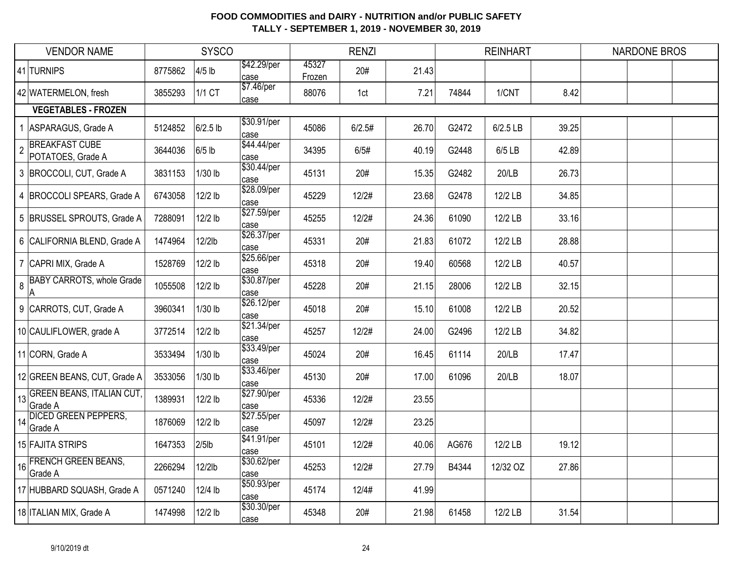**FOOD COMMODITIES and DAIRY - NUTRITION and/or PUBLIC SAFETY**
**TALLY - SEPTEMBER 1, 2019 - NOVEMBER 30, 2019**

| | VENDOR NAME | SYSCO | | | RENZI | | | REINHART | | | NARDONE BROS | | |
|---|---|---|---|---|---|---|---|---|---|---|---|---|---|
| 41 | TURNIPS | 8775862 | 4/5 lb | $42.29/per case | 45327 Frozen | 20# | 21.43 | | | | | | |
| 42 | WATERMELON, fresh | 3855293 | 1/1 CT | $7.46/per case | 88076 | 1ct | 7.21 | 74844 | 1/CNT | 8.42 | | | |
| | **VEGETABLES - FROZEN** | | | | | | | | | | | | |
| 1 | ASPARAGUS, Grade A | 5124852 | 6/2.5 lb | $30.91/per case | 45086 | 6/2.5# | 26.70 | G2472 | 6/2.5 LB | 39.25 | | | |
| 2 | BREAKFAST CUBE POTATOES, Grade A | 3644036 | 6/5 lb | $44.44/per case | 34395 | 6/5# | 40.19 | G2448 | 6/5 LB | 42.89 | | | |
| 3 | BROCCOLI, CUT, Grade A | 3831153 | 1/30 lb | $30.44/per case | 45131 | 20# | 15.35 | G2482 | 20/LB | 26.73 | | | |
| 4 | BROCCOLI SPEARS, Grade A | 6743058 | 12/2 lb | $28.09/per case | 45229 | 12/2# | 23.68 | G2478 | 12/2 LB | 34.85 | | | |
| 5 | BRUSSEL SPROUTS, Grade A | 7288091 | 12/2 lb | $27.59/per case | 45255 | 12/2# | 24.36 | 61090 | 12/2 LB | 33.16 | | | |
| 6 | CALIFORNIA BLEND, Grade A | 1474964 | 12/2lb | $26.37/per case | 45331 | 20# | 21.83 | 61072 | 12/2 LB | 28.88 | | | |
| 7 | CAPRI MIX, Grade A | 1528769 | 12/2 lb | $25.66/per case | 45318 | 20# | 19.40 | 60568 | 12/2 LB | 40.57 | | | |
| 8 | BABY CARROTS, whole Grade A | 1055508 | 12/2 lb | $30.87/per case | 45228 | 20# | 21.15 | 28006 | 12/2 LB | 32.15 | | | |
| 9 | CARROTS, CUT, Grade A | 3960341 | 1/30 lb | $26.12/per case | 45018 | 20# | 15.10 | 61008 | 12/2 LB | 20.52 | | | |
| 10 | CAULIFLOWER, grade A | 3772514 | 12/2 lb | $21.34/per case | 45257 | 12/2# | 24.00 | G2496 | 12/2 LB | 34.82 | | | |
| 11 | CORN, Grade A | 3533494 | 1/30 lb | $33.49/per case | 45024 | 20# | 16.45 | 61114 | 20/LB | 17.47 | | | |
| 12 | GREEN BEANS, CUT, Grade A | 3533056 | 1/30 lb | $33.46/per case | 45130 | 20# | 17.00 | 61096 | 20/LB | 18.07 | | | |
| 13 | GREEN BEANS, ITALIAN CUT, Grade A | 1389931 | 12/2 lb | $27.90/per case | 45336 | 12/2# | 23.55 | | | | | | |
| 14 | DICED GREEN PEPPERS, Grade A | 1876069 | 12/2 lb | $27.55/per case | 45097 | 12/2# | 23.25 | | | | | | |
| 15 | FAJITA STRIPS | 1647353 | 2/5lb | $41.91/per case | 45101 | 12/2# | 40.06 | AG676 | 12/2 LB | 19.12 | | | |
| 16 | FRENCH GREEN BEANS, Grade A | 2266294 | 12/2lb | $30.62/per case | 45253 | 12/2# | 27.79 | B4344 | 12/32 OZ | 27.86 | | | |
| 17 | HUBBARD SQUASH, Grade A | 0571240 | 12/4 lb | $50.93/per case | 45174 | 12/4# | 41.99 | | | | | | |
| 18 | ITALIAN MIX, Grade A | 1474998 | 12/2 lb | $30.30/per case | 45348 | 20# | 21.98 | 61458 | 12/2 LB | 31.54 | | | |

9/10/2019 dt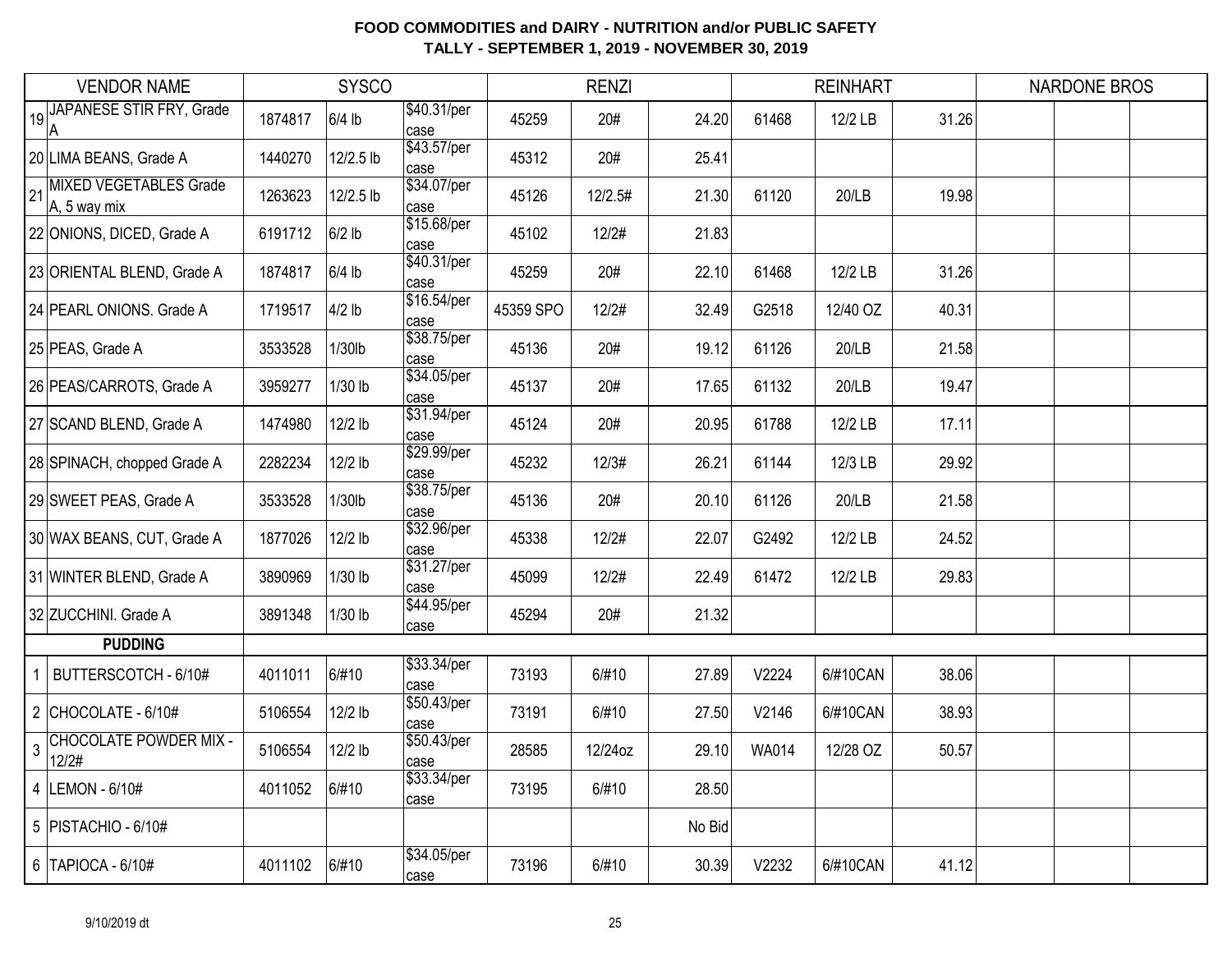**FOOD COMMODITIES and DAIRY - NUTRITION and/or PUBLIC SAFETY**
**TALLY - SEPTEMBER 1, 2019 - NOVEMBER 30, 2019**

| | VENDOR NAME | SYSCO | | | RENZI | | | REINHART | | | NARDONE BROS | | |
|---|---|---|---|---|---|---|---|---|---|---|---|---|---|
| 19 | JAPANESE STIR FRY, Grade A | 1874817 | 6/4 lb | $40.31/per case | 45259 | 20# | 24.20 | 61468 | 12/2 LB | 31.26 | | | |
| 20 | LIMA BEANS, Grade A | 1440270 | 12/2.5 lb | $43.57/per case | 45312 | 20# | 25.41 | | | | | | |
| 21 | MIXED VEGETABLES Grade A, 5 way mix | 1263623 | 12/2.5 lb | $34.07/per case | 45126 | 12/2.5# | 21.30 | 61120 | 20/LB | 19.98 | | | |
| 22 | ONIONS, DICED, Grade A | 6191712 | 6/2 lb | $15.68/per case | 45102 | 12/2# | 21.83 | | | | | | |
| 23 | ORIENTAL BLEND, Grade A | 1874817 | 6/4 lb | $40.31/per case | 45259 | 20# | 22.10 | 61468 | 12/2 LB | 31.26 | | | |
| 24 | PEARL ONIONS. Grade A | 1719517 | 4/2 lb | $16.54/per case | 45359 SPO | 12/2# | 32.49 | G2518 | 12/40 OZ | 40.31 | | | |
| 25 | PEAS, Grade A | 3533528 | 1/30lb | $38.75/per case | 45136 | 20# | 19.12 | 61126 | 20/LB | 21.58 | | | |
| 26 | PEAS/CARROTS, Grade A | 3959277 | 1/30 lb | $34.05/per case | 45137 | 20# | 17.65 | 61132 | 20/LB | 19.47 | | | |
| 27 | SCAND BLEND, Grade A | 1474980 | 12/2 lb | $31.94/per case | 45124 | 20# | 20.95 | 61788 | 12/2 LB | 17.11 | | | |
| 28 | SPINACH, chopped Grade A | 2282234 | 12/2 lb | $29.99/per case | 45232 | 12/3# | 26.21 | 61144 | 12/3 LB | 29.92 | | | |
| 29 | SWEET PEAS, Grade A | 3533528 | 1/30lb | $38.75/per case | 45136 | 20# | 20.10 | 61126 | 20/LB | 21.58 | | | |
| 30 | WAX BEANS, CUT, Grade A | 1877026 | 12/2 lb | $32.96/per case | 45338 | 12/2# | 22.07 | G2492 | 12/2 LB | 24.52 | | | |
| 31 | WINTER BLEND, Grade A | 3890969 | 1/30 lb | $31.27/per case | 45099 | 12/2# | 22.49 | 61472 | 12/2 LB | 29.83 | | | |
| 32 | ZUCCHINI. Grade A | 3891348 | 1/30 lb | $44.95/per case | 45294 | 20# | 21.32 | | | | | | |
| | **PUDDING** | | | | | | | | | | | | |
| 1 | BUTTERSCOTCH - 6/10# | 4011011 | 6/#10 | $33.34/per case | 73193 | 6/#10 | 27.89 | V2224 | 6/#10CAN | 38.06 | | | |
| 2 | CHOCOLATE - 6/10# | 5106554 | 12/2 lb | $50.43/per case | 73191 | 6/#10 | 27.50 | V2146 | 6/#10CAN | 38.93 | | | |
| 3 | CHOCOLATE POWDER MIX - 12/2# | 5106554 | 12/2 lb | $50.43/per case | 28585 | 12/24oz | 29.10 | WA014 | 12/28 OZ | 50.57 | | | |
| 4 | LEMON - 6/10# | 4011052 | 6/#10 | $33.34/per case | 73195 | 6/#10 | 28.50 | | | | | | |
| 5 | PISTACHIO - 6/10# | | | | | | No Bid | | | | | | |
| 6 | TAPIOCA - 6/10# | 4011102 | 6/#10 | $34.05/per case | 73196 | 6/#10 | 30.39 | V2232 | 6/#10CAN | 41.12 | | | |

9/10/2019 dt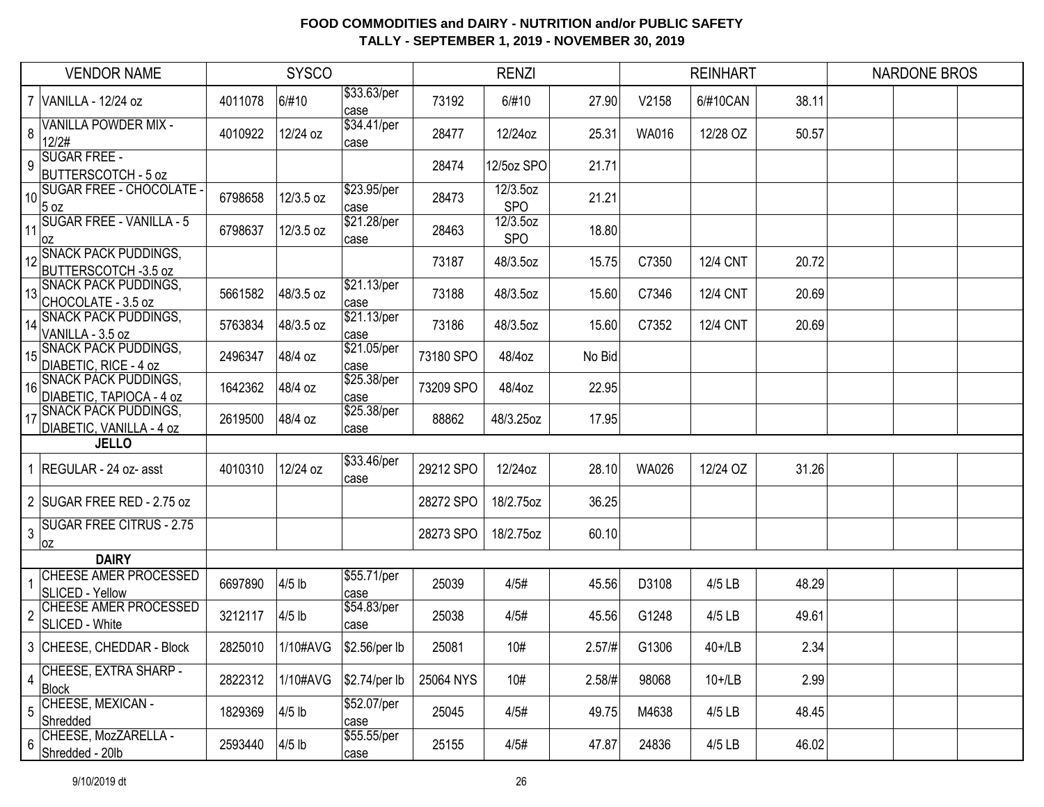**FOOD COMMODITIES and DAIRY - NUTRITION and/or PUBLIC SAFETY**
**TALLY - SEPTEMBER 1, 2019 - NOVEMBER 30, 2019**

| | VENDOR NAME | SYSCO | | | RENZI | | | REINHART | | | NARDONE BROS | | |
|---|---|---|---|---|---|---|---|---|---|---|---|---|---|
| 7 | VANILLA - 12/24 oz | 4011078 | 6/#10 | $33.63/per case | 73192 | 6/#10 | 27.90 | V2158 | 6/#10CAN | 38.11 | | | |
| 8 | VANILLA POWDER MIX - 12/2# | 4010922 | 12/24 oz | $34.41/per case | 28477 | 12/24oz | 25.31 | WA016 | 12/28 OZ | 50.57 | | | |
| 9 | SUGAR FREE - BUTTERSCOTCH - 5 oz | | | | 28474 | 12/5oz SPO | 21.71 | | | | | | |
| 10 | SUGAR FREE - CHOCOLATE - 5 oz | 6798658 | 12/3.5 oz | $23.95/per case | 28473 | 12/3.5oz SPO | 21.21 | | | | | | |
| 11 | SUGAR FREE - VANILLA - 5 oz | 6798637 | 12/3.5 oz | $21.28/per case | 28463 | 12/3.5oz SPO | 18.80 | | | | | | |
| 12 | SNACK PACK PUDDINGS, BUTTERSCOTCH -3.5 oz | | | | 73187 | 48/3.5oz | 15.75 | C7350 | 12/4 CNT | 20.72 | | | |
| 13 | SNACK PACK PUDDINGS, CHOCOLATE - 3.5 oz | 5661582 | 48/3.5 oz | $21.13/per case | 73188 | 48/3.5oz | 15.60 | C7346 | 12/4 CNT | 20.69 | | | |
| 14 | SNACK PACK PUDDINGS, VANILLA - 3.5 oz | 5763834 | 48/3.5 oz | $21.13/per case | 73186 | 48/3.5oz | 15.60 | C7352 | 12/4 CNT | 20.69 | | | |
| 15 | SNACK PACK PUDDINGS, DIABETIC, RICE - 4 oz | 2496347 | 48/4 oz | $21.05/per case | 73180 SPO | 48/4oz | No Bid | | | | | | |
| 16 | SNACK PACK PUDDINGS, DIABETIC, TAPIOCA - 4 oz | 1642362 | 48/4 oz | $25.38/per case | 73209 SPO | 48/4oz | 22.95 | | | | | | |
| 17 | SNACK PACK PUDDINGS, DIABETIC, VANILLA - 4 oz | 2619500 | 48/4 oz | $25.38/per case | 88862 | 48/3.25oz | 17.95 | | | | | | |
| | **JELLO** | | | | | | | | | | | | |
| 1 | REGULAR - 24 oz- asst | 4010310 | 12/24 oz | $33.46/per case | 29212 SPO | 12/24oz | 28.10 | WA026 | 12/24 OZ | 31.26 | | | |
| 2 | SUGAR FREE RED - 2.75 oz | | | | 28272 SPO | 18/2.75oz | 36.25 | | | | | | |
| 3 | SUGAR FREE CITRUS - 2.75 oz | | | | 28273 SPO | 18/2.75oz | 60.10 | | | | | | |
| | **DAIRY** | | | | | | | | | | | | |
| 1 | CHEESE AMER PROCESSED SLICED - Yellow | 6697890 | 4/5 lb | $55.71/per case | 25039 | 4/5# | 45.56 | D3108 | 4/5 LB | 48.29 | | | |
| 2 | CHEESE AMER PROCESSED SLICED - White | 3212117 | 4/5 lb | $54.83/per case | 25038 | 4/5# | 45.56 | G1248 | 4/5 LB | 49.61 | | | |
| 3 | CHEESE, CHEDDAR - Block | 2825010 | 1/10#AVG | $2.56/per lb | 25081 | 10# | 2.57/# | G1306 | 40+/LB | 2.34 | | | |
| 4 | CHEESE, EXTRA SHARP - Block | 2822312 | 1/10#AVG | $2.74/per lb | 25064 NYS | 10# | 2.58/# | 98068 | 10+/LB | 2.99 | | | |
| 5 | CHEESE, MEXICAN - Shredded | 1829369 | 4/5 lb | $52.07/per case | 25045 | 4/5# | 49.75 | M4638 | 4/5 LB | 48.45 | | | |
| 6 | CHEESE, MozZARELLA - Shredded - 20lb | 2593440 | 4/5 lb | $55.55/per case | 25155 | 4/5# | 47.87 | 24836 | 4/5 LB | 46.02 | | | |

9/10/2019 dt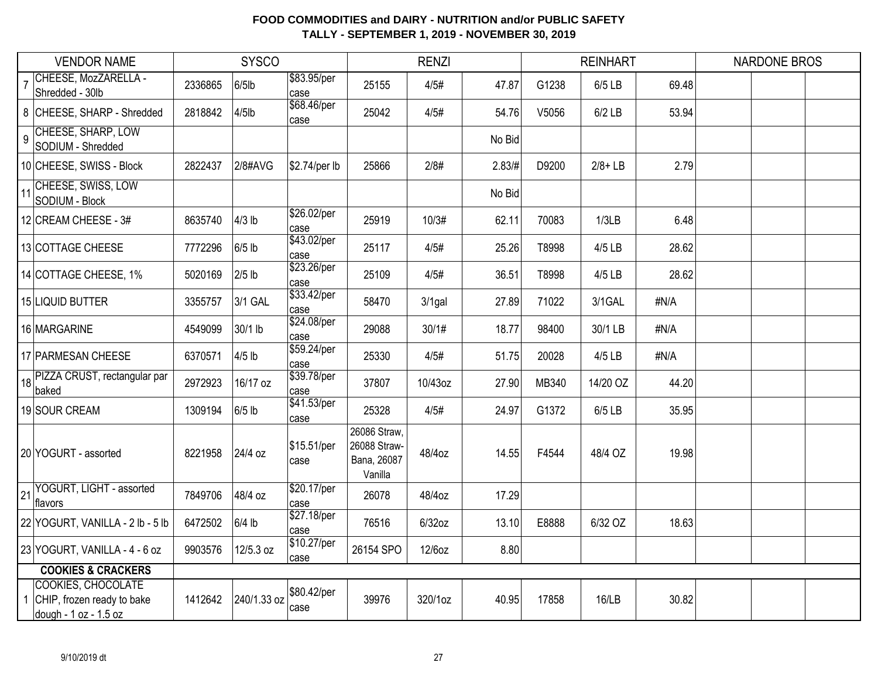**FOOD COMMODITIES and DAIRY - NUTRITION and/or PUBLIC SAFETY**
**TALLY - SEPTEMBER 1, 2019 - NOVEMBER 30, 2019**

| | VENDOR NAME | SYSCO | | | RENZI | | | REINHART | | | NARDONE BROS | | |
|---|---|---|---|---|---|---|---|---|---|---|---|---|---|
| 7 | CHEESE, MozZARELLA - Shredded - 30lb | 2336865 | 6/5lb | $83.95/per case | 25155 | 4/5# | 47.87 | G1238 | 6/5 LB | 69.48 | | | |
| 8 | CHEESE, SHARP - Shredded | 2818842 | 4/5lb | $68.46/per case | 25042 | 4/5# | 54.76 | V5056 | 6/2 LB | 53.94 | | | |
| 9 | CHEESE, SHARP, LOW SODIUM - Shredded | | | | | | No Bid | | | | | | |
| 10 | CHEESE, SWISS - Block | 2822437 | 2/8#AVG | $2.74/per lb | 25866 | 2/8# | 2.83/# | D9200 | 2/8+ LB | 2.79 | | | |
| 11 | CHEESE, SWISS, LOW SODIUM - Block | | | | | | No Bid | | | | | | |
| 12 | CREAM CHEESE - 3# | 8635740 | 4/3 lb | $26.02/per case | 25919 | 10/3# | 62.11 | 70083 | 1/3LB | 6.48 | | | |
| 13 | COTTAGE CHEESE | 7772296 | 6/5 lb | $43.02/per case | 25117 | 4/5# | 25.26 | T8998 | 4/5 LB | 28.62 | | | |
| 14 | COTTAGE CHEESE, 1% | 5020169 | 2/5 lb | $23.26/per case | 25109 | 4/5# | 36.51 | T8998 | 4/5 LB | 28.62 | | | |
| 15 | LIQUID BUTTER | 3355757 | 3/1 GAL | $33.42/per case | 58470 | 3/1gal | 27.89 | 71022 | 3/1GAL | #N/A | | | |
| 16 | MARGARINE | 4549099 | 30/1 lb | $24.08/per case | 29088 | 30/1# | 18.77 | 98400 | 30/1 LB | #N/A | | | |
| 17 | PARMESAN CHEESE | 6370571 | 4/5 lb | $59.24/per case | 25330 | 4/5# | 51.75 | 20028 | 4/5 LB | #N/A | | | |
| 18 | PIZZA CRUST, rectangular par baked | 2972923 | 16/17 oz | $39.78/per case | 37807 | 10/43oz | 27.90 | MB340 | 14/20 OZ | 44.20 | | | |
| 19 | SOUR CREAM | 1309194 | 6/5 lb | $41.53/per case | 25328 | 4/5# | 24.97 | G1372 | 6/5 LB | 35.95 | | | |
| 20 | YOGURT - assorted | 8221958 | 24/4 oz | $15.51/per case | 26086 Straw, 26088 Straw-Bana, 26087 Vanilla | 48/4oz | 14.55 | F4544 | 48/4 OZ | 19.98 | | | |
| 21 | YOGURT, LIGHT - assorted flavors | 7849706 | 48/4 oz | $20.17/per case | 26078 | 48/4oz | 17.29 | | | | | | |
| 22 | YOGURT, VANILLA - 2 lb - 5 lb | 6472502 | 6/4 lb | $27.18/per case | 76516 | 6/32oz | 13.10 | E8888 | 6/32 OZ | 18.63 | | | |
| 23 | YOGURT, VANILLA - 4 - 6 oz | 9903576 | 12/5.3 oz | $10.27/per case | 26154 SPO | 12/6oz | 8.80 | | | | | | |
| | **COOKIES & CRACKERS** | | | | | | | | | | | | |
| 1 | COOKIES, CHOCOLATE CHIP, frozen ready to bake dough - 1 oz - 1.5 oz | 1412642 | 240/1.33 oz | $80.42/per case | 39976 | 320/1oz | 40.95 | 17858 | 16/LB | 30.82 | | | |

9/10/2019 dt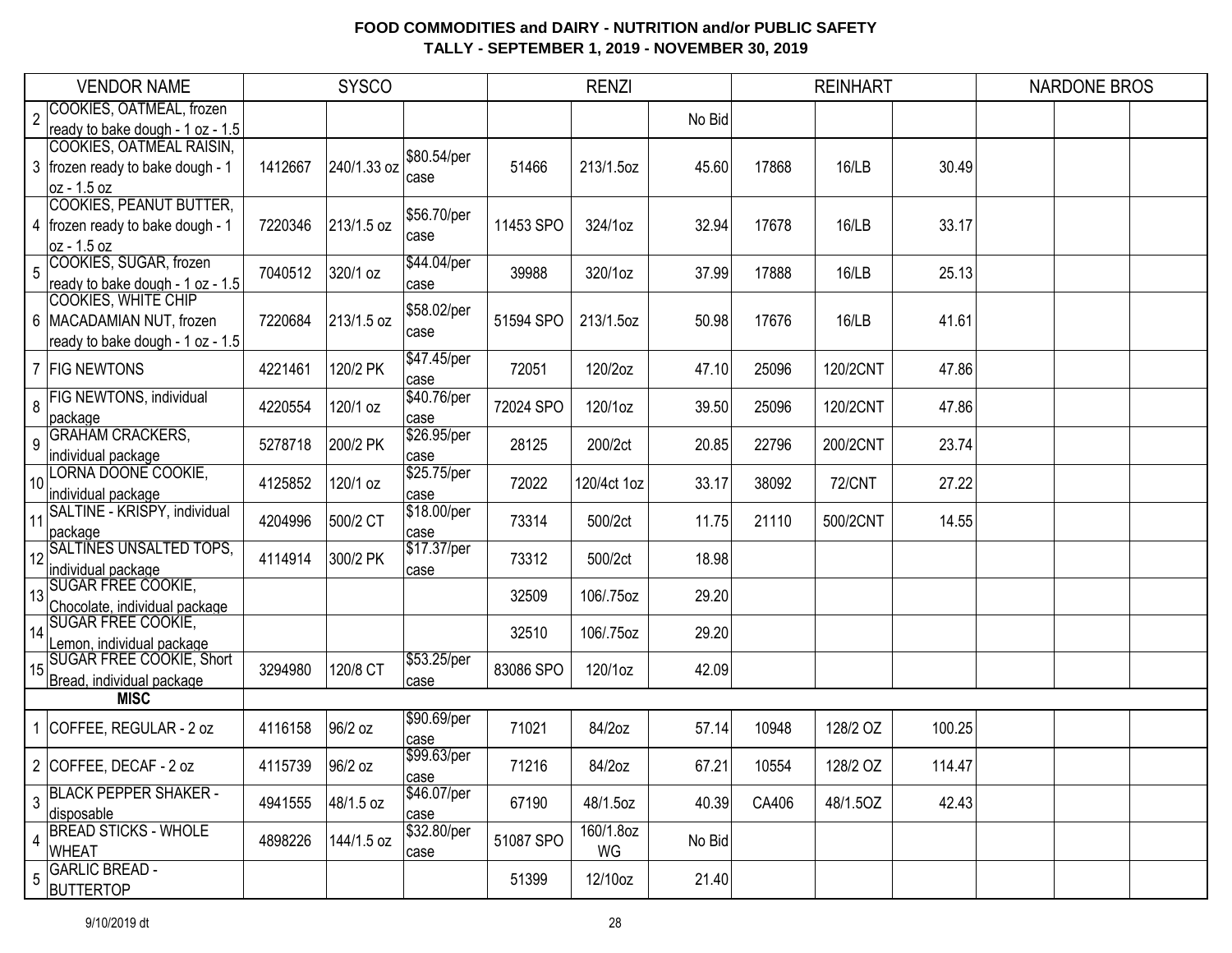# FOOD COMMODITIES and DAIRY - NUTRITION and/or PUBLIC SAFETY
## TALLY - SEPTEMBER 1, 2019 - NOVEMBER 30, 2019

| | VENDOR NAME | SYSCO | | | RENZI | | | REINHART | | | NARDONE BROS | | |
|---|---|---|---|---|---|---|---|---|---|---|---|---|---|
| 2 | COOKIES, OATMEAL, frozen ready to bake dough - 1 oz - 1.5 | | | | | | No Bid | | | | | | |
| 3 | COOKIES, OATMEAL RAISIN, frozen ready to bake dough - 1 oz - 1.5 oz | 1412667 | 240/1.33 oz | $80.54/per case | 51466 | 213/1.5oz | 45.60 | 17868 | 16/LB | 30.49 | | | |
| 4 | COOKIES, PEANUT BUTTER, frozen ready to bake dough - 1 oz - 1.5 oz | 7220346 | 213/1.5 oz | $56.70/per case | 11453 SPO | 324/1oz | 32.94 | 17678 | 16/LB | 33.17 | | | |
| 5 | COOKIES, SUGAR, frozen ready to bake dough - 1 oz - 1.5 | 7040512 | 320/1 oz | $44.04/per case | 39988 | 320/1oz | 37.99 | 17888 | 16/LB | 25.13 | | | |
| 6 | COOKIES, WHITE CHIP MACADAMIAN NUT, frozen ready to bake dough - 1 oz - 1.5 | 7220684 | 213/1.5 oz | $58.02/per case | 51594 SPO | 213/1.5oz | 50.98 | 17676 | 16/LB | 41.61 | | | |
| 7 | FIG NEWTONS | 4221461 | 120/2 PK | $47.45/per case | 72051 | 120/2oz | 47.10 | 25096 | 120/2CNT | 47.86 | | | |
| 8 | FIG NEWTONS, individual package | 4220554 | 120/1 oz | $40.76/per case | 72024 SPO | 120/1oz | 39.50 | 25096 | 120/2CNT | 47.86 | | | |
| 9 | GRAHAM CRACKERS, individual package | 5278718 | 200/2 PK | $26.95/per case | 28125 | 200/2ct | 20.85 | 22796 | 200/2CNT | 23.74 | | | |
| 10 | LORNA DOONE COOKIE, individual package | 4125852 | 120/1 oz | $25.75/per case | 72022 | 120/4ct 1oz | 33.17 | 38092 | 72/CNT | 27.22 | | | |
| 11 | SALTINE - KRISPY, individual package | 4204996 | 500/2 CT | $18.00/per case | 73314 | 500/2ct | 11.75 | 21110 | 500/2CNT | 14.55 | | | |
| 12 | SALTINES UNSALTED TOPS, individual package | 4114914 | 300/2 PK | $17.37/per case | 73312 | 500/2ct | 18.98 | | | | | | |
| 13 | SUGAR FREE COOKIE, Chocolate, individual package | | | | 32509 | 106/.75oz | 29.20 | | | | | | |
| 14 | SUGAR FREE COOKIE, Lemon, individual package | | | | 32510 | 106/.75oz | 29.20 | | | | | | |
| 15 | SUGAR FREE COOKIE, Short Bread, individual package | 3294980 | 120/8 CT | $53.25/per case | 83086 SPO | 120/1oz | 42.09 | | | | | | |
| | **MISC** | | | | | | | | | | | | |
| 1 | COFFEE, REGULAR - 2 oz | 4116158 | 96/2 oz | $90.69/per case | 71021 | 84/2oz | 57.14 | 10948 | 128/2 OZ | 100.25 | | | |
| 2 | COFFEE, DECAF - 2 oz | 4115739 | 96/2 oz | $99.63/per case | 71216 | 84/2oz | 67.21 | 10554 | 128/2 OZ | 114.47 | | | |
| 3 | BLACK PEPPER SHAKER - disposable | 4941555 | 48/1.5 oz | $46.07/per case | 67190 | 48/1.5oz | 40.39 | CA406 | 48/1.5OZ | 42.43 | | | |
| 4 | BREAD STICKS - WHOLE WHEAT | 4898226 | 144/1.5 oz | $32.80/per case | 51087 SPO | 160/1.8oz WG | No Bid | | | | | | |
| 5 | GARLIC BREAD - BUTTERTOP | | | | 51399 | 12/10oz | 21.40 | | | | | | |

9/10/2019 dt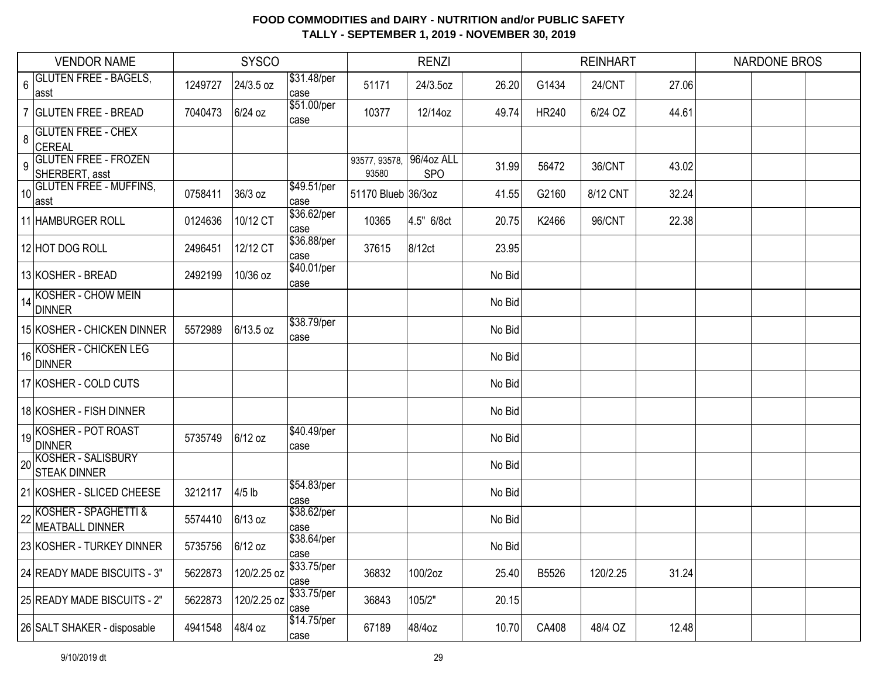# FOOD COMMODITIES and DAIRY - NUTRITION and/or PUBLIC SAFETY
## TALLY - SEPTEMBER 1, 2019 - NOVEMBER 30, 2019

| | VENDOR NAME | SYSCO | | | RENZI | | | REINHART | | | NARDONE BROS | | |
|---|---|---|---|---|---|---|---|---|---|---|---|---|---|
| 6 | GLUTEN FREE - BAGELS, asst | 1249727 | 24/3.5 oz | $31.48/per case | 51171 | 24/3.5oz | 26.20 | G1434 | 24/CNT | 27.06 | | | |
| 7 | GLUTEN FREE - BREAD | 7040473 | 6/24 oz | $51.00/per case | 10377 | 12/14oz | 49.74 | HR240 | 6/24 OZ | 44.61 | | | |
| 8 | GLUTEN FREE - CHEX CEREAL | | | | | | | | | | | | |
| 9 | GLUTEN FREE - FROZEN SHERBERT, asst | | | | 93577, 93578, 93580 | 96/4oz ALL SPO | 31.99 | 56472 | 36/CNT | 43.02 | | | |
| 10 | GLUTEN FREE - MUFFINS, asst | 0758411 | 36/3 oz | $49.51/per case | 51170 Blueb | 36/3oz | 41.55 | G2160 | 8/12 CNT | 32.24 | | | |
| 11 | HAMBURGER ROLL | 0124636 | 10/12 CT | $36.62/per case | 10365 | 4.5" 6/8ct | 20.75 | K2466 | 96/CNT | 22.38 | | | |
| 12 | HOT DOG ROLL | 2496451 | 12/12 CT | $36.88/per case | 37615 | 8/12ct | 23.95 | | | | | | |
| 13 | KOSHER - BREAD | 2492199 | 10/36 oz | $40.01/per case | | | No Bid | | | | | | |
| 14 | KOSHER - CHOW MEIN DINNER | | | | | | No Bid | | | | | | |
| 15 | KOSHER - CHICKEN DINNER | 5572989 | 6/13.5 oz | $38.79/per case | | | No Bid | | | | | | |
| 16 | KOSHER - CHICKEN LEG DINNER | | | | | | No Bid | | | | | | |
| 17 | KOSHER - COLD CUTS | | | | | | No Bid | | | | | | |
| 18 | KOSHER - FISH DINNER | | | | | | No Bid | | | | | | |
| 19 | KOSHER - POT ROAST DINNER | 5735749 | 6/12 oz | $40.49/per case | | | No Bid | | | | | | |
| 20 | KOSHER - SALISBURY STEAK DINNER | | | | | | No Bid | | | | | | |
| 21 | KOSHER - SLICED CHEESE | 3212117 | 4/5 lb | $54.83/per case | | | No Bid | | | | | | |
| 22 | KOSHER - SPAGHETTI & MEATBALL DINNER | 5574410 | 6/13 oz | $38.62/per case | | | No Bid | | | | | | |
| 23 | KOSHER - TURKEY DINNER | 5735756 | 6/12 oz | $38.64/per case | | | No Bid | | | | | | |
| 24 | READY MADE BISCUITS - 3" | 5622873 | 120/2.25 oz | $33.75/per case | 36832 | 100/2oz | 25.40 | B5526 | 120/2.25 | 31.24 | | | |
| 25 | READY MADE BISCUITS - 2" | 5622873 | 120/2.25 oz | $33.75/per case | 36843 | 105/2" | 20.15 | | | | | | |
| 26 | SALT SHAKER - disposable | 4941548 | 48/4 oz | $14.75/per case | 67189 | 48/4oz | 10.70 | CA408 | 48/4 OZ | 12.48 | | | |

9/10/2019 dt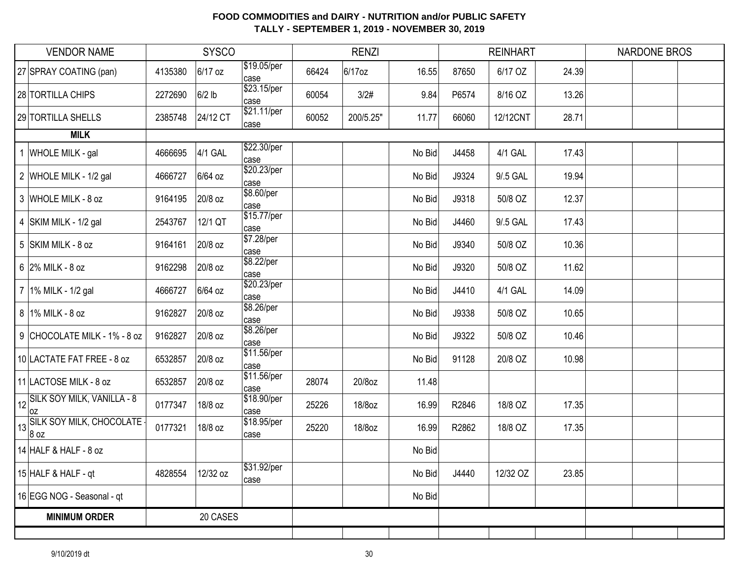# FOOD COMMODITIES and DAIRY - NUTRITION and/or PUBLIC SAFETY
## TALLY - SEPTEMBER 1, 2019 - NOVEMBER 30, 2019

| VENDOR NAME | | SYSCO | | | RENZI | | | REINHART | | | NARDONE BROS | | |
|---|---|---|---|---|---|---|---|---|---|---|---|---|---|
| 27 | SPRAY COATING (pan) | 4135380 | 6/17 oz | $19.05/per case | 66424 | 6/17oz | 16.55 | 87650 | 6/17 OZ | 24.39 | | | |
| 28 | TORTILLA CHIPS | 2272690 | 6/2 lb | $23.15/per case | 60054 | 3/2# | 9.84 | P6574 | 8/16 OZ | 13.26 | | | |
| 29 | TORTILLA SHELLS | 2385748 | 24/12 CT | $21.11/per case | 60052 | 200/5.25" | 11.77 | 66060 | 12/12CNT | 28.71 | | | |
| | **MILK** | | | | | | | | | | | | |
| 1 | WHOLE MILK - gal | 4666695 | 4/1 GAL | $22.30/per case | | | No Bid | J4458 | 4/1 GAL | 17.43 | | | |
| 2 | WHOLE MILK - 1/2 gal | 4666727 | 6/64 oz | $20.23/per case | | | No Bid | J9324 | 9/.5 GAL | 19.94 | | | |
| 3 | WHOLE MILK - 8 oz | 9164195 | 20/8 oz | $8.60/per case | | | No Bid | J9318 | 50/8 OZ | 12.37 | | | |
| 4 | SKIM MILK - 1/2 gal | 2543767 | 12/1 QT | $15.77/per case | | | No Bid | J4460 | 9/.5 GAL | 17.43 | | | |
| 5 | SKIM MILK - 8 oz | 9164161 | 20/8 oz | $7.28/per case | | | No Bid | J9340 | 50/8 OZ | 10.36 | | | |
| 6 | 2% MILK - 8 oz | 9162298 | 20/8 oz | $8.22/per case | | | No Bid | J9320 | 50/8 OZ | 11.62 | | | |
| 7 | 1% MILK - 1/2 gal | 4666727 | 6/64 oz | $20.23/per case | | | No Bid | J4410 | 4/1 GAL | 14.09 | | | |
| 8 | 1% MILK - 8 oz | 9162827 | 20/8 oz | $8.26/per case | | | No Bid | J9338 | 50/8 OZ | 10.65 | | | |
| 9 | CHOCOLATE MILK - 1% - 8 oz | 9162827 | 20/8 oz | $8.26/per case | | | No Bid | J9322 | 50/8 OZ | 10.46 | | | |
| 10 | LACTATE FAT FREE - 8 oz | 6532857 | 20/8 oz | $11.56/per case | | | No Bid | 91128 | 20/8 OZ | 10.98 | | | |
| 11 | LACTOSE MILK - 8 oz | 6532857 | 20/8 oz | $11.56/per case | 28074 | 20/8oz | 11.48 | | | | | | |
| 12 | SILK SOY MILK, VANILLA - 8 oz | 0177347 | 18/8 oz | $18.90/per case | 25226 | 18/8oz | 16.99 | R2846 | 18/8 OZ | 17.35 | | | |
| 13 | SILK SOY MILK, CHOCOLATE - 8 oz | 0177321 | 18/8 oz | $18.95/per case | 25220 | 18/8oz | 16.99 | R2862 | 18/8 OZ | 17.35 | | | |
| 14 | HALF & HALF - 8 oz | | | | | | No Bid | | | | | | |
| 15 | HALF & HALF - qt | 4828554 | 12/32 oz | $31.92/per case | | | No Bid | J4440 | 12/32 OZ | 23.85 | | | |
| 16 | EGG NOG - Seasonal - qt | | | | | | No Bid | | | | | | |
| | **MINIMUM ORDER** | | 20 CASES | | | | | | | | | | |

9/10/2019 dt